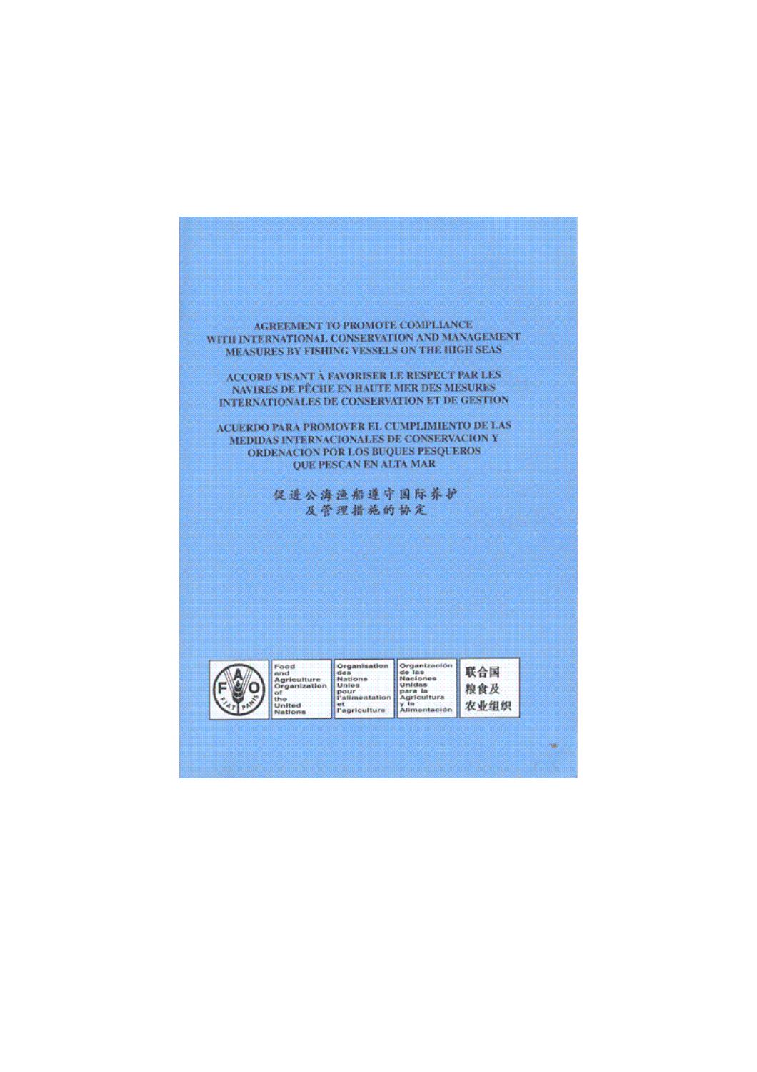# AGREEMENT TO PROMOTE COMPLIANCE WITH INTERNATIONAL CONSERVATION AND MANAGEMENT MEASURES BY FISHING VESSELS ON THE HIGH SEAS

# ACCORD VISANT À FAVORISER LE RESPECT PAR LES NAVIRES DE PÊCHE EN HAUTE MER DES MESURES INTERNATIONALES DE CONSERVATION ET DE GESTION

# ACUERDO PARA PROMOVER EL CUMPLIMIENTO DE LAS MEDIDAS INTERNACIONALES DE CONSERVACION Y ORDENACION POR LOS BUQUES PESQUEROS QUE PESCAN EN ALTA MAR

# 促进公海渔船遵守国际养护及管理措施的协定

FAO FIAT PANIS

Food and Agriculture Organization of the United Nations

Organisation des Nations Unies pour l'alimentation et l'agriculture

Organización de las Naciones Unidas para la Agricultura y la Alimentación

联合国粮食及农业组织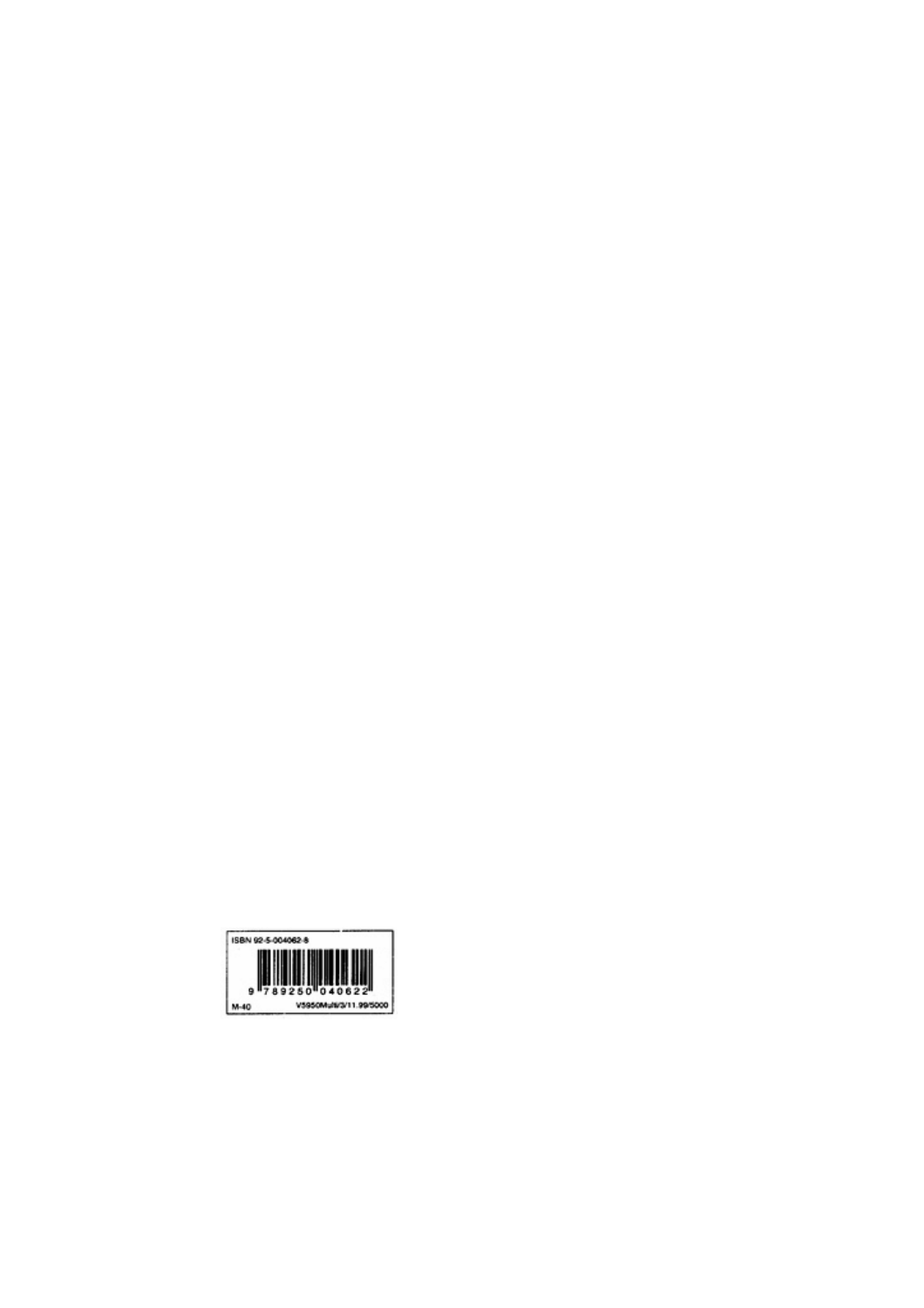ISBN 92-5-004062-8

9 789250 040622

M-40

V5950Multi/3/11.99/5000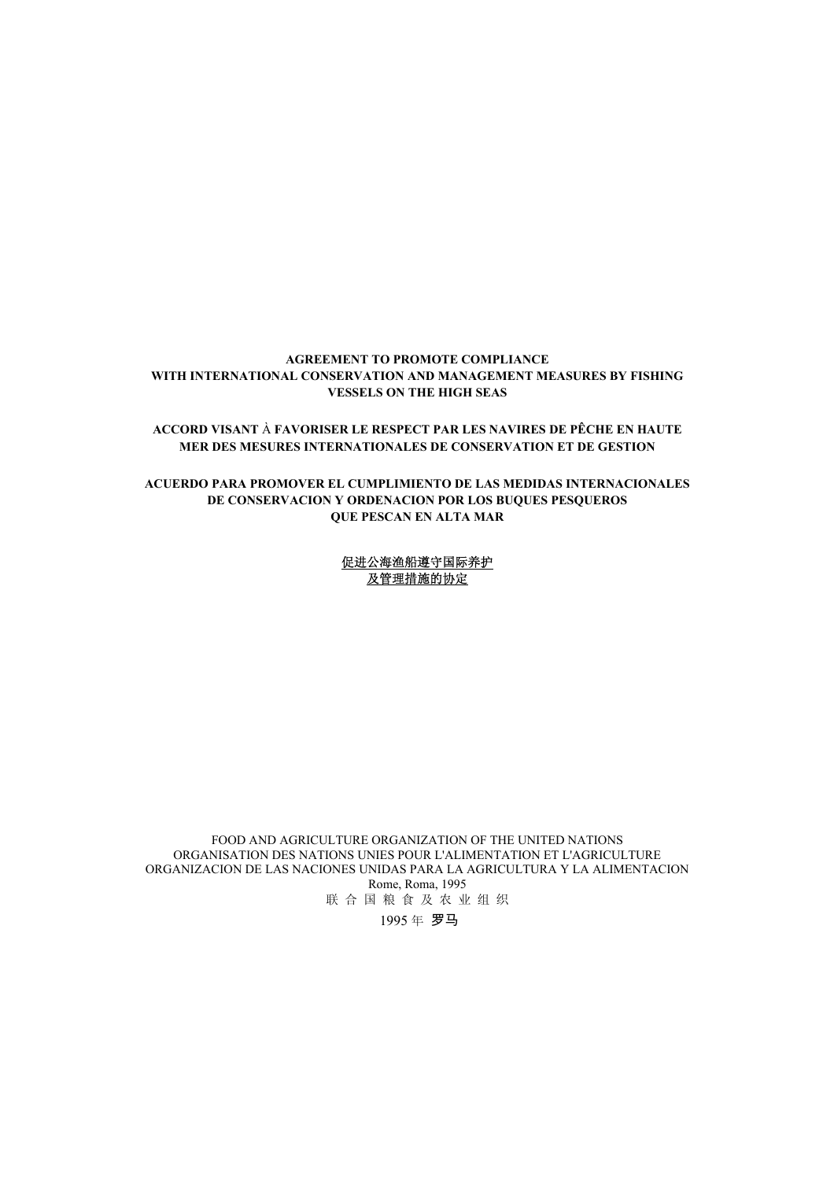**AGREEMENT TO PROMOTE COMPLIANCE
WITH INTERNATIONAL CONSERVATION AND MANAGEMENT MEASURES BY FISHING VESSELS ON THE HIGH SEAS**

**ACCORD VISANT À FAVORISER LE RESPECT PAR LES NAVIRES DE PÊCHE EN HAUTE MER DES MESURES INTERNATIONALES DE CONSERVATION ET DE GESTION**

**ACUERDO PARA PROMOVER EL CUMPLIMIENTO DE LAS MEDIDAS INTERNACIONALES DE CONSERVACION Y ORDENACION POR LOS BUQUES PESQUEROS QUE PESCAN EN ALTA MAR**

促进公海渔船遵守国际养护
及管理措施的协定

FOOD AND AGRICULTURE ORGANIZATION OF THE UNITED NATIONS
ORGANISATION DES NATIONS UNIES POUR L'ALIMENTATION ET L'AGRICULTURE
ORGANIZACION DE LAS NACIONES UNIDAS PARA LA AGRICULTURA Y LA ALIMENTACION
Rome, Roma, 1995
联 合 国 粮 食 及 农 业 组 织
1995 年 罗马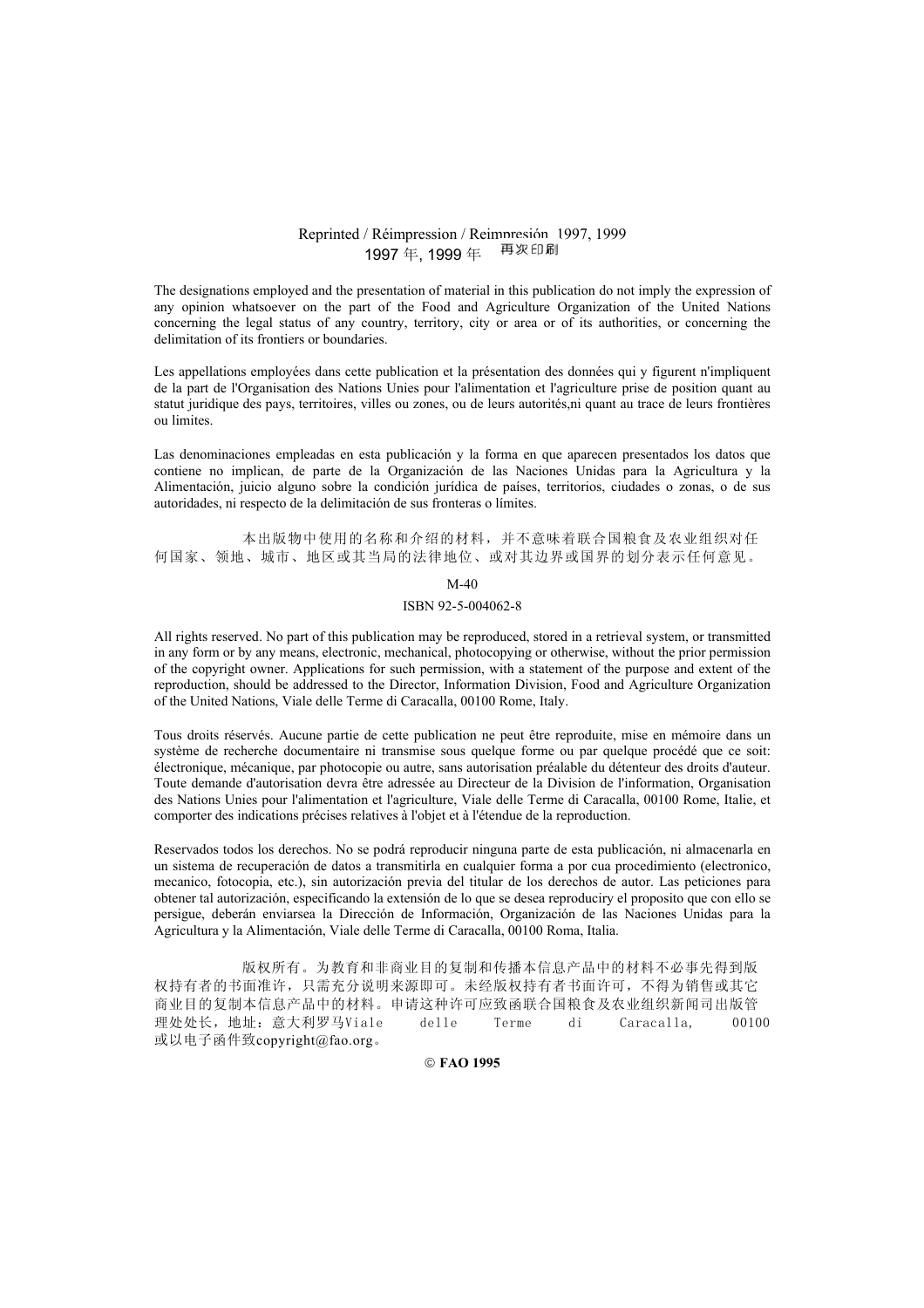Reprinted / Réimpression / Reimpresión 1997, 1999
1997 年, 1999 年 再次印刷

The designations employed and the presentation of material in this publication do not imply the expression of any opinion whatsoever on the part of the Food and Agriculture Organization of the United Nations concerning the legal status of any country, territory, city or area or of its authorities, or concerning the delimitation of its frontiers or boundaries.

Les appellations employées dans cette publication et la présentation des données qui y figurent n'impliquent de la part de l'Organisation des Nations Unies pour l'alimentation et l'agriculture prise de position quant au statut juridique des pays, territoires, villes ou zones, ou de leurs autorités,ni quant au trace de leurs frontières ou limites.

Las denominaciones empleadas en esta publicación y la forma en que aparecen presentados los datos que contiene no implican, de parte de la Organización de las Naciones Unidas para la Agricultura y la Alimentación, juicio alguno sobre la condición jurídica de países, territorios, ciudades o zonas, o de sus autoridades, ni respecto de la delimitación de sus fronteras o límites.

本出版物中使用的名称和介绍的材料，并不意味着联合国粮食及农业组织对任何国家、领地、城市、地区或其当局的法律地位、或对其边界或国界的划分表示任何意见。

M-40

ISBN 92-5-004062-8

All rights reserved. No part of this publication may be reproduced, stored in a retrieval system, or transmitted in any form or by any means, electronic, mechanical, photocopying or otherwise, without the prior permission of the copyright owner. Applications for such permission, with a statement of the purpose and extent of the reproduction, should be addressed to the Director, Information Division, Food and Agriculture Organization of the United Nations, Viale delle Terme di Caracalla, 00100 Rome, Italy.

Tous droits réservés. Aucune partie de cette publication ne peut être reproduite, mise en mémoire dans un système de recherche documentaire ni transmise sous quelque forme ou par quelque procédé que ce soit: électronique, mécanique, par photocopie ou autre, sans autorisation préalable du détenteur des droits d'auteur. Toute demande d'autorisation devra être adressée au Directeur de la Division de l'information, Organisation des Nations Unies pour l'alimentation et l'agriculture, Viale delle Terme di Caracalla, 00100 Rome, Italie, et comporter des indications précises relatives à l'objet et à l'étendue de la reproduction.

Reservados todos los derechos. No se podrá reproducir ninguna parte de esta publicación, ni almacenarla en un sistema de recuperación de datos a transmitirla en cualquier forma a por cua procedimiento (electronico, mecanico, fotocopia, etc.), sin autorización previa del titular de los derechos de autor. Las peticiones para obtener tal autorización, especificando la extensión de lo que se desea reproduciry el proposito que con ello se persigue, deberán enviarsea la Dirección de Información, Organización de las Naciones Unidas para la Agricultura y la Alimentación, Viale delle Terme di Caracalla, 00100 Roma, Italia.

版权所有。为教育和非商业目的复制和传播本信息产品中的材料不必事先得到版权持有者的书面准许，只需充分说明来源即可。未经版权持有者书面许可，不得为销售或其它商业目的复制本信息产品中的材料。申请这种许可应致函联合国粮食及农业组织新闻司出版管理处处长，地址：意大利罗马Viale delle Terme di Caracalla, 00100 或以电子函件致copyright@fao.org。

**© FAO 1995**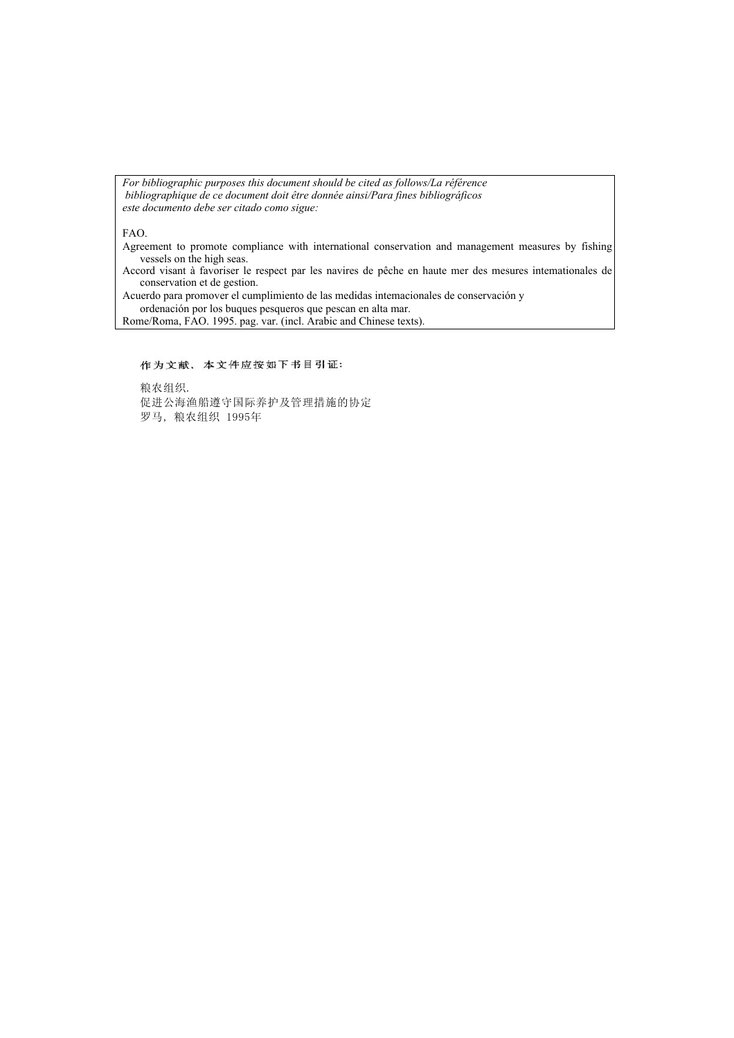*For bibliographic purposes this document should be cited as follows/La référence bibliographique de ce document doit être donnée ainsi/Para fines bibliográficos este documento debe ser citado como sigue:*

FAO.
Agreement to promote compliance with international conservation and management measures by fishing vessels on the high seas.
Accord visant à favoriser le respect par les navires de pêche en haute mer des mesures intemationales de conservation et de gestion.
Acuerdo para promover el cumplimiento de las medidas intemacionales de conservación y ordenación por los buques pesqueros que pescan en alta mar.
Rome/Roma, FAO. 1995. pag. var. (incl. Arabic and Chinese texts).

作为文献、本文件应按如下书目引证：

粮农组织.
促进公海渔船遵守国际养护及管理措施的协定
罗马，粮农组织 1995年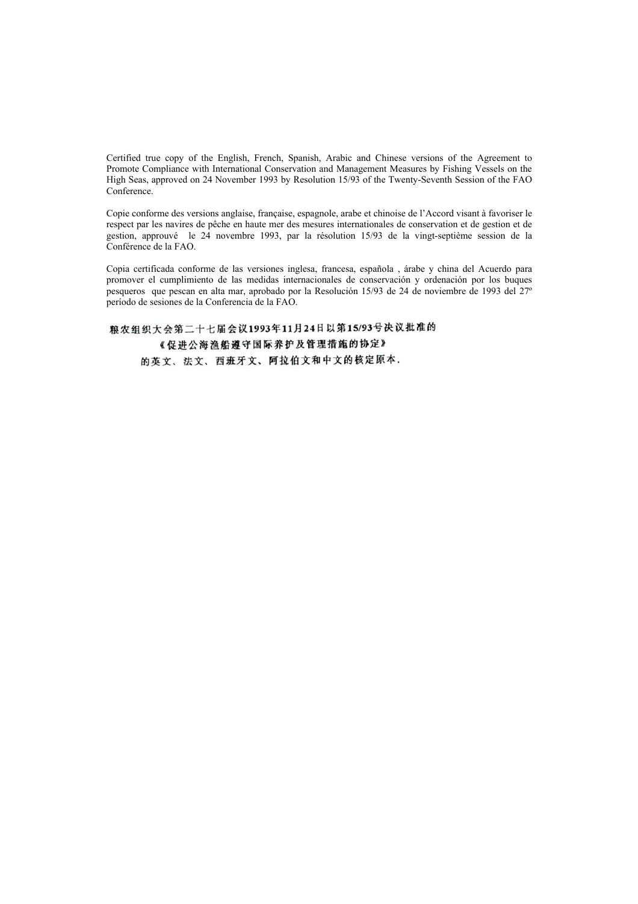Certified true copy of the English, French, Spanish, Arabic and Chinese versions of the Agreement to Promote Compliance with International Conservation and Management Measures by Fishing Vessels on the High Seas, approved on 24 November 1993 by Resolution 15/93 of the Twenty-Seventh Session of the FAO Conference.

Copie conforme des versions anglaise, française, espagnole, arabe et chinoise de l'Accord visant à favoriser le respect par les navires de pêche en haute mer des mesures internationales de conservation et de gestion et de gestion, approuvé le 24 novembre 1993, par la résolution 15/93 de la vingt-septième session de la Conférence de la FAO.

Copia certificada conforme de las versiones inglesa, francesa, española , árabe y china del Acuerdo para promover el cumplimiento de las medidas internacionales de conservación y ordenación por los buques pesqueros que pescan en alta mar, aprobado por la Resolución 15/93 de 24 de noviembre de 1993 del 27º período de sesiones de la Conferencia de la FAO.

粮农组织大会第二十七届会议1993年11月24日以第15/93号决议批准的
《促进公海渔船遵守国际养护及管理措施的协定》
的英文、法文、西班牙文、阿拉伯文和中文的核定原本.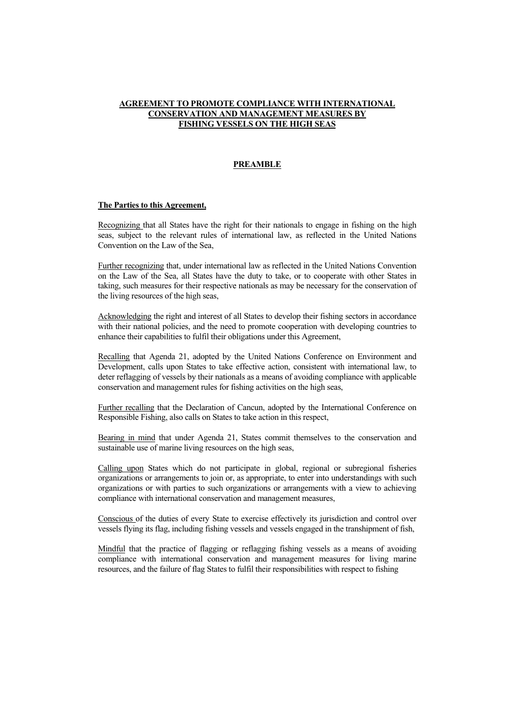# AGREEMENT TO PROMOTE COMPLIANCE WITH INTERNATIONAL CONSERVATION AND MANAGEMENT MEASURES BY FISHING VESSELS ON THE HIGH SEAS

## PREAMBLE

**The Parties to this Agreement,**

Recognizing that all States have the right for their nationals to engage in fishing on the high seas, subject to the relevant rules of international law, as reflected in the United Nations Convention on the Law of the Sea,

Further recognizing that, under international law as reflected in the United Nations Convention on the Law of the Sea, all States have the duty to take, or to cooperate with other States in taking, such measures for their respective nationals as may be necessary for the conservation of the living resources of the high seas,

Acknowledging the right and interest of all States to develop their fishing sectors in accordance with their national policies, and the need to promote cooperation with developing countries to enhance their capabilities to fulfil their obligations under this Agreement,

Recalling that Agenda 21, adopted by the United Nations Conference on Environment and Development, calls upon States to take effective action, consistent with international law, to deter reflagging of vessels by their nationals as a means of avoiding compliance with applicable conservation and management rules for fishing activities on the high seas,

Further recalling that the Declaration of Cancun, adopted by the International Conference on Responsible Fishing, also calls on States to take action in this respect,

Bearing in mind that under Agenda 21, States commit themselves to the conservation and sustainable use of marine living resources on the high seas,

Calling upon States which do not participate in global, regional or subregional fisheries organizations or arrangements to join or, as appropriate, to enter into understandings with such organizations or with parties to such organizations or arrangements with a view to achieving compliance with international conservation and management measures,

Conscious of the duties of every State to exercise effectively its jurisdiction and control over vessels flying its flag, including fishing vessels and vessels engaged in the transhipment of fish,

Mindful that the practice of flagging or reflagging fishing vessels as a means of avoiding compliance with international conservation and management measures for living marine resources, and the failure of flag States to fulfil their responsibilities with respect to fishing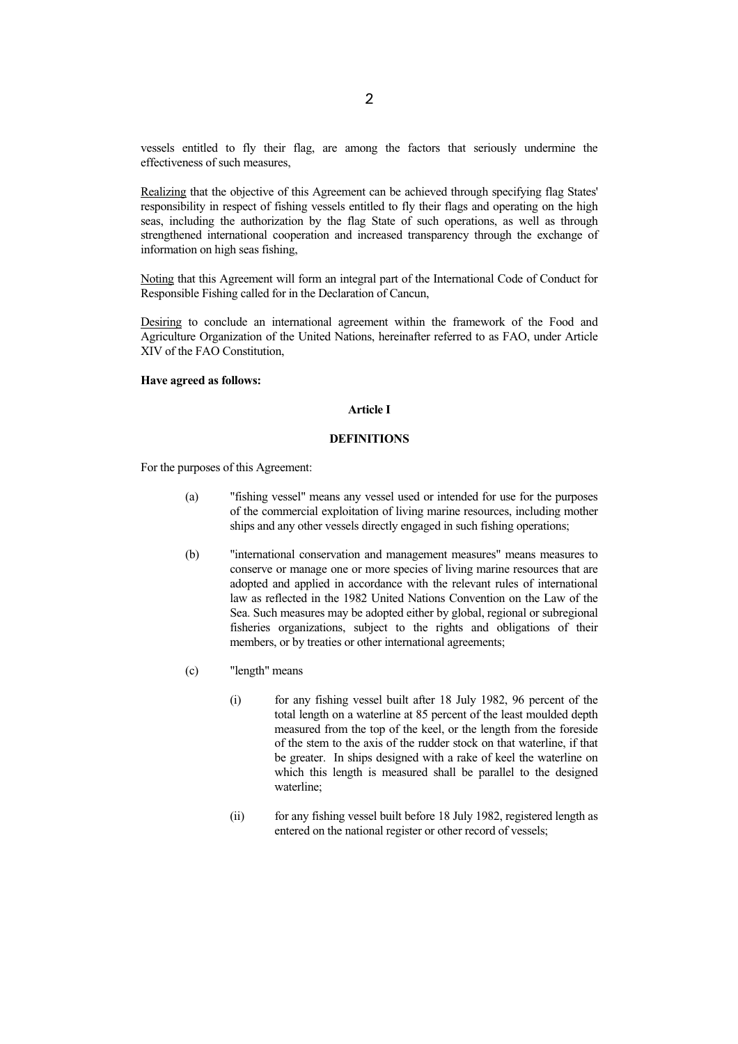vessels entitled to fly their flag, are among the factors that seriously undermine the effectiveness of such measures,

Realizing that the objective of this Agreement can be achieved through specifying flag States' responsibility in respect of fishing vessels entitled to fly their flags and operating on the high seas, including the authorization by the flag State of such operations, as well as through strengthened international cooperation and increased transparency through the exchange of information on high seas fishing,

Noting that this Agreement will form an integral part of the International Code of Conduct for Responsible Fishing called for in the Declaration of Cancun,

Desiring to conclude an international agreement within the framework of the Food and Agriculture Organization of the United Nations, hereinafter referred to as FAO, under Article XIV of the FAO Constitution,

**Have agreed as follows:**

## Article I

## DEFINITIONS

For the purposes of this Agreement:

(a) "fishing vessel" means any vessel used or intended for use for the purposes of the commercial exploitation of living marine resources, including mother ships and any other vessels directly engaged in such fishing operations;

(b) "international conservation and management measures" means measures to conserve or manage one or more species of living marine resources that are adopted and applied in accordance with the relevant rules of international law as reflected in the 1982 United Nations Convention on the Law of the Sea. Such measures may be adopted either by global, regional or subregional fisheries organizations, subject to the rights and obligations of their members, or by treaties or other international agreements;

(c) "length" means

(i) for any fishing vessel built after 18 July 1982, 96 percent of the total length on a waterline at 85 percent of the least moulded depth measured from the top of the keel, or the length from the foreside of the stem to the axis of the rudder stock on that waterline, if that be greater. In ships designed with a rake of keel the waterline on which this length is measured shall be parallel to the designed waterline;

(ii) for any fishing vessel built before 18 July 1982, registered length as entered on the national register or other record of vessels;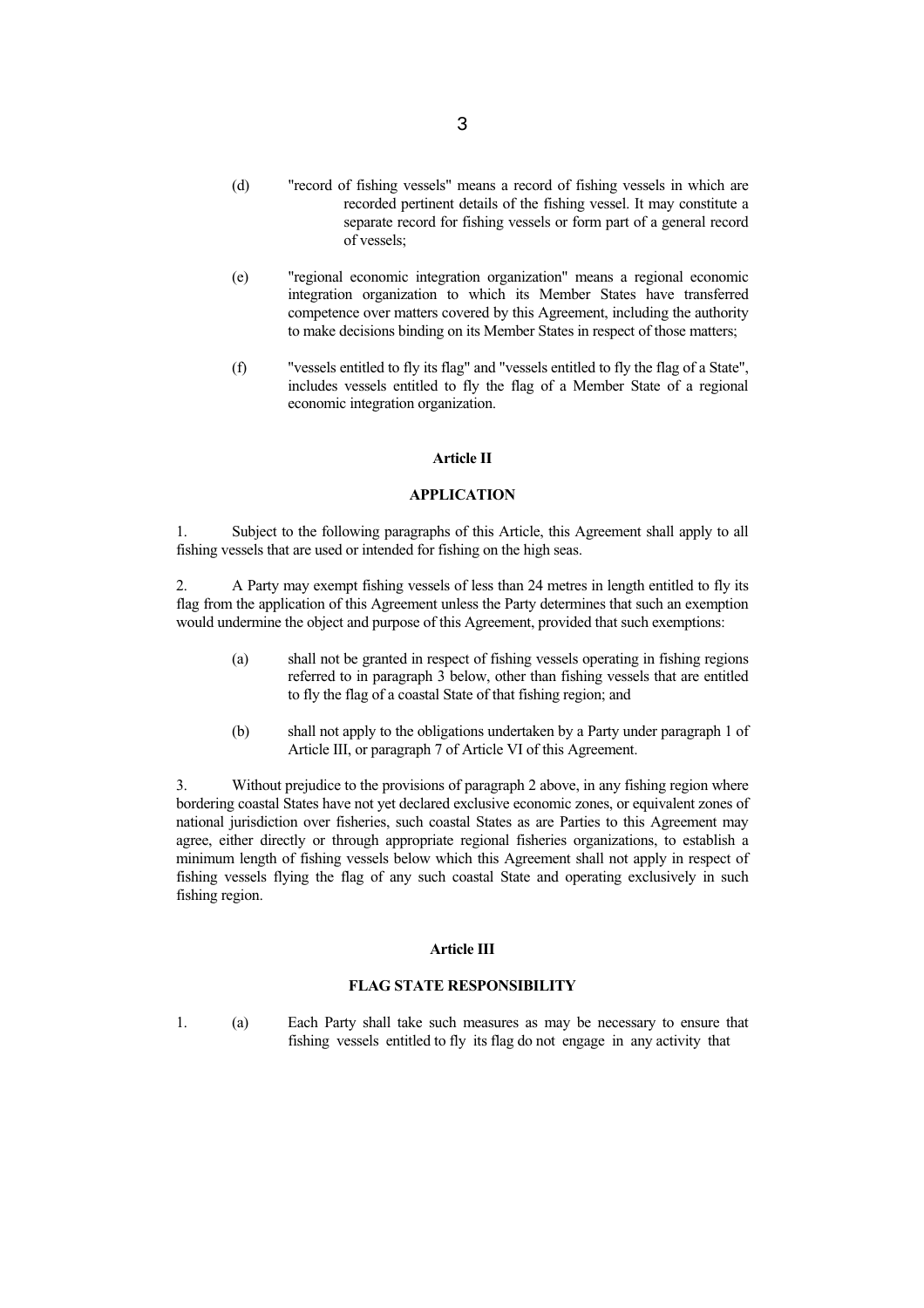(d) "record of fishing vessels" means a record of fishing vessels in which are recorded pertinent details of the fishing vessel. It may constitute a separate record for fishing vessels or form part of a general record of vessels;

(e) "regional economic integration organization" means a regional economic integration organization to which its Member States have transferred competence over matters covered by this Agreement, including the authority to make decisions binding on its Member States in respect of those matters;

(f) "vessels entitled to fly its flag" and "vessels entitled to fly the flag of a State", includes vessels entitled to fly the flag of a Member State of a regional economic integration organization.

## Article II

## APPLICATION

1. Subject to the following paragraphs of this Article, this Agreement shall apply to all fishing vessels that are used or intended for fishing on the high seas.

2. A Party may exempt fishing vessels of less than 24 metres in length entitled to fly its flag from the application of this Agreement unless the Party determines that such an exemption would undermine the object and purpose of this Agreement, provided that such exemptions:

(a) shall not be granted in respect of fishing vessels operating in fishing regions referred to in paragraph 3 below, other than fishing vessels that are entitled to fly the flag of a coastal State of that fishing region; and

(b) shall not apply to the obligations undertaken by a Party under paragraph 1 of Article III, or paragraph 7 of Article VI of this Agreement.

3. Without prejudice to the provisions of paragraph 2 above, in any fishing region where bordering coastal States have not yet declared exclusive economic zones, or equivalent zones of national jurisdiction over fisheries, such coastal States as are Parties to this Agreement may agree, either directly or through appropriate regional fisheries organizations, to establish a minimum length of fishing vessels below which this Agreement shall not apply in respect of fishing vessels flying the flag of any such coastal State and operating exclusively in such fishing region.

## Article III

## FLAG STATE RESPONSIBILITY

1. (a) Each Party shall take such measures as may be necessary to ensure that fishing vessels entitled to fly its flag do not engage in any activity that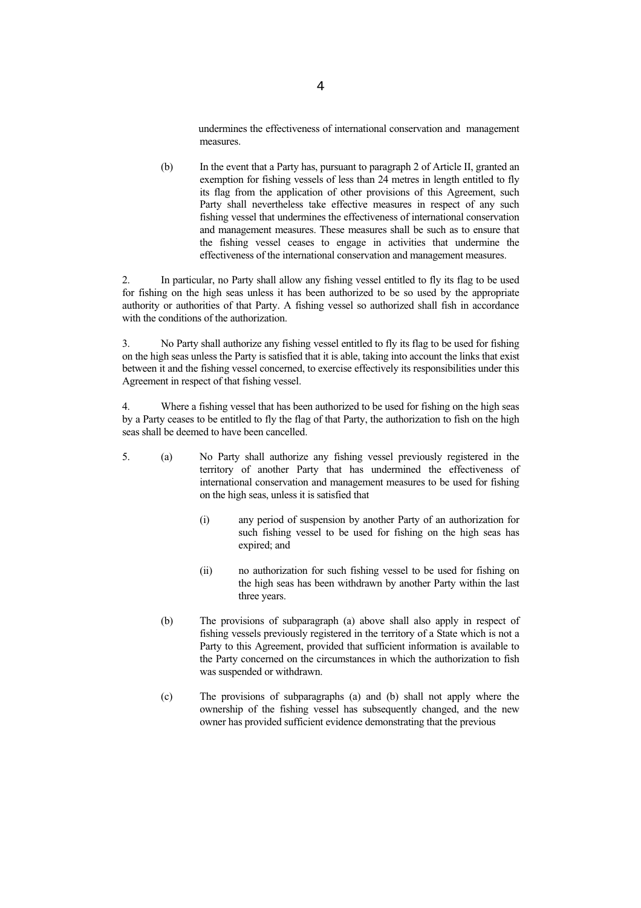undermines the effectiveness of international conservation and management measures.

(b) In the event that a Party has, pursuant to paragraph 2 of Article II, granted an exemption for fishing vessels of less than 24 metres in length entitled to fly its flag from the application of other provisions of this Agreement, such Party shall nevertheless take effective measures in respect of any such fishing vessel that undermines the effectiveness of international conservation and management measures. These measures shall be such as to ensure that the fishing vessel ceases to engage in activities that undermine the effectiveness of the international conservation and management measures.

2. In particular, no Party shall allow any fishing vessel entitled to fly its flag to be used for fishing on the high seas unless it has been authorized to be so used by the appropriate authority or authorities of that Party. A fishing vessel so authorized shall fish in accordance with the conditions of the authorization.

3. No Party shall authorize any fishing vessel entitled to fly its flag to be used for fishing on the high seas unless the Party is satisfied that it is able, taking into account the links that exist between it and the fishing vessel concerned, to exercise effectively its responsibilities under this Agreement in respect of that fishing vessel.

4. Where a fishing vessel that has been authorized to be used for fishing on the high seas by a Party ceases to be entitled to fly the flag of that Party, the authorization to fish on the high seas shall be deemed to have been cancelled.

5. (a) No Party shall authorize any fishing vessel previously registered in the territory of another Party that has undermined the effectiveness of international conservation and management measures to be used for fishing on the high seas, unless it is satisfied that

(i) any period of suspension by another Party of an authorization for such fishing vessel to be used for fishing on the high seas has expired; and

(ii) no authorization for such fishing vessel to be used for fishing on the high seas has been withdrawn by another Party within the last three years.

(b) The provisions of subparagraph (a) above shall also apply in respect of fishing vessels previously registered in the territory of a State which is not a Party to this Agreement, provided that sufficient information is available to the Party concerned on the circumstances in which the authorization to fish was suspended or withdrawn.

(c) The provisions of subparagraphs (a) and (b) shall not apply where the ownership of the fishing vessel has subsequently changed, and the new owner has provided sufficient evidence demonstrating that the previous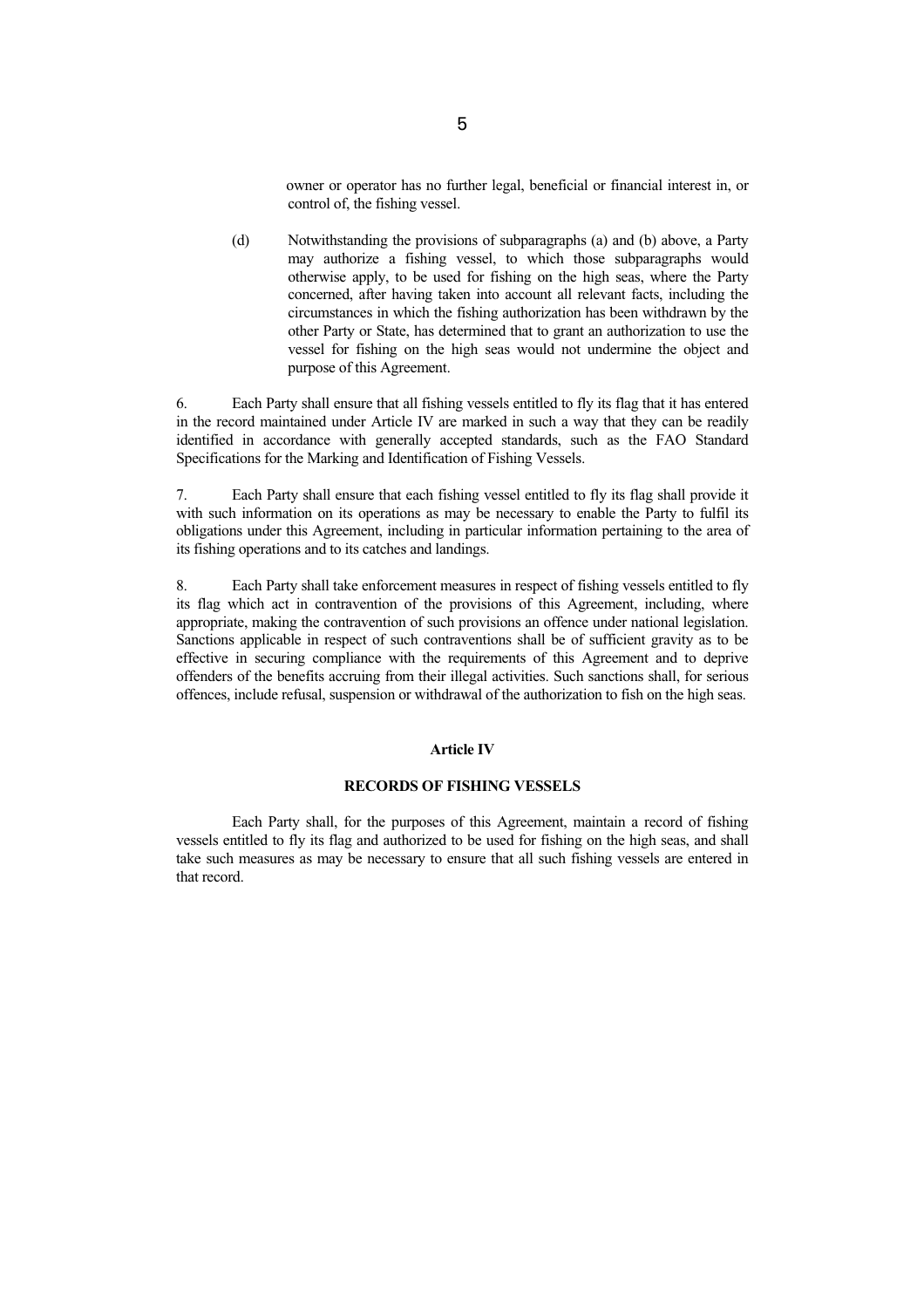owner or operator has no further legal, beneficial or financial interest in, or control of, the fishing vessel.

(d) Notwithstanding the provisions of subparagraphs (a) and (b) above, a Party may authorize a fishing vessel, to which those subparagraphs would otherwise apply, to be used for fishing on the high seas, where the Party concerned, after having taken into account all relevant facts, including the circumstances in which the fishing authorization has been withdrawn by the other Party or State, has determined that to grant an authorization to use the vessel for fishing on the high seas would not undermine the object and purpose of this Agreement.

6. Each Party shall ensure that all fishing vessels entitled to fly its flag that it has entered in the record maintained under Article IV are marked in such a way that they can be readily identified in accordance with generally accepted standards, such as the FAO Standard Specifications for the Marking and Identification of Fishing Vessels.

7. Each Party shall ensure that each fishing vessel entitled to fly its flag shall provide it with such information on its operations as may be necessary to enable the Party to fulfil its obligations under this Agreement, including in particular information pertaining to the area of its fishing operations and to its catches and landings.

8. Each Party shall take enforcement measures in respect of fishing vessels entitled to fly its flag which act in contravention of the provisions of this Agreement, including, where appropriate, making the contravention of such provisions an offence under national legislation. Sanctions applicable in respect of such contraventions shall be of sufficient gravity as to be effective in securing compliance with the requirements of this Agreement and to deprive offenders of the benefits accruing from their illegal activities. Such sanctions shall, for serious offences, include refusal, suspension or withdrawal of the authorization to fish on the high seas.

## Article IV

## RECORDS OF FISHING VESSELS

Each Party shall, for the purposes of this Agreement, maintain a record of fishing vessels entitled to fly its flag and authorized to be used for fishing on the high seas, and shall take such measures as may be necessary to ensure that all such fishing vessels are entered in that record.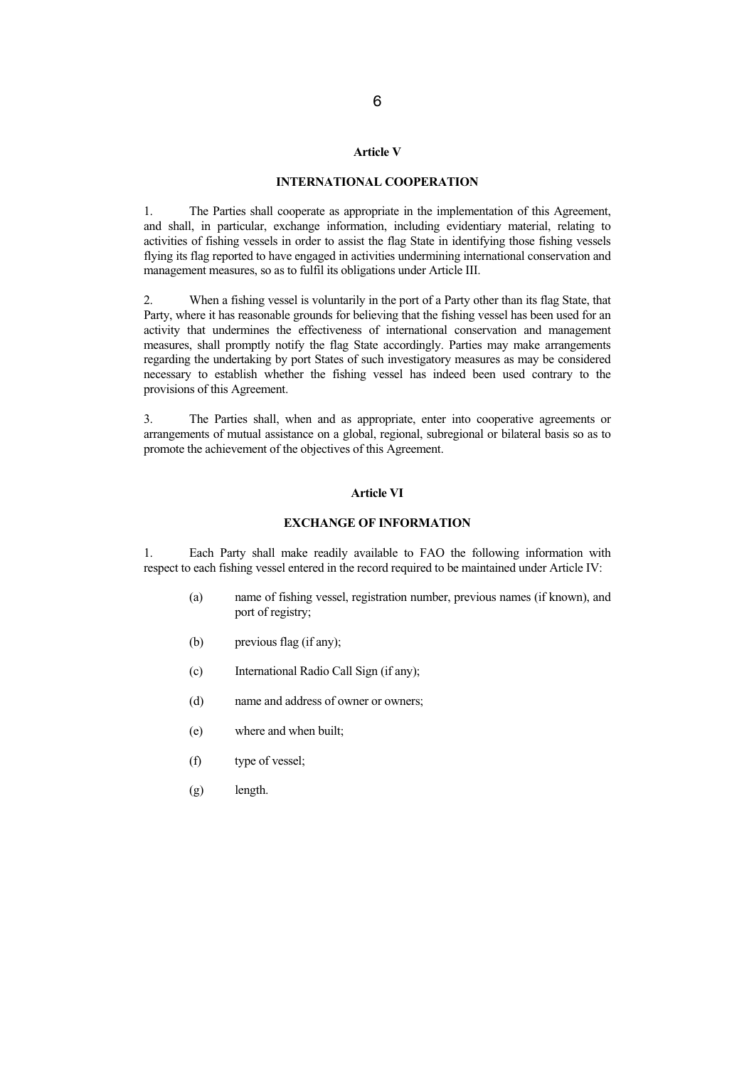## Article V

## INTERNATIONAL COOPERATION

1. The Parties shall cooperate as appropriate in the implementation of this Agreement, and shall, in particular, exchange information, including evidentiary material, relating to activities of fishing vessels in order to assist the flag State in identifying those fishing vessels flying its flag reported to have engaged in activities undermining international conservation and management measures, so as to fulfil its obligations under Article III.

2. When a fishing vessel is voluntarily in the port of a Party other than its flag State, that Party, where it has reasonable grounds for believing that the fishing vessel has been used for an activity that undermines the effectiveness of international conservation and management measures, shall promptly notify the flag State accordingly. Parties may make arrangements regarding the undertaking by port States of such investigatory measures as may be considered necessary to establish whether the fishing vessel has indeed been used contrary to the provisions of this Agreement.

3. The Parties shall, when and as appropriate, enter into cooperative agreements or arrangements of mutual assistance on a global, regional, subregional or bilateral basis so as to promote the achievement of the objectives of this Agreement.

## Article VI

## EXCHANGE OF INFORMATION

1. Each Party shall make readily available to FAO the following information with respect to each fishing vessel entered in the record required to be maintained under Article IV:

   (a) name of fishing vessel, registration number, previous names (if known), and port of registry;

   (b) previous flag (if any);

   (c) International Radio Call Sign (if any);

   (d) name and address of owner or owners;

   (e) where and when built;

   (f) type of vessel;

   (g) length.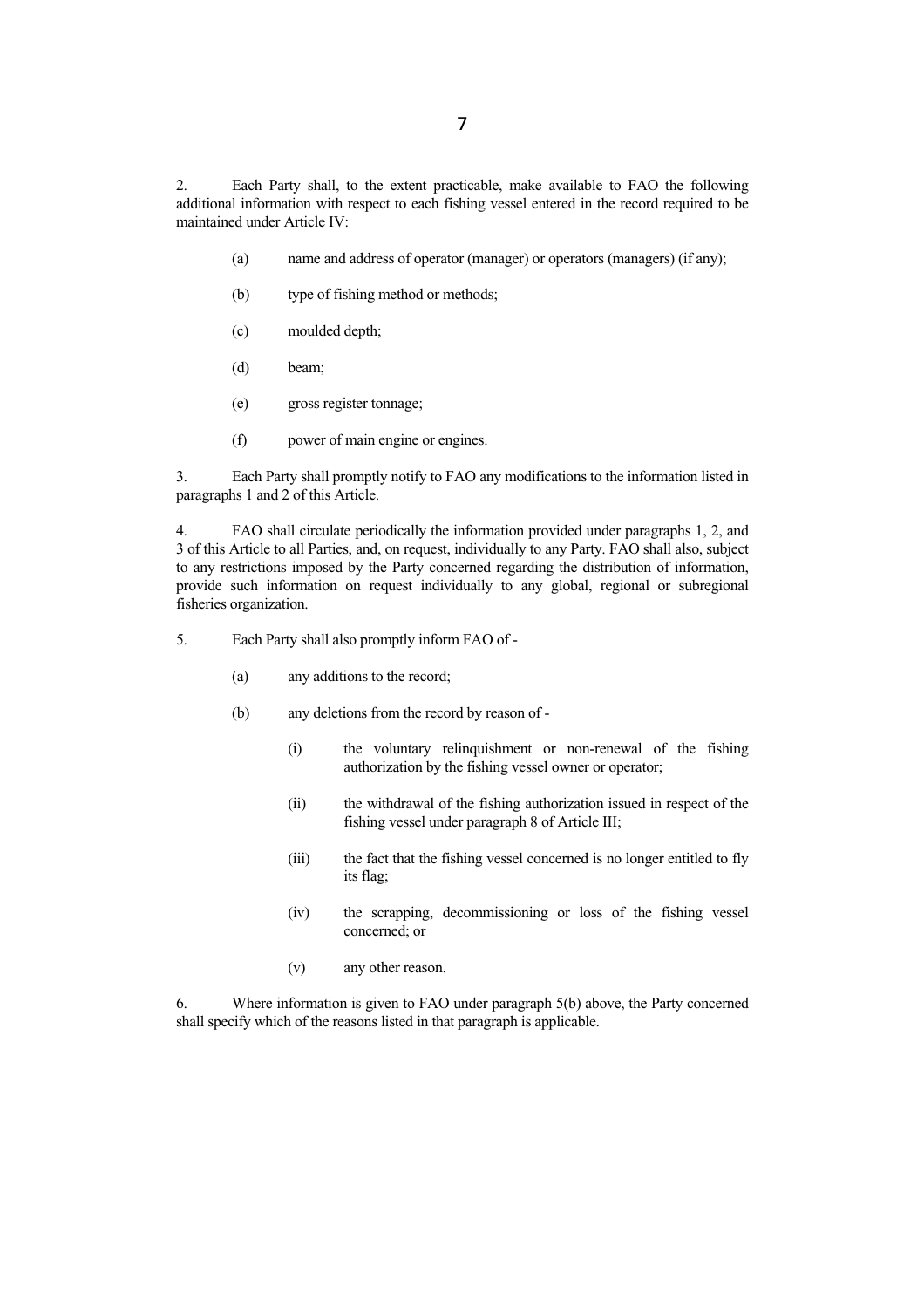2. Each Party shall, to the extent practicable, make available to FAO the following additional information with respect to each fishing vessel entered in the record required to be maintained under Article IV:

(a) name and address of operator (manager) or operators (managers) (if any);

(b) type of fishing method or methods;

(c) moulded depth;

(d) beam;

(e) gross register tonnage;

(f) power of main engine or engines.

3. Each Party shall promptly notify to FAO any modifications to the information listed in paragraphs 1 and 2 of this Article.

4. FAO shall circulate periodically the information provided under paragraphs 1, 2, and 3 of this Article to all Parties, and, on request, individually to any Party. FAO shall also, subject to any restrictions imposed by the Party concerned regarding the distribution of information, provide such information on request individually to any global, regional or subregional fisheries organization.

5. Each Party shall also promptly inform FAO of -

(a) any additions to the record;

(b) any deletions from the record by reason of -

(i) the voluntary relinquishment or non-renewal of the fishing authorization by the fishing vessel owner or operator;

(ii) the withdrawal of the fishing authorization issued in respect of the fishing vessel under paragraph 8 of Article III;

(iii) the fact that the fishing vessel concerned is no longer entitled to fly its flag;

(iv) the scrapping, decommissioning or loss of the fishing vessel concerned; or

(v) any other reason.

6. Where information is given to FAO under paragraph 5(b) above, the Party concerned shall specify which of the reasons listed in that paragraph is applicable.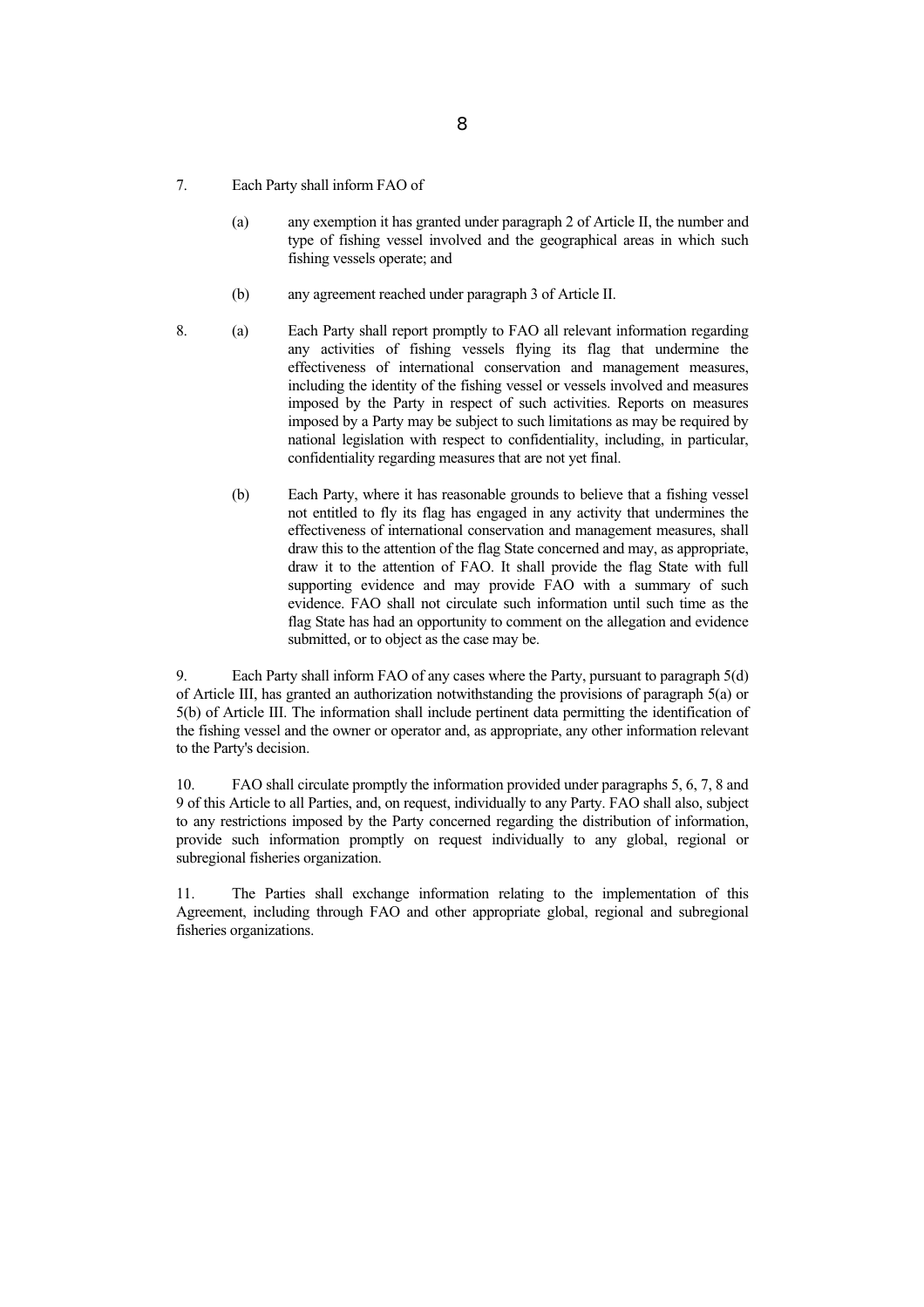7. Each Party shall inform FAO of

   (a) any exemption it has granted under paragraph 2 of Article II, the number and type of fishing vessel involved and the geographical areas in which such fishing vessels operate; and

   (b) any agreement reached under paragraph 3 of Article II.

8. (a) Each Party shall report promptly to FAO all relevant information regarding any activities of fishing vessels flying its flag that undermine the effectiveness of international conservation and management measures, including the identity of the fishing vessel or vessels involved and measures imposed by the Party in respect of such activities. Reports on measures imposed by a Party may be subject to such limitations as may be required by national legislation with respect to confidentiality, including, in particular, confidentiality regarding measures that are not yet final.

   (b) Each Party, where it has reasonable grounds to believe that a fishing vessel not entitled to fly its flag has engaged in any activity that undermines the effectiveness of international conservation and management measures, shall draw this to the attention of the flag State concerned and may, as appropriate, draw it to the attention of FAO. It shall provide the flag State with full supporting evidence and may provide FAO with a summary of such evidence. FAO shall not circulate such information until such time as the flag State has had an opportunity to comment on the allegation and evidence submitted, or to object as the case may be.

9. Each Party shall inform FAO of any cases where the Party, pursuant to paragraph 5(d) of Article III, has granted an authorization notwithstanding the provisions of paragraph 5(a) or 5(b) of Article III. The information shall include pertinent data permitting the identification of the fishing vessel and the owner or operator and, as appropriate, any other information relevant to the Party's decision.

10. FAO shall circulate promptly the information provided under paragraphs 5, 6, 7, 8 and 9 of this Article to all Parties, and, on request, individually to any Party. FAO shall also, subject to any restrictions imposed by the Party concerned regarding the distribution of information, provide such information promptly on request individually to any global, regional or subregional fisheries organization.

11. The Parties shall exchange information relating to the implementation of this Agreement, including through FAO and other appropriate global, regional and subregional fisheries organizations.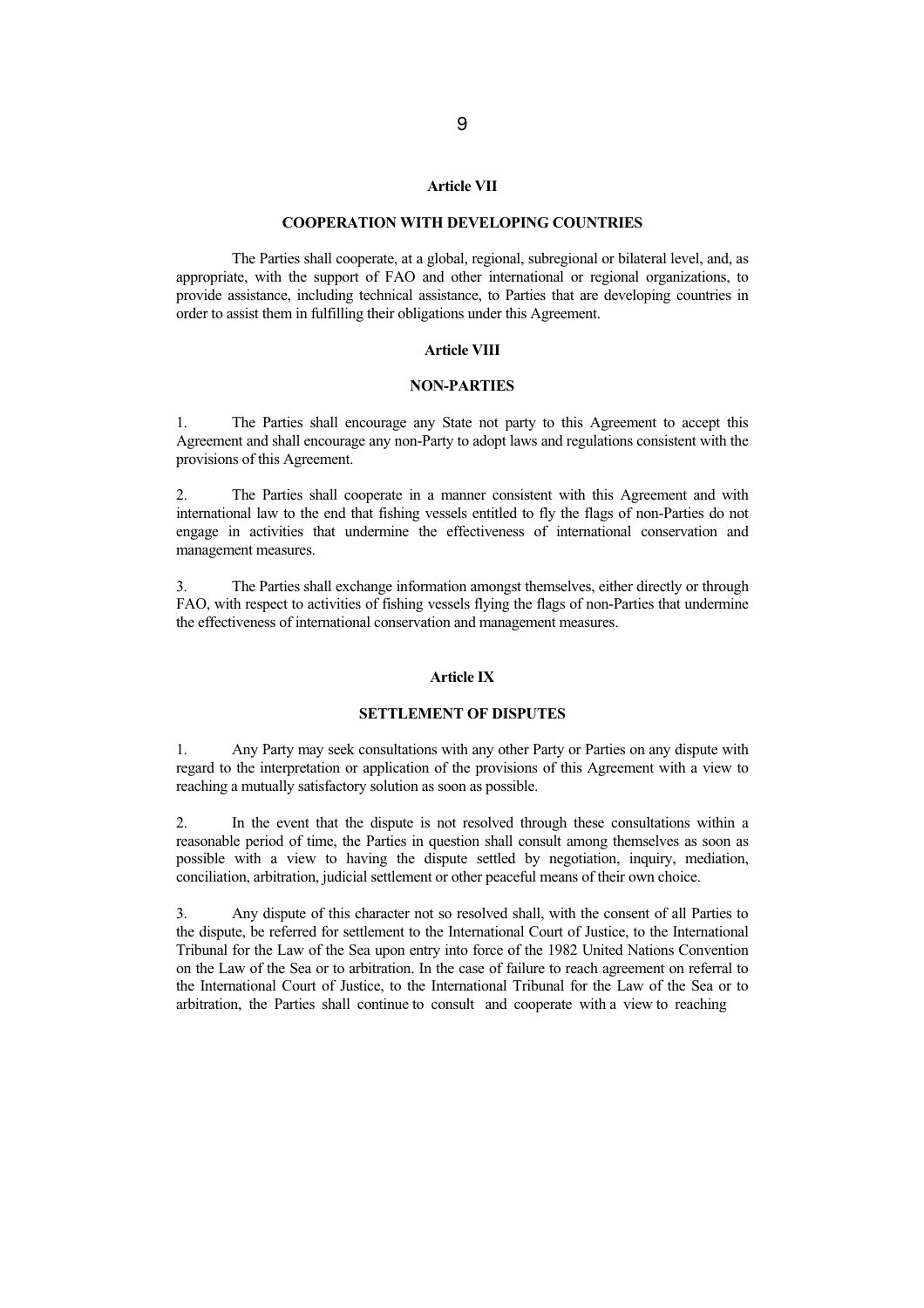## Article VII

## COOPERATION WITH DEVELOPING COUNTRIES

The Parties shall cooperate, at a global, regional, subregional or bilateral level, and, as appropriate, with the support of FAO and other international or regional organizations, to provide assistance, including technical assistance, to Parties that are developing countries in order to assist them in fulfilling their obligations under this Agreement.

## Article VIII

## NON-PARTIES

1. The Parties shall encourage any State not party to this Agreement to accept this Agreement and shall encourage any non-Party to adopt laws and regulations consistent with the provisions of this Agreement.

2. The Parties shall cooperate in a manner consistent with this Agreement and with international law to the end that fishing vessels entitled to fly the flags of non-Parties do not engage in activities that undermine the effectiveness of international conservation and management measures.

3. The Parties shall exchange information amongst themselves, either directly or through FAO, with respect to activities of fishing vessels flying the flags of non-Parties that undermine the effectiveness of international conservation and management measures.

## Article IX

## SETTLEMENT OF DISPUTES

1. Any Party may seek consultations with any other Party or Parties on any dispute with regard to the interpretation or application of the provisions of this Agreement with a view to reaching a mutually satisfactory solution as soon as possible.

2. In the event that the dispute is not resolved through these consultations within a reasonable period of time, the Parties in question shall consult among themselves as soon as possible with a view to having the dispute settled by negotiation, inquiry, mediation, conciliation, arbitration, judicial settlement or other peaceful means of their own choice.

3. Any dispute of this character not so resolved shall, with the consent of all Parties to the dispute, be referred for settlement to the International Court of Justice, to the International Tribunal for the Law of the Sea upon entry into force of the 1982 United Nations Convention on the Law of the Sea or to arbitration. In the case of failure to reach agreement on referral to the International Court of Justice, to the International Tribunal for the Law of the Sea or to arbitration, the Parties shall continue to consult and cooperate with a view to reaching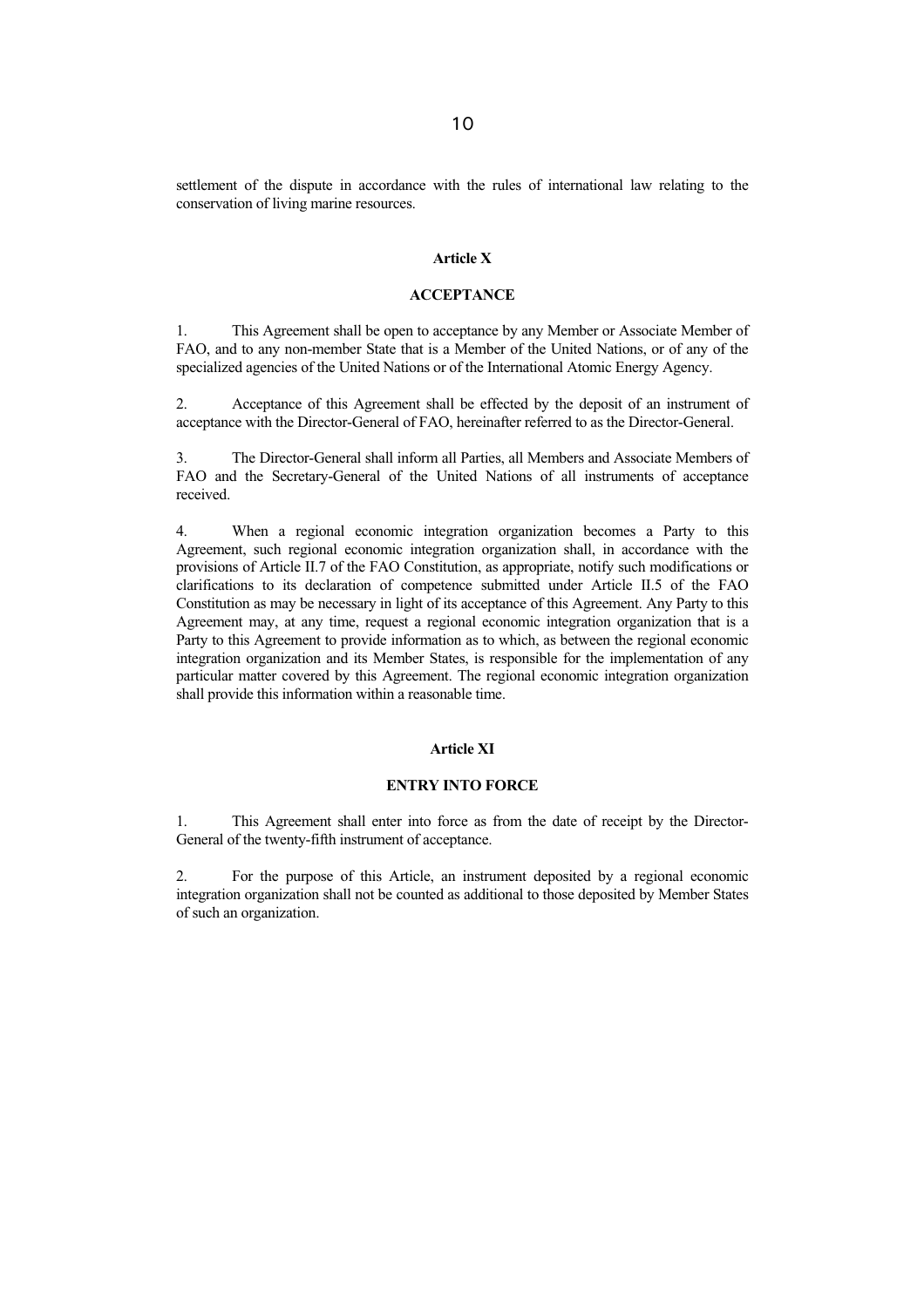settlement of the dispute in accordance with the rules of international law relating to the conservation of living marine resources.

## Article X

## ACCEPTANCE

1. This Agreement shall be open to acceptance by any Member or Associate Member of FAO, and to any non-member State that is a Member of the United Nations, or of any of the specialized agencies of the United Nations or of the International Atomic Energy Agency.

2. Acceptance of this Agreement shall be effected by the deposit of an instrument of acceptance with the Director-General of FAO, hereinafter referred to as the Director-General.

3. The Director-General shall inform all Parties, all Members and Associate Members of FAO and the Secretary-General of the United Nations of all instruments of acceptance received.

4. When a regional economic integration organization becomes a Party to this Agreement, such regional economic integration organization shall, in accordance with the provisions of Article II.7 of the FAO Constitution, as appropriate, notify such modifications or clarifications to its declaration of competence submitted under Article II.5 of the FAO Constitution as may be necessary in light of its acceptance of this Agreement. Any Party to this Agreement may, at any time, request a regional economic integration organization that is a Party to this Agreement to provide information as to which, as between the regional economic integration organization and its Member States, is responsible for the implementation of any particular matter covered by this Agreement. The regional economic integration organization shall provide this information within a reasonable time.

## Article XI

## ENTRY INTO FORCE

1. This Agreement shall enter into force as from the date of receipt by the Director-General of the twenty-fifth instrument of acceptance.

2. For the purpose of this Article, an instrument deposited by a regional economic integration organization shall not be counted as additional to those deposited by Member States of such an organization.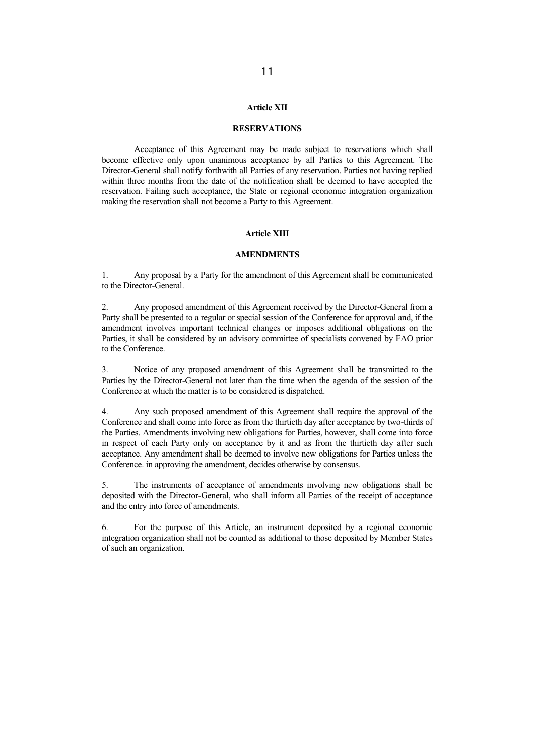## Article XII

## RESERVATIONS

Acceptance of this Agreement may be made subject to reservations which shall become effective only upon unanimous acceptance by all Parties to this Agreement. The Director-General shall notify forthwith all Parties of any reservation. Parties not having replied within three months from the date of the notification shall be deemed to have accepted the reservation. Failing such acceptance, the State or regional economic integration organization making the reservation shall not become a Party to this Agreement.

## Article XIII

## AMENDMENTS

1. Any proposal by a Party for the amendment of this Agreement shall be communicated to the Director-General.

2. Any proposed amendment of this Agreement received by the Director-General from a Party shall be presented to a regular or special session of the Conference for approval and, if the amendment involves important technical changes or imposes additional obligations on the Parties, it shall be considered by an advisory committee of specialists convened by FAO prior to the Conference.

3. Notice of any proposed amendment of this Agreement shall be transmitted to the Parties by the Director-General not later than the time when the agenda of the session of the Conference at which the matter is to be considered is dispatched.

4. Any such proposed amendment of this Agreement shall require the approval of the Conference and shall come into force as from the thirtieth day after acceptance by two-thirds of the Parties. Amendments involving new obligations for Parties, however, shall come into force in respect of each Party only on acceptance by it and as from the thirtieth day after such acceptance. Any amendment shall be deemed to involve new obligations for Parties unless the Conference. in approving the amendment, decides otherwise by consensus.

5. The instruments of acceptance of amendments involving new obligations shall be deposited with the Director-General, who shall inform all Parties of the receipt of acceptance and the entry into force of amendments.

6. For the purpose of this Article, an instrument deposited by a regional economic integration organization shall not be counted as additional to those deposited by Member States of such an organization.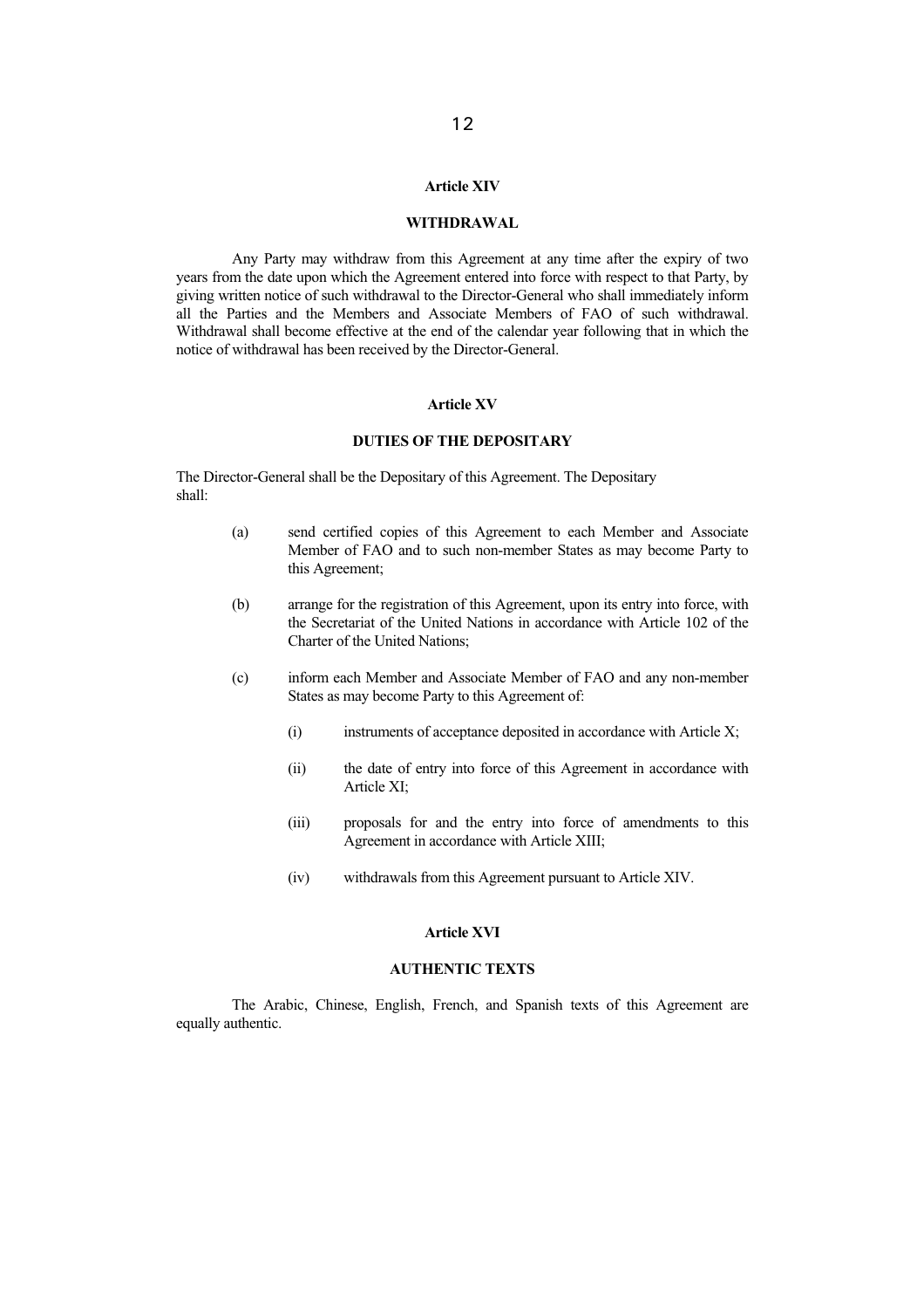## Article XIV

## WITHDRAWAL

Any Party may withdraw from this Agreement at any time after the expiry of two years from the date upon which the Agreement entered into force with respect to that Party, by giving written notice of such withdrawal to the Director-General who shall immediately inform all the Parties and the Members and Associate Members of FAO of such withdrawal. Withdrawal shall become effective at the end of the calendar year following that in which the notice of withdrawal has been received by the Director-General.

## Article XV

## DUTIES OF THE DEPOSITARY

The Director-General shall be the Depositary of this Agreement. The Depositary shall:

(a) send certified copies of this Agreement to each Member and Associate Member of FAO and to such non-member States as may become Party to this Agreement;

(b) arrange for the registration of this Agreement, upon its entry into force, with the Secretariat of the United Nations in accordance with Article 102 of the Charter of the United Nations;

(c) inform each Member and Associate Member of FAO and any non-member States as may become Party to this Agreement of:

   (i) instruments of acceptance deposited in accordance with Article X;

   (ii) the date of entry into force of this Agreement in accordance with Article XI;

   (iii) proposals for and the entry into force of amendments to this Agreement in accordance with Article XIII;

   (iv) withdrawals from this Agreement pursuant to Article XIV.

## Article XVI

## AUTHENTIC TEXTS

The Arabic, Chinese, English, French, and Spanish texts of this Agreement are equally authentic.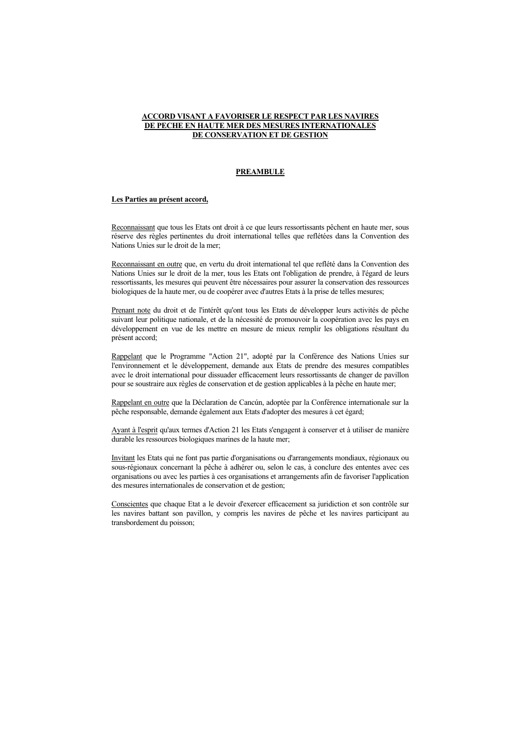# ACCORD VISANT A FAVORISER LE RESPECT PAR LES NAVIRES DE PECHE EN HAUTE MER DES MESURES INTERNATIONALES DE CONSERVATION ET DE GESTION

## PREAMBULE

**Les Parties au présent accord,**

Reconnaissant que tous les Etats ont droit à ce que leurs ressortissants pêchent en haute mer, sous réserve des règles pertinentes du droit international telles que reflétées dans la Convention des Nations Unies sur le droit de la mer;

Reconnaissant en outre que, en vertu du droit international tel que reflété dans la Convention des Nations Unies sur le droit de la mer, tous les Etats ont l'obligation de prendre, à l'égard de leurs ressortissants, les mesures qui peuvent être nécessaires pour assurer la conservation des ressources biologiques de la haute mer, ou de coopérer avec d'autres Etats à la prise de telles mesures;

Prenant note du droit et de l'intérêt qu'ont tous les Etats de développer leurs activités de pêche suivant leur politique nationale, et de la nécessité de promouvoir la coopération avec les pays en développement en vue de les mettre en mesure de mieux remplir les obligations résultant du présent accord;

Rappelant que le Programme "Action 21", adopté par la Conférence des Nations Unies sur l'environnement et le développement, demande aux Etats de prendre des mesures compatibles avec le droit international pour dissuader efficacement leurs ressortissants de changer de pavillon pour se soustraire aux règles de conservation et de gestion applicables à la pêche en haute mer;

Rappelant en outre que la Déclaration de Cancún, adoptée par la Conférence internationale sur la pêche responsable, demande également aux Etats d'adopter des mesures à cet égard;

Ayant à l'esprit qu'aux termes d'Action 21 les Etats s'engagent à conserver et à utiliser de manière durable les ressources biologiques marines de la haute mer;

Invitant les Etats qui ne font pas partie d'organisations ou d'arrangements mondiaux, régionaux ou sous-régionaux concernant la pêche à adhérer ou, selon le cas, à conclure des ententes avec ces organisations ou avec les parties à ces organisations et arrangements afin de favoriser l'application des mesures internationales de conservation et de gestion;

Conscientes que chaque Etat a le devoir d'exercer efficacement sa juridiction et son contrôle sur les navires battant son pavillon, y compris les navires de pêche et les navires participant au transbordement du poisson;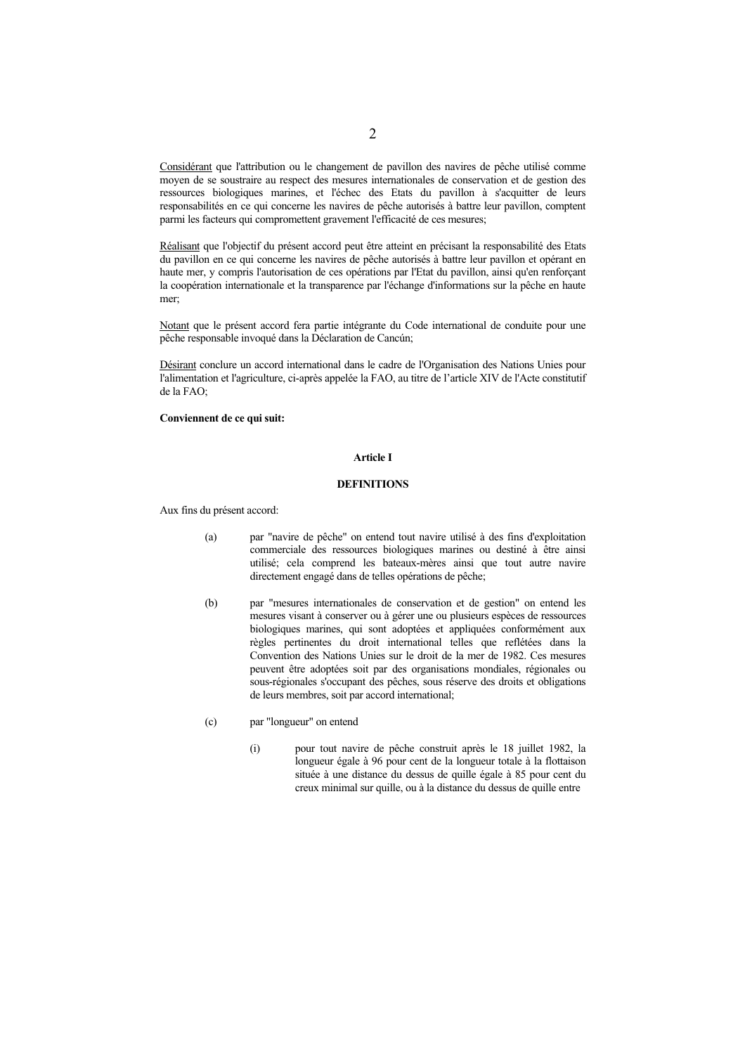Considérant que l'attribution ou le changement de pavillon des navires de pêche utilisé comme moyen de se soustraire au respect des mesures internationales de conservation et de gestion des ressources biologiques marines, et l'échec des Etats du pavillon à s'acquitter de leurs responsabilités en ce qui concerne les navires de pêche autorisés à battre leur pavillon, comptent parmi les facteurs qui compromettent gravement l'efficacité de ces mesures;

Réalisant que l'objectif du présent accord peut être atteint en précisant la responsabilité des Etats du pavillon en ce qui concerne les navires de pêche autorisés à battre leur pavillon et opérant en haute mer, y compris l'autorisation de ces opérations par l'Etat du pavillon, ainsi qu'en renforçant la coopération internationale et la transparence par l'échange d'informations sur la pêche en haute mer;

Notant que le présent accord fera partie intégrante du Code international de conduite pour une pêche responsable invoqué dans la Déclaration de Cancún;

Désirant conclure un accord international dans le cadre de l'Organisation des Nations Unies pour l'alimentation et l'agriculture, ci-après appelée la FAO, au titre de l'article XIV de l'Acte constitutif de la FAO;

**Conviennent de ce qui suit:**

## Article I

## DEFINITIONS

Aux fins du présent accord:

(a) par "navire de pêche" on entend tout navire utilisé à des fins d'exploitation commerciale des ressources biologiques marines ou destiné à être ainsi utilisé; cela comprend les bateaux-mères ainsi que tout autre navire directement engagé dans de telles opérations de pêche;

(b) par "mesures internationales de conservation et de gestion" on entend les mesures visant à conserver ou à gérer une ou plusieurs espèces de ressources biologiques marines, qui sont adoptées et appliquées conformément aux règles pertinentes du droit international telles que reflétées dans la Convention des Nations Unies sur le droit de la mer de 1982. Ces mesures peuvent être adoptées soit par des organisations mondiales, régionales ou sous-régionales s'occupant des pêches, sous réserve des droits et obligations de leurs membres, soit par accord international;

(c) par "longueur" on entend

(i) pour tout navire de pêche construit après le 18 juillet 1982, la longueur égale à 96 pour cent de la longueur totale à la flottaison située à une distance du dessus de quille égale à 85 pour cent du creux minimal sur quille, ou à la distance du dessus de quille entre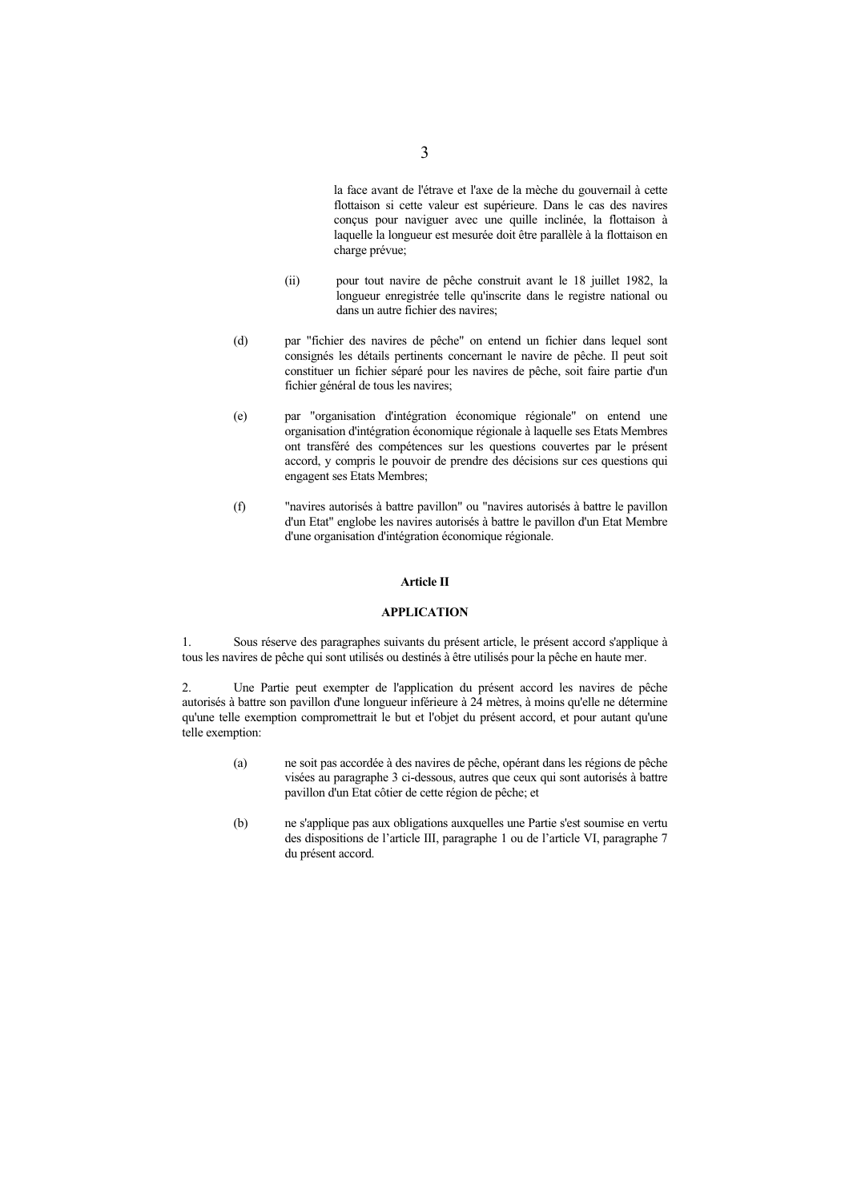la face avant de l'étrave et l'axe de la mèche du gouvernail à cette flottaison si cette valeur est supérieure. Dans le cas des navires conçus pour naviguer avec une quille inclinée, la flottaison à laquelle la longueur est mesurée doit être parallèle à la flottaison en charge prévue;

(ii) pour tout navire de pêche construit avant le 18 juillet 1982, la longueur enregistrée telle qu'inscrite dans le registre national ou dans un autre fichier des navires;

(d) par "fichier des navires de pêche" on entend un fichier dans lequel sont consignés les détails pertinents concernant le navire de pêche. Il peut soit constituer un fichier séparé pour les navires de pêche, soit faire partie d'un fichier général de tous les navires;

(e) par "organisation d'intégration économique régionale" on entend une organisation d'intégration économique régionale à laquelle ses Etats Membres ont transféré des compétences sur les questions couvertes par le présent accord, y compris le pouvoir de prendre des décisions sur ces questions qui engagent ses Etats Membres;

(f) "navires autorisés à battre pavillon" ou "navires autorisés à battre le pavillon d'un Etat" englobe les navires autorisés à battre le pavillon d'un Etat Membre d'une organisation d'intégration économique régionale.

**Article II**

**APPLICATION**

1. Sous réserve des paragraphes suivants du présent article, le présent accord s'applique à tous les navires de pêche qui sont utilisés ou destinés à être utilisés pour la pêche en haute mer.

2. Une Partie peut exempter de l'application du présent accord les navires de pêche autorisés à battre son pavillon d'une longueur inférieure à 24 mètres, à moins qu'elle ne détermine qu'une telle exemption compromettrait le but et l'objet du présent accord, et pour autant qu'une telle exemption:

(a) ne soit pas accordée à des navires de pêche, opérant dans les régions de pêche visées au paragraphe 3 ci-dessous, autres que ceux qui sont autorisés à battre pavillon d'un Etat côtier de cette région de pêche; et

(b) ne s'applique pas aux obligations auxquelles une Partie s'est soumise en vertu des dispositions de l'article III, paragraphe 1 ou de l'article VI, paragraphe 7 du présent accord.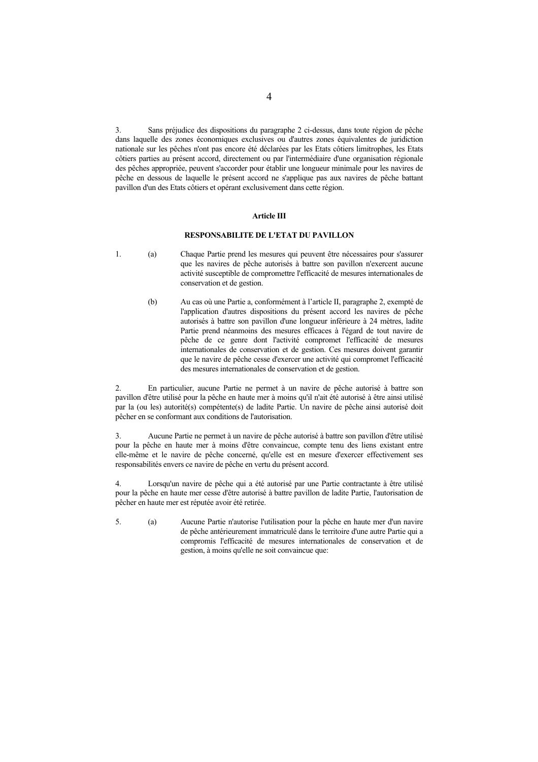3. Sans préjudice des dispositions du paragraphe 2 ci-dessus, dans toute région de pêche dans laquelle des zones économiques exclusives ou d'autres zones équivalentes de juridiction nationale sur les pêches n'ont pas encore été déclarées par les Etats côtiers limitrophes, les Etats côtiers parties au présent accord, directement ou par l'intermédiaire d'une organisation régionale des pêches appropriée, peuvent s'accorder pour établir une longueur minimale pour les navires de pêche en dessous de laquelle le présent accord ne s'applique pas aux navires de pêche battant pavillon d'un des Etats côtiers et opérant exclusivement dans cette région.

**Article III**

**RESPONSABILITE DE L'ETAT DU PAVILLON**

1. (a) Chaque Partie prend les mesures qui peuvent être nécessaires pour s'assurer que les navires de pêche autorisés à battre son pavillon n'exercent aucune activité susceptible de compromettre l'efficacité de mesures internationales de conservation et de gestion.

   (b) Au cas où une Partie a, conformément à l'article II, paragraphe 2, exempté de l'application d'autres dispositions du présent accord les navires de pêche autorisés à battre son pavillon d'une longueur inférieure à 24 mètres, ladite Partie prend néanmoins des mesures efficaces à l'égard de tout navire de pêche de ce genre dont l'activité compromet l'efficacité de mesures internationales de conservation et de gestion. Ces mesures doivent garantir que le navire de pêche cesse d'exercer une activité qui compromet l'efficacité des mesures internationales de conservation et de gestion.

2. En particulier, aucune Partie ne permet à un navire de pêche autorisé à battre son pavillon d'être utilisé pour la pêche en haute mer à moins qu'il n'ait été autorisé à être ainsi utilisé par la (ou les) autorité(s) compétente(s) de ladite Partie. Un navire de pêche ainsi autorisé doit pêcher en se conformant aux conditions de l'autorisation.

3. Aucune Partie ne permet à un navire de pêche autorisé à battre son pavillon d'être utilisé pour la pêche en haute mer à moins d'être convaincue, compte tenu des liens existant entre elle-même et le navire de pêche concerné, qu'elle est en mesure d'exercer effectivement ses responsabilités envers ce navire de pêche en vertu du présent accord.

4. Lorsqu'un navire de pêche qui a été autorisé par une Partie contractante à être utilisé pour la pêche en haute mer cesse d'être autorisé à battre pavillon de ladite Partie, l'autorisation de pêcher en haute mer est réputée avoir été retirée.

5. (a) Aucune Partie n'autorise l'utilisation pour la pêche en haute mer d'un navire de pêche antérieurement immatriculé dans le territoire d'une autre Partie qui a compromis l'efficacité de mesures internationales de conservation et de gestion, à moins qu'elle ne soit convaincue que: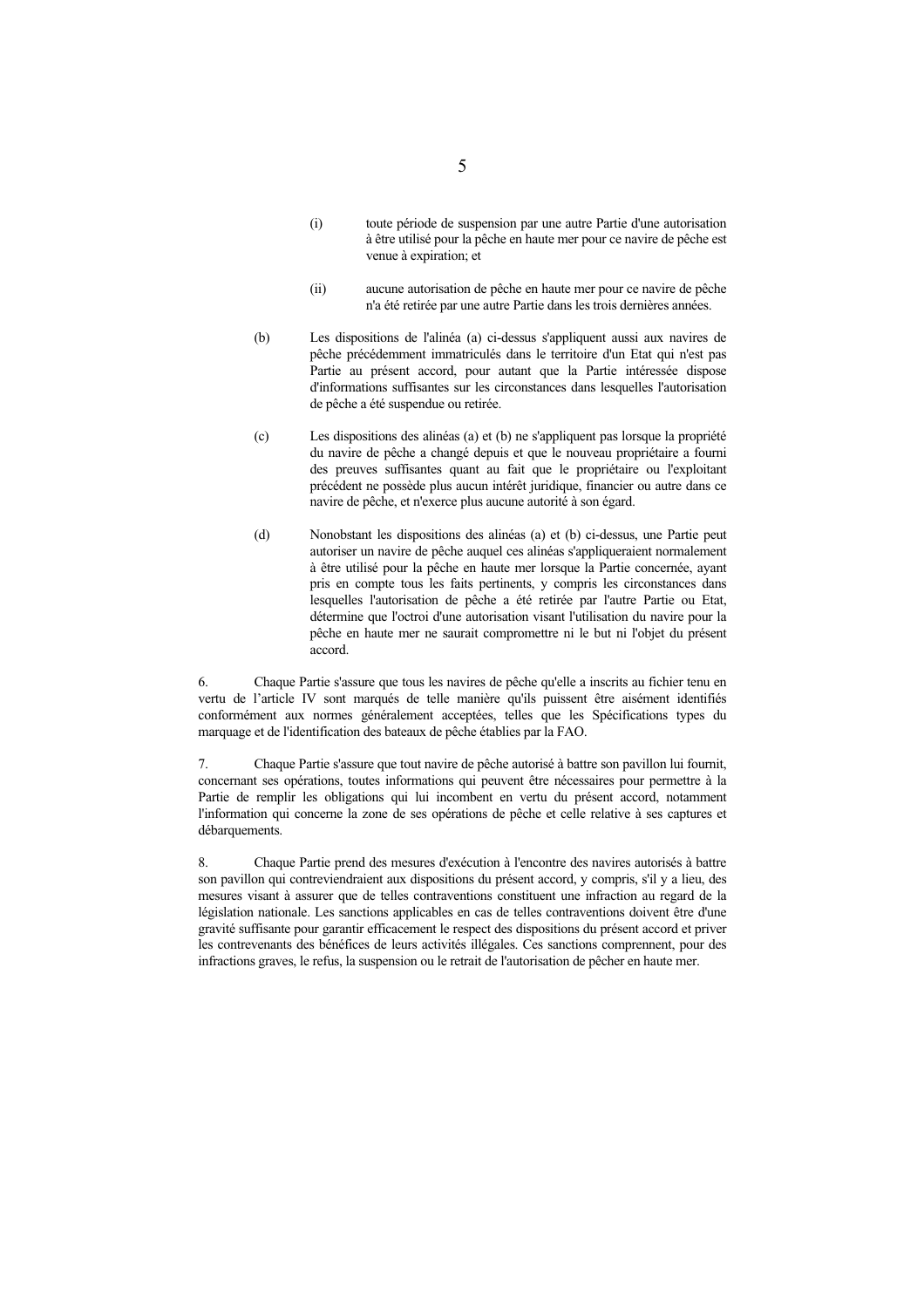(i) toute période de suspension par une autre Partie d'une autorisation à être utilisé pour la pêche en haute mer pour ce navire de pêche est venue à expiration; et

(ii) aucune autorisation de pêche en haute mer pour ce navire de pêche n'a été retirée par une autre Partie dans les trois dernières années.

(b) Les dispositions de l'alinéa (a) ci-dessus s'appliquent aussi aux navires de pêche précédemment immatriculés dans le territoire d'un Etat qui n'est pas Partie au présent accord, pour autant que la Partie intéressée dispose d'informations suffisantes sur les circonstances dans lesquelles l'autorisation de pêche a été suspendue ou retirée.

(c) Les dispositions des alinéas (a) et (b) ne s'appliquent pas lorsque la propriété du navire de pêche a changé depuis et que le nouveau propriétaire a fourni des preuves suffisantes quant au fait que le propriétaire ou l'exploitant précédent ne possède plus aucun intérêt juridique, financier ou autre dans ce navire de pêche, et n'exerce plus aucune autorité à son égard.

(d) Nonobstant les dispositions des alinéas (a) et (b) ci-dessus, une Partie peut autoriser un navire de pêche auquel ces alinéas s'appliqueraient normalement à être utilisé pour la pêche en haute mer lorsque la Partie concernée, ayant pris en compte tous les faits pertinents, y compris les circonstances dans lesquelles l'autorisation de pêche a été retirée par l'autre Partie ou Etat, détermine que l'octroi d'une autorisation visant l'utilisation du navire pour la pêche en haute mer ne saurait compromettre ni le but ni l'objet du présent accord.

6. Chaque Partie s'assure que tous les navires de pêche qu'elle a inscrits au fichier tenu en vertu de l'article IV sont marqués de telle manière qu'ils puissent être aisément identifiés conformément aux normes généralement acceptées, telles que les Spécifications types du marquage et de l'identification des bateaux de pêche établies par la FAO.

7. Chaque Partie s'assure que tout navire de pêche autorisé à battre son pavillon lui fournit, concernant ses opérations, toutes informations qui peuvent être nécessaires pour permettre à la Partie de remplir les obligations qui lui incombent en vertu du présent accord, notamment l'information qui concerne la zone de ses opérations de pêche et celle relative à ses captures et débarquements.

8. Chaque Partie prend des mesures d'exécution à l'encontre des navires autorisés à battre son pavillon qui contreviendraient aux dispositions du présent accord, y compris, s'il y a lieu, des mesures visant à assurer que de telles contraventions constituent une infraction au regard de la législation nationale. Les sanctions applicables en cas de telles contraventions doivent être d'une gravité suffisante pour garantir efficacement le respect des dispositions du présent accord et priver les contrevenants des bénéfices de leurs activités illégales. Ces sanctions comprennent, pour des infractions graves, le refus, la suspension ou le retrait de l'autorisation de pêcher en haute mer.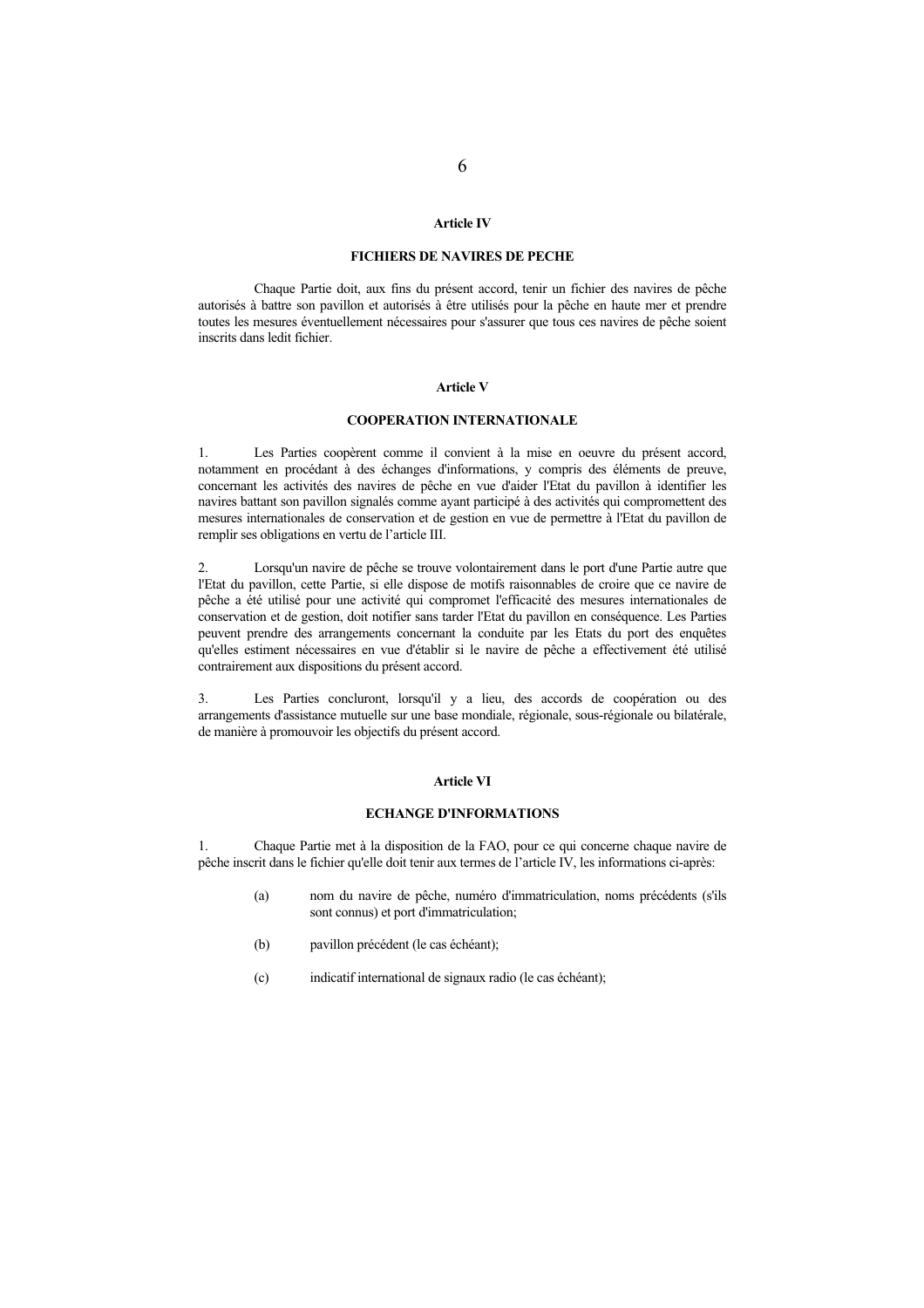### Article IV

### FICHIERS DE NAVIRES DE PECHE

Chaque Partie doit, aux fins du présent accord, tenir un fichier des navires de pêche autorisés à battre son pavillon et autorisés à être utilisés pour la pêche en haute mer et prendre toutes les mesures éventuellement nécessaires pour s'assurer que tous ces navires de pêche soient inscrits dans ledit fichier.

### Article V

### COOPERATION INTERNATIONALE

1. Les Parties coopèrent comme il convient à la mise en oeuvre du présent accord, notamment en procédant à des échanges d'informations, y compris des éléments de preuve, concernant les activités des navires de pêche en vue d'aider l'Etat du pavillon à identifier les navires battant son pavillon signalés comme ayant participé à des activités qui compromettent des mesures internationales de conservation et de gestion en vue de permettre à l'Etat du pavillon de remplir ses obligations en vertu de l'article III.

2. Lorsqu'un navire de pêche se trouve volontairement dans le port d'une Partie autre que l'Etat du pavillon, cette Partie, si elle dispose de motifs raisonnables de croire que ce navire de pêche a été utilisé pour une activité qui compromet l'efficacité des mesures internationales de conservation et de gestion, doit notifier sans tarder l'Etat du pavillon en conséquence. Les Parties peuvent prendre des arrangements concernant la conduite par les Etats du port des enquêtes qu'elles estiment nécessaires en vue d'établir si le navire de pêche a effectivement été utilisé contrairement aux dispositions du présent accord.

3. Les Parties concluront, lorsqu'il y a lieu, des accords de coopération ou des arrangements d'assistance mutuelle sur une base mondiale, régionale, sous-régionale ou bilatérale, de manière à promouvoir les objectifs du présent accord.

### Article VI

### ECHANGE D'INFORMATIONS

1. Chaque Partie met à la disposition de la FAO, pour ce qui concerne chaque navire de pêche inscrit dans le fichier qu'elle doit tenir aux termes de l'article IV, les informations ci-après:

   (a) nom du navire de pêche, numéro d'immatriculation, noms précédents (s'ils sont connus) et port d'immatriculation;

   (b) pavillon précédent (le cas échéant);

   (c) indicatif international de signaux radio (le cas échéant);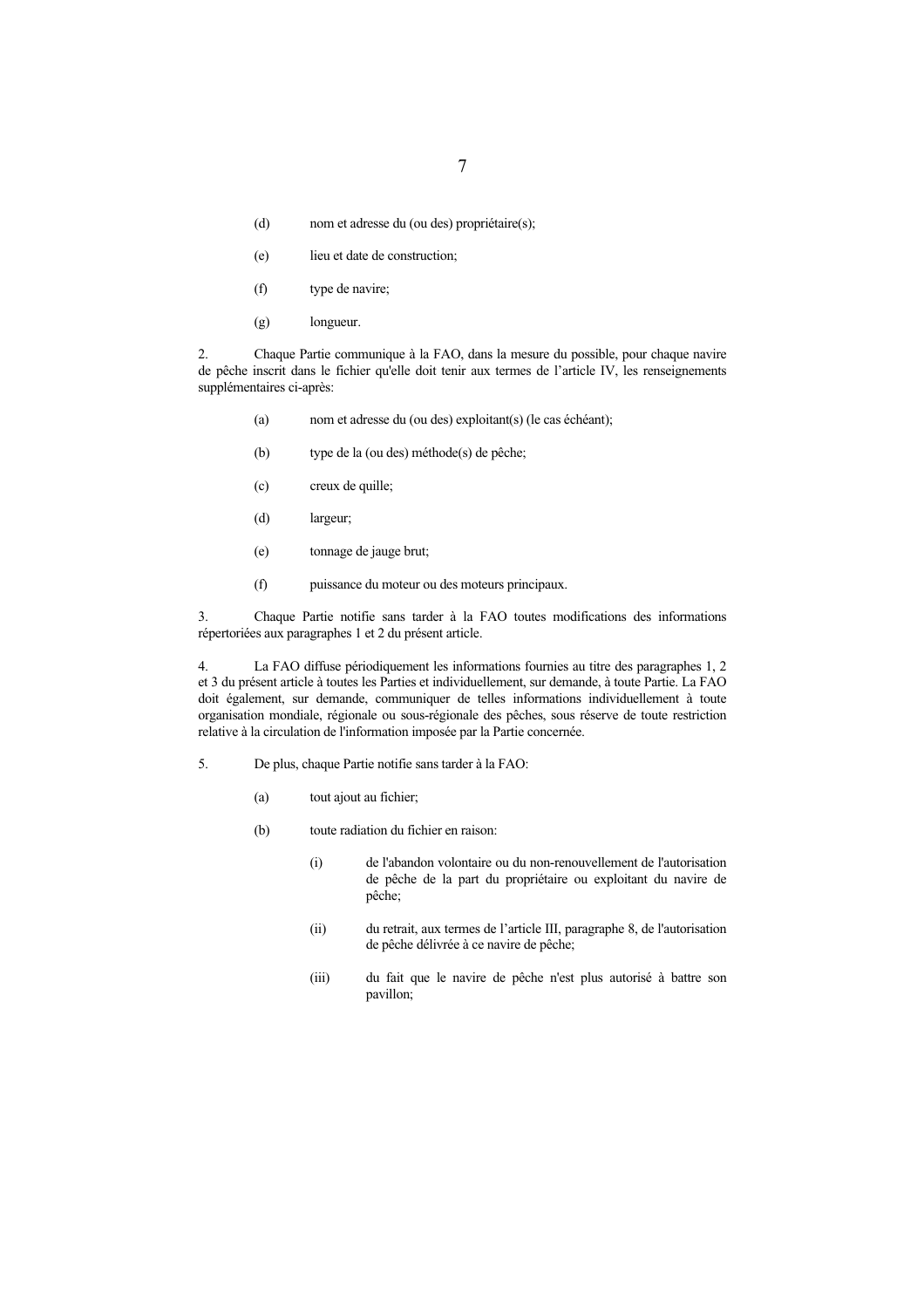(d) nom et adresse du (ou des) propriétaire(s);

(e) lieu et date de construction;

(f) type de navire;

(g) longueur.

2. Chaque Partie communique à la FAO, dans la mesure du possible, pour chaque navire de pêche inscrit dans le fichier qu'elle doit tenir aux termes de l'article IV, les renseignements supplémentaires ci-après:

(a) nom et adresse du (ou des) exploitant(s) (le cas échéant);

(b) type de la (ou des) méthode(s) de pêche;

(c) creux de quille;

(d) largeur;

(e) tonnage de jauge brut;

(f) puissance du moteur ou des moteurs principaux.

3. Chaque Partie notifie sans tarder à la FAO toutes modifications des informations répertoriées aux paragraphes 1 et 2 du présent article.

4. La FAO diffuse périodiquement les informations fournies au titre des paragraphes 1, 2 et 3 du présent article à toutes les Parties et individuellement, sur demande, à toute Partie. La FAO doit également, sur demande, communiquer de telles informations individuellement à toute organisation mondiale, régionale ou sous-régionale des pêches, sous réserve de toute restriction relative à la circulation de l'information imposée par la Partie concernée.

5. De plus, chaque Partie notifie sans tarder à la FAO:

(a) tout ajout au fichier;

(b) toute radiation du fichier en raison:

(i) de l'abandon volontaire ou du non-renouvellement de l'autorisation de pêche de la part du propriétaire ou exploitant du navire de pêche;

(ii) du retrait, aux termes de l'article III, paragraphe 8, de l'autorisation de pêche délivrée à ce navire de pêche;

(iii) du fait que le navire de pêche n'est plus autorisé à battre son pavillon;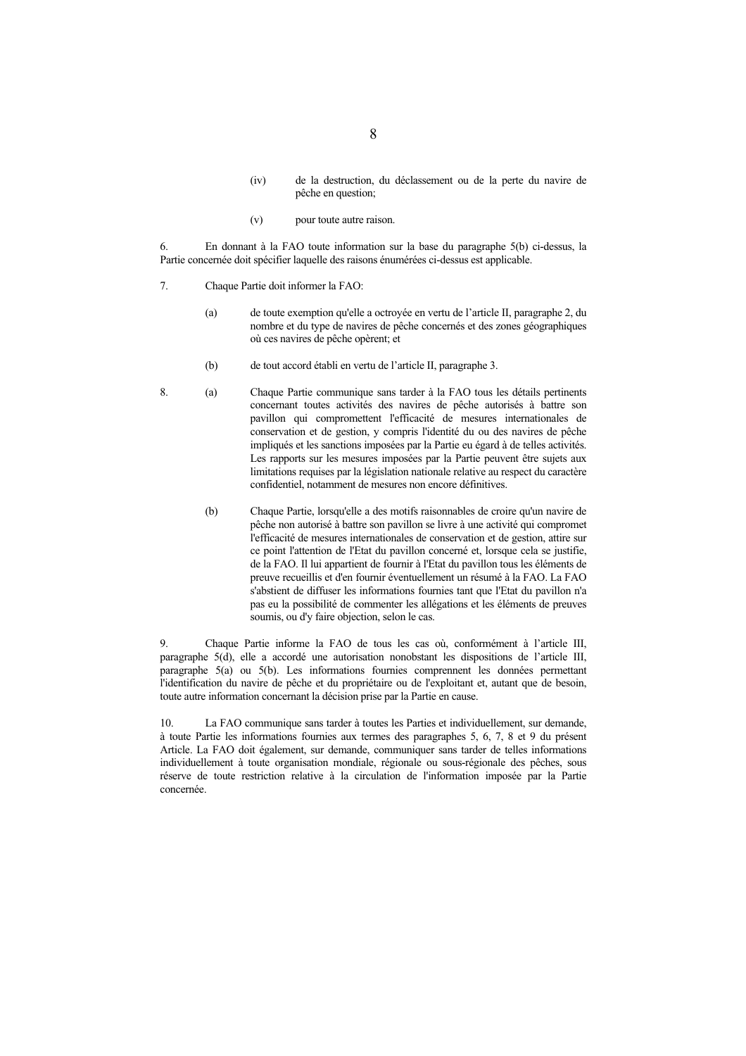(iv) de la destruction, du déclassement ou de la perte du navire de pêche en question;

(v) pour toute autre raison.

6. En donnant à la FAO toute information sur la base du paragraphe 5(b) ci-dessus, la Partie concernée doit spécifier laquelle des raisons énumérées ci-dessus est applicable.

7. Chaque Partie doit informer la FAO:

(a) de toute exemption qu'elle a octroyée en vertu de l'article II, paragraphe 2, du nombre et du type de navires de pêche concernés et des zones géographiques où ces navires de pêche opèrent; et

(b) de tout accord établi en vertu de l'article II, paragraphe 3.

8. (a) Chaque Partie communique sans tarder à la FAO tous les détails pertinents concernant toutes activités des navires de pêche autorisés à battre son pavillon qui compromettent l'efficacité de mesures internationales de conservation et de gestion, y compris l'identité du ou des navires de pêche impliqués et les sanctions imposées par la Partie eu égard à de telles activités. Les rapports sur les mesures imposées par la Partie peuvent être sujets aux limitations requises par la législation nationale relative au respect du caractère confidentiel, notamment de mesures non encore définitives.

(b) Chaque Partie, lorsqu'elle a des motifs raisonnables de croire qu'un navire de pêche non autorisé à battre son pavillon se livre à une activité qui compromet l'efficacité de mesures internationales de conservation et de gestion, attire sur ce point l'attention de l'Etat du pavillon concerné et, lorsque cela se justifie, de la FAO. Il lui appartient de fournir à l'Etat du pavillon tous les éléments de preuve recueillis et d'en fournir éventuellement un résumé à la FAO. La FAO s'abstient de diffuser les informations fournies tant que l'Etat du pavillon n'a pas eu la possibilité de commenter les allégations et les éléments de preuves soumis, ou d'y faire objection, selon le cas.

9. Chaque Partie informe la FAO de tous les cas où, conformément à l'article III, paragraphe 5(d), elle a accordé une autorisation nonobstant les dispositions de l'article III, paragraphe 5(a) ou 5(b). Les informations fournies comprennent les données permettant l'identification du navire de pêche et du propriétaire ou de l'exploitant et, autant que de besoin, toute autre information concernant la décision prise par la Partie en cause.

10. La FAO communique sans tarder à toutes les Parties et individuellement, sur demande, à toute Partie les informations fournies aux termes des paragraphes 5, 6, 7, 8 et 9 du présent Article. La FAO doit également, sur demande, communiquer sans tarder de telles informations individuellement à toute organisation mondiale, régionale ou sous-régionale des pêches, sous réserve de toute restriction relative à la circulation de l'information imposée par la Partie concernée.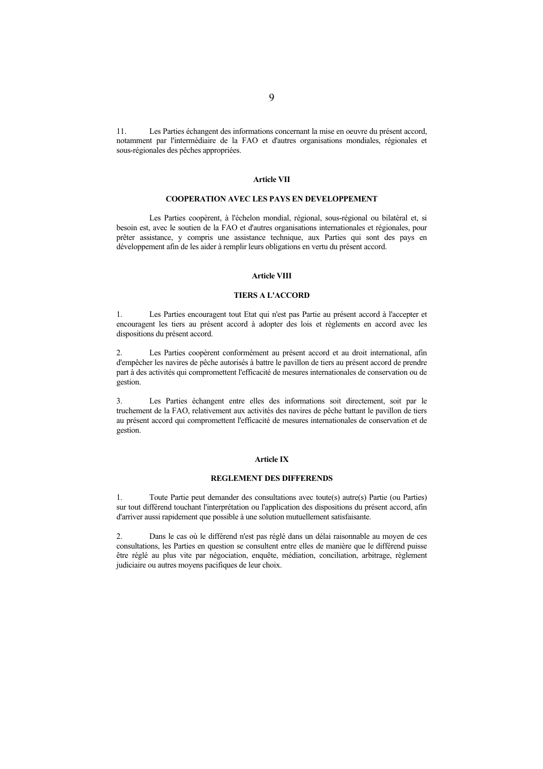11. Les Parties échangent des informations concernant la mise en oeuvre du présent accord, notamment par l'intermédiaire de la FAO et d'autres organisations mondiales, régionales et sous-régionales des pêches appropriées.

## Article VII

### COOPERATION AVEC LES PAYS EN DEVELOPPEMENT

Les Parties coopèrent, à l'échelon mondial, régional, sous-régional ou bilatéral et, si besoin est, avec le soutien de la FAO et d'autres organisations internationales et régionales, pour prêter assistance, y compris une assistance technique, aux Parties qui sont des pays en développement afin de les aider à remplir leurs obligations en vertu du présent accord.

## Article VIII

### TIERS A L'ACCORD

1. Les Parties encouragent tout Etat qui n'est pas Partie au présent accord à l'accepter et encouragent les tiers au présent accord à adopter des lois et règlements en accord avec les dispositions du présent accord.

2. Les Parties coopèrent conformément au présent accord et au droit international, afin d'empêcher les navires de pêche autorisés à battre le pavillon de tiers au présent accord de prendre part à des activités qui compromettent l'efficacité de mesures internationales de conservation ou de gestion.

3. Les Parties échangent entre elles des informations soit directement, soit par le truchement de la FAO, relativement aux activités des navires de pêche battant le pavillon de tiers au présent accord qui compromettent l'efficacité de mesures internationales de conservation et de gestion.

## Article IX

### REGLEMENT DES DIFFERENDS

1. Toute Partie peut demander des consultations avec toute(s) autre(s) Partie (ou Parties) sur tout différend touchant l'interprétation ou l'application des dispositions du présent accord, afin d'arriver aussi rapidement que possible à une solution mutuellement satisfaisante.

2. Dans le cas où le différend n'est pas réglé dans un délai raisonnable au moyen de ces consultations, les Parties en question se consultent entre elles de manière que le différend puisse être réglé au plus vite par négociation, enquête, médiation, conciliation, arbitrage, règlement judiciaire ou autres moyens pacifiques de leur choix.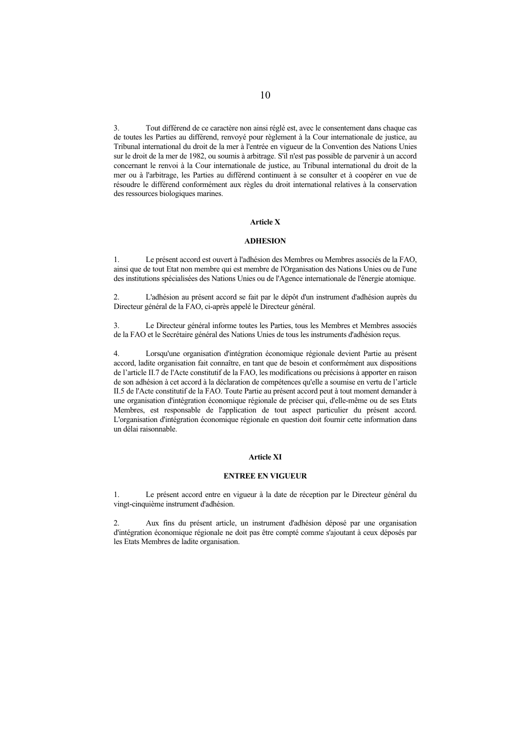3. Tout différend de ce caractère non ainsi réglé est, avec le consentement dans chaque cas de toutes les Parties au différend, renvoyé pour règlement à la Cour internationale de justice, au Tribunal international du droit de la mer à l'entrée en vigueur de la Convention des Nations Unies sur le droit de la mer de 1982, ou soumis à arbitrage. S'il n'est pas possible de parvenir à un accord concernant le renvoi à la Cour internationale de justice, au Tribunal international du droit de la mer ou à l'arbitrage, les Parties au différend continuent à se consulter et à coopérer en vue de résoudre le différend conformément aux règles du droit international relatives à la conservation des ressources biologiques marines.

## Article X

## ADHESION

1. Le présent accord est ouvert à l'adhésion des Membres ou Membres associés de la FAO, ainsi que de tout Etat non membre qui est membre de l'Organisation des Nations Unies ou de l'une des institutions spécialisées des Nations Unies ou de l'Agence internationale de l'énergie atomique.

2. L'adhésion au présent accord se fait par le dépôt d'un instrument d'adhésion auprès du Directeur général de la FAO, ci-après appelé le Directeur général.

3. Le Directeur général informe toutes les Parties, tous les Membres et Membres associés de la FAO et le Secrétaire général des Nations Unies de tous les instruments d'adhésion reçus.

4. Lorsqu'une organisation d'intégration économique régionale devient Partie au présent accord, ladite organisation fait connaître, en tant que de besoin et conformément aux dispositions de l'article II.7 de l'Acte constitutif de la FAO, les modifications ou précisions à apporter en raison de son adhésion à cet accord à la déclaration de compétences qu'elle a soumise en vertu de l'article II.5 de l'Acte constitutif de la FAO. Toute Partie au présent accord peut à tout moment demander à une organisation d'intégration économique régionale de préciser qui, d'elle-même ou de ses Etats Membres, est responsable de l'application de tout aspect particulier du présent accord. L'organisation d'intégration économique régionale en question doit fournir cette information dans un délai raisonnable.

## Article XI

## ENTREE EN VIGUEUR

1. Le présent accord entre en vigueur à la date de réception par le Directeur général du vingt-cinquième instrument d'adhésion.

2. Aux fins du présent article, un instrument d'adhésion déposé par une organisation d'intégration économique régionale ne doit pas être compté comme s'ajoutant à ceux déposés par les Etats Membres de ladite organisation.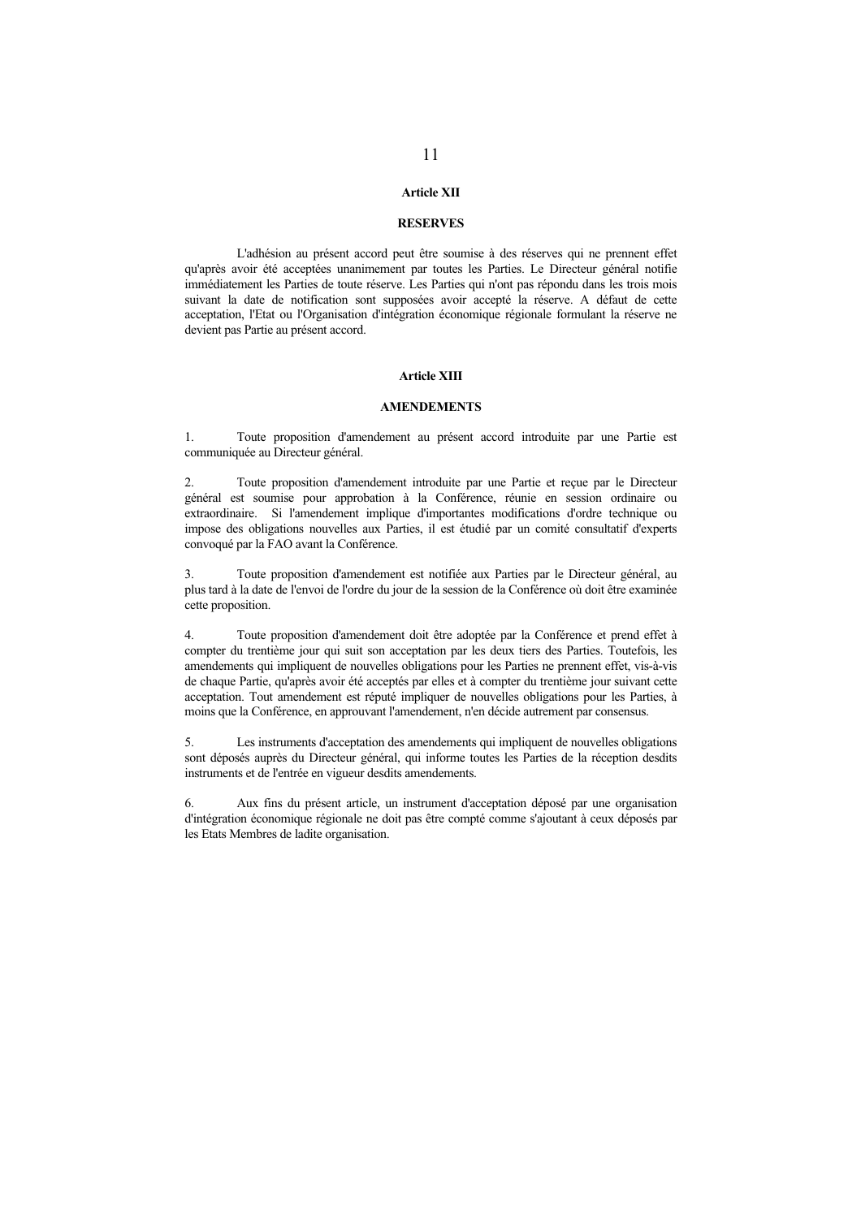## Article XII

### RESERVES

L'adhésion au présent accord peut être soumise à des réserves qui ne prennent effet qu'après avoir été acceptées unanimement par toutes les Parties. Le Directeur général notifie immédiatement les Parties de toute réserve. Les Parties qui n'ont pas répondu dans les trois mois suivant la date de notification sont supposées avoir accepté la réserve. A défaut de cette acceptation, l'Etat ou l'Organisation d'intégration économique régionale formulant la réserve ne devient pas Partie au présent accord.

## Article XIII

### AMENDEMENTS

1. Toute proposition d'amendement au présent accord introduite par une Partie est communiquée au Directeur général.

2. Toute proposition d'amendement introduite par une Partie et reçue par le Directeur général est soumise pour approbation à la Conférence, réunie en session ordinaire ou extraordinaire. Si l'amendement implique d'importantes modifications d'ordre technique ou impose des obligations nouvelles aux Parties, il est étudié par un comité consultatif d'experts convoqué par la FAO avant la Conférence.

3. Toute proposition d'amendement est notifiée aux Parties par le Directeur général, au plus tard à la date de l'envoi de l'ordre du jour de la session de la Conférence où doit être examinée cette proposition.

4. Toute proposition d'amendement doit être adoptée par la Conférence et prend effet à compter du trentième jour qui suit son acceptation par les deux tiers des Parties. Toutefois, les amendements qui impliquent de nouvelles obligations pour les Parties ne prennent effet, vis-à-vis de chaque Partie, qu'après avoir été acceptés par elles et à compter du trentième jour suivant cette acceptation. Tout amendement est réputé impliquer de nouvelles obligations pour les Parties, à moins que la Conférence, en approuvant l'amendement, n'en décide autrement par consensus.

5. Les instruments d'acceptation des amendements qui impliquent de nouvelles obligations sont déposés auprès du Directeur général, qui informe toutes les Parties de la réception desdits instruments et de l'entrée en vigueur desdits amendements.

6. Aux fins du présent article, un instrument d'acceptation déposé par une organisation d'intégration économique régionale ne doit pas être compté comme s'ajoutant à ceux déposés par les Etats Membres de ladite organisation.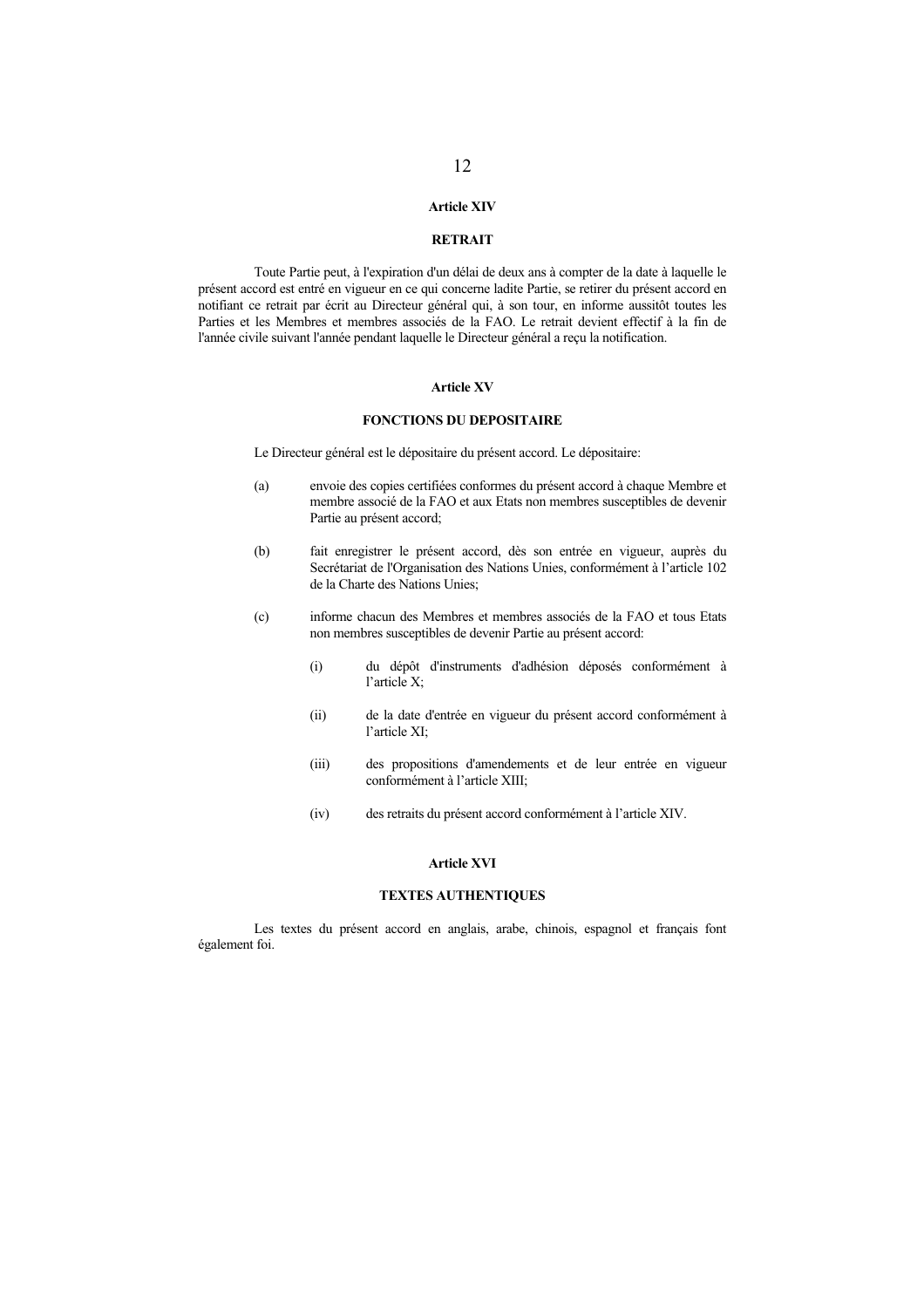## Article XIV

### RETRAIT

Toute Partie peut, à l'expiration d'un délai de deux ans à compter de la date à laquelle le présent accord est entré en vigueur en ce qui concerne ladite Partie, se retirer du présent accord en notifiant ce retrait par écrit au Directeur général qui, à son tour, en informe aussitôt toutes les Parties et les Membres et membres associés de la FAO. Le retrait devient effectif à la fin de l'année civile suivant l'année pendant laquelle le Directeur général a reçu la notification.

## Article XV

### FONCTIONS DU DEPOSITAIRE

Le Directeur général est le dépositaire du présent accord. Le dépositaire:

(a) envoie des copies certifiées conformes du présent accord à chaque Membre et membre associé de la FAO et aux Etats non membres susceptibles de devenir Partie au présent accord;

(b) fait enregistrer le présent accord, dès son entrée en vigueur, auprès du Secrétariat de l'Organisation des Nations Unies, conformément à l'article 102 de la Charte des Nations Unies;

(c) informe chacun des Membres et membres associés de la FAO et tous Etats non membres susceptibles de devenir Partie au présent accord:

 (i) du dépôt d'instruments d'adhésion déposés conformément à l'article X;

 (ii) de la date d'entrée en vigueur du présent accord conformément à l'article XI;

 (iii) des propositions d'amendements et de leur entrée en vigueur conformément à l'article XIII;

 (iv) des retraits du présent accord conformément à l'article XIV.

## Article XVI

### TEXTES AUTHENTIQUES

Les textes du présent accord en anglais, arabe, chinois, espagnol et français font également foi.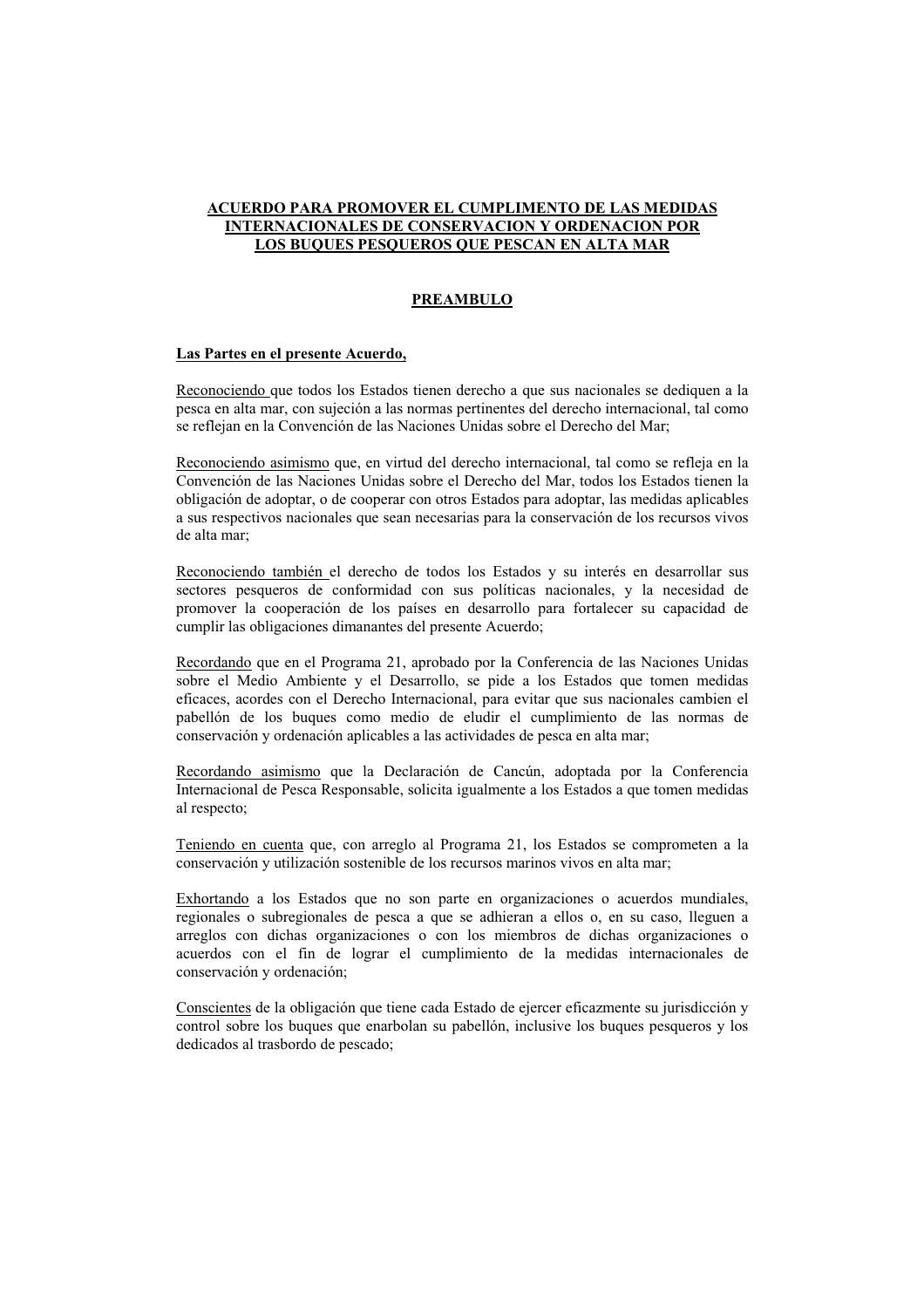# ACUERDO PARA PROMOVER EL CUMPLIMENTO DE LAS MEDIDAS INTERNACIONALES DE CONSERVACION Y ORDENACION POR LOS BUQUES PESQUEROS QUE PESCAN EN ALTA MAR

## PREAMBULO

**Las Partes en el presente Acuerdo,**

Reconociendo que todos los Estados tienen derecho a que sus nacionales se dediquen a la pesca en alta mar, con sujeción a las normas pertinentes del derecho internacional, tal como se reflejan en la Convención de las Naciones Unidas sobre el Derecho del Mar;

Reconociendo asimismo que, en virtud del derecho internacional, tal como se refleja en la Convención de las Naciones Unidas sobre el Derecho del Mar, todos los Estados tienen la obligación de adoptar, o de cooperar con otros Estados para adoptar, las medidas aplicables a sus respectivos nacionales que sean necesarias para la conservación de los recursos vivos de alta mar;

Reconociendo también el derecho de todos los Estados y su interés en desarrollar sus sectores pesqueros de conformidad con sus políticas nacionales, y la necesidad de promover la cooperación de los países en desarrollo para fortalecer su capacidad de cumplir las obligaciones dimanantes del presente Acuerdo;

Recordando que en el Programa 21, aprobado por la Conferencia de las Naciones Unidas sobre el Medio Ambiente y el Desarrollo, se pide a los Estados que tomen medidas eficaces, acordes con el Derecho Internacional, para evitar que sus nacionales cambien el pabellón de los buques como medio de eludir el cumplimiento de las normas de conservación y ordenación aplicables a las actividades de pesca en alta mar;

Recordando asimismo que la Declaración de Cancún, adoptada por la Conferencia Internacional de Pesca Responsable, solicita igualmente a los Estados a que tomen medidas al respecto;

Teniendo en cuenta que, con arreglo al Programa 21, los Estados se comprometen a la conservación y utilización sostenible de los recursos marinos vivos en alta mar;

Exhortando a los Estados que no son parte en organizaciones o acuerdos mundiales, regionales o subregionales de pesca a que se adhieran a ellos o, en su caso, lleguen a arreglos con dichas organizaciones o con los miembros de dichas organizaciones o acuerdos con el fin de lograr el cumplimiento de la medidas internacionales de conservación y ordenación;

Conscientes de la obligación que tiene cada Estado de ejercer eficazmente su jurisdicción y control sobre los buques que enarbolan su pabellón, inclusive los buques pesqueros y los dedicados al trasbordo de pescado;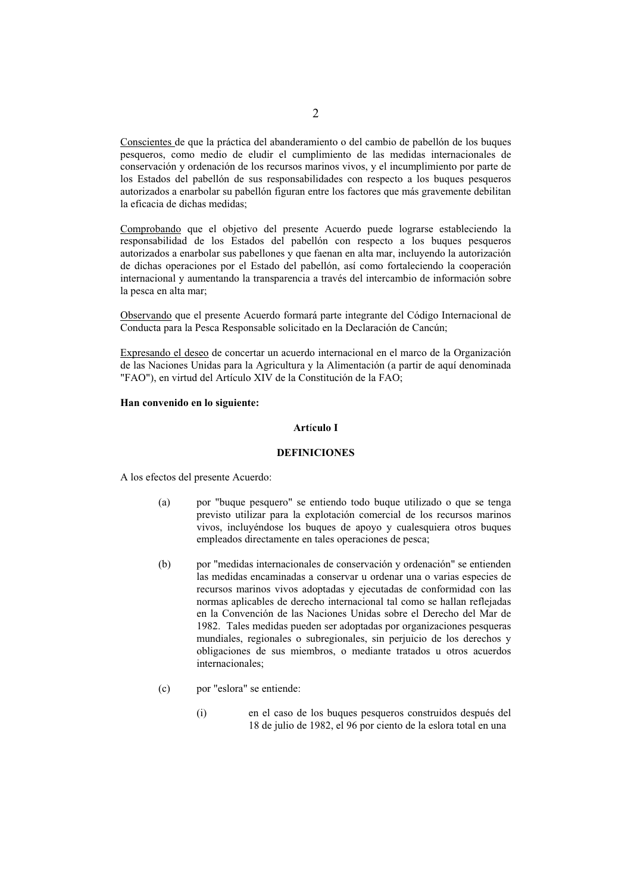Conscientes de que la práctica del abanderamiento o del cambio de pabellón de los buques pesqueros, como medio de eludir el cumplimiento de las medidas internacionales de conservación y ordenación de los recursos marinos vivos, y el incumplimiento por parte de los Estados del pabellón de sus responsabilidades con respecto a los buques pesqueros autorizados a enarbolar su pabellón figuran entre los factores que más gravemente debilitan la eficacia de dichas medidas;

Comprobando que el objetivo del presente Acuerdo puede lograrse estableciendo la responsabilidad de los Estados del pabellón con respecto a los buques pesqueros autorizados a enarbolar sus pabellones y que faenan en alta mar, incluyendo la autorización de dichas operaciones por el Estado del pabellón, así como fortaleciendo la cooperación internacional y aumentando la transparencia a través del intercambio de información sobre la pesca en alta mar;

Observando que el presente Acuerdo formará parte integrante del Código Internacional de Conducta para la Pesca Responsable solicitado en la Declaración de Cancún;

Expresando el deseo de concertar un acuerdo internacional en el marco de la Organización de las Naciones Unidas para la Agricultura y la Alimentación (a partir de aquí denominada "FAO"), en virtud del Artículo XIV de la Constitución de la FAO;

**Han convenido en lo siguiente:**

## Artículo I

## DEFINICIONES

A los efectos del presente Acuerdo:

(a) por "buque pesquero" se entiendo todo buque utilizado o que se tenga previsto utilizar para la explotación comercial de los recursos marinos vivos, incluyéndose los buques de apoyo y cualesquiera otros buques empleados directamente en tales operaciones de pesca;

(b) por "medidas internacionales de conservación y ordenación" se entienden las medidas encaminadas a conservar u ordenar una o varias especies de recursos marinos vivos adoptadas y ejecutadas de conformidad con las normas aplicables de derecho internacional tal como se hallan reflejadas en la Convención de las Naciones Unidas sobre el Derecho del Mar de 1982. Tales medidas pueden ser adoptadas por organizaciones pesqueras mundiales, regionales o subregionales, sin perjuicio de los derechos y obligaciones de sus miembros, o mediante tratados u otros acuerdos internacionales;

(c) por "eslora" se entiende:

(i) en el caso de los buques pesqueros construidos después del 18 de julio de 1982, el 96 por ciento de la eslora total en una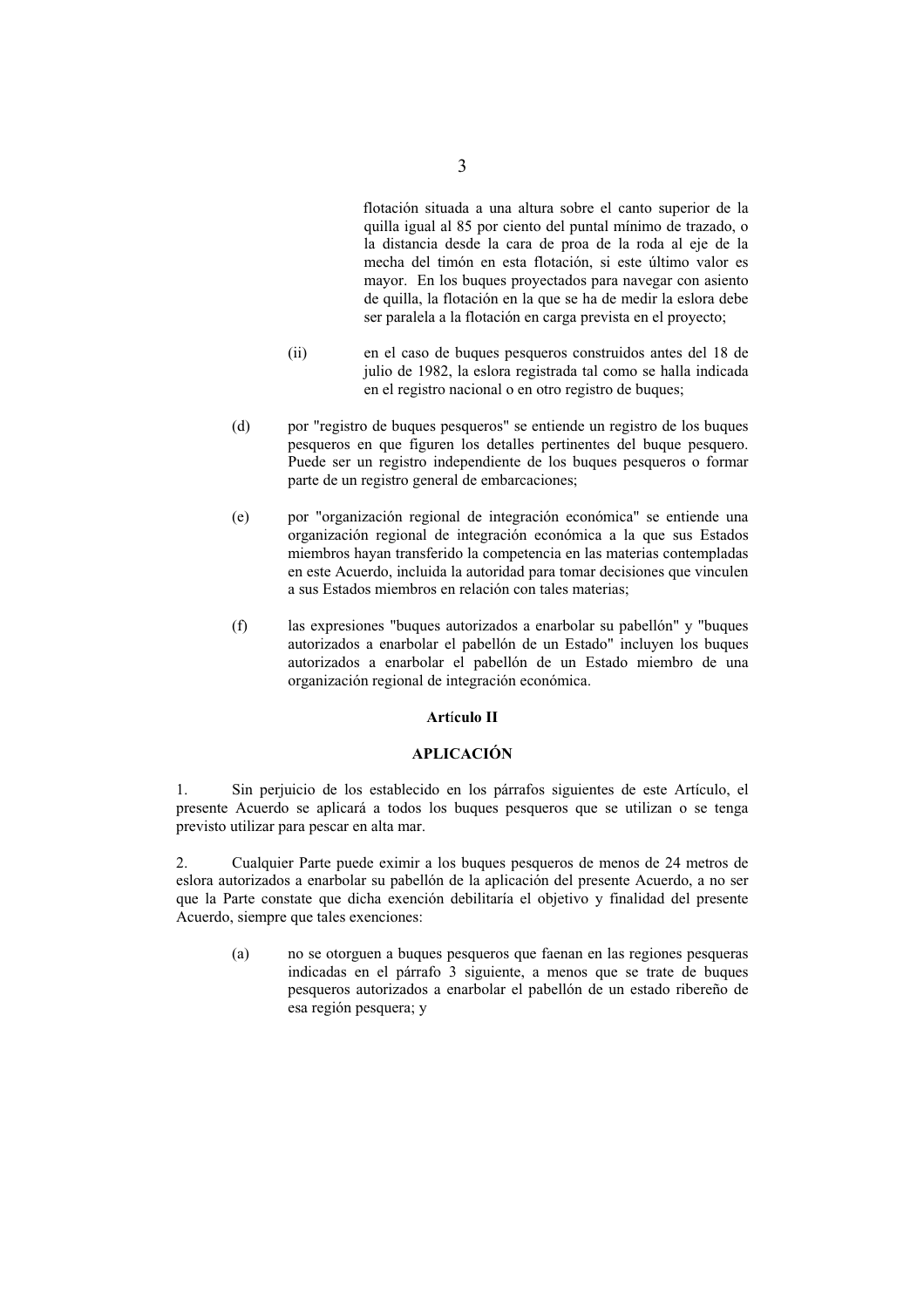flotación situada a una altura sobre el canto superior de la quilla igual al 85 por ciento del puntal mínimo de trazado, o la distancia desde la cara de proa de la roda al eje de la mecha del timón en esta flotación, si este último valor es mayor. En los buques proyectados para navegar con asiento de quilla, la flotación en la que se ha de medir la eslora debe ser paralela a la flotación en carga prevista en el proyecto;

(ii) en el caso de buques pesqueros construidos antes del 18 de julio de 1982, la eslora registrada tal como se halla indicada en el registro nacional o en otro registro de buques;

(d) por "registro de buques pesqueros" se entiende un registro de los buques pesqueros en que figuren los detalles pertinentes del buque pesquero. Puede ser un registro independiente de los buques pesqueros o formar parte de un registro general de embarcaciones;

(e) por "organización regional de integración económica" se entiende una organización regional de integración económica a la que sus Estados miembros hayan transferido la competencia en las materias contempladas en este Acuerdo, incluida la autoridad para tomar decisiones que vinculen a sus Estados miembros en relación con tales materias;

(f) las expresiones "buques autorizados a enarbolar su pabellón" y "buques autorizados a enarbolar el pabellón de un Estado" incluyen los buques autorizados a enarbolar el pabellón de un Estado miembro de una organización regional de integración económica.

**Artículo II**

**APLICACIÓN**

1. Sin perjuicio de los establecido en los párrafos siguientes de este Artículo, el presente Acuerdo se aplicará a todos los buques pesqueros que se utilizan o se tenga previsto utilizar para pescar en alta mar.

2. Cualquier Parte puede eximir a los buques pesqueros de menos de 24 metros de eslora autorizados a enarbolar su pabellón de la aplicación del presente Acuerdo, a no ser que la Parte constate que dicha exención debilitaría el objetivo y finalidad del presente Acuerdo, siempre que tales exenciones:

(a) no se otorguen a buques pesqueros que faenan en las regiones pesqueras indicadas en el párrafo 3 siguiente, a menos que se trate de buques pesqueros autorizados a enarbolar el pabellón de un estado ribereño de esa región pesquera; y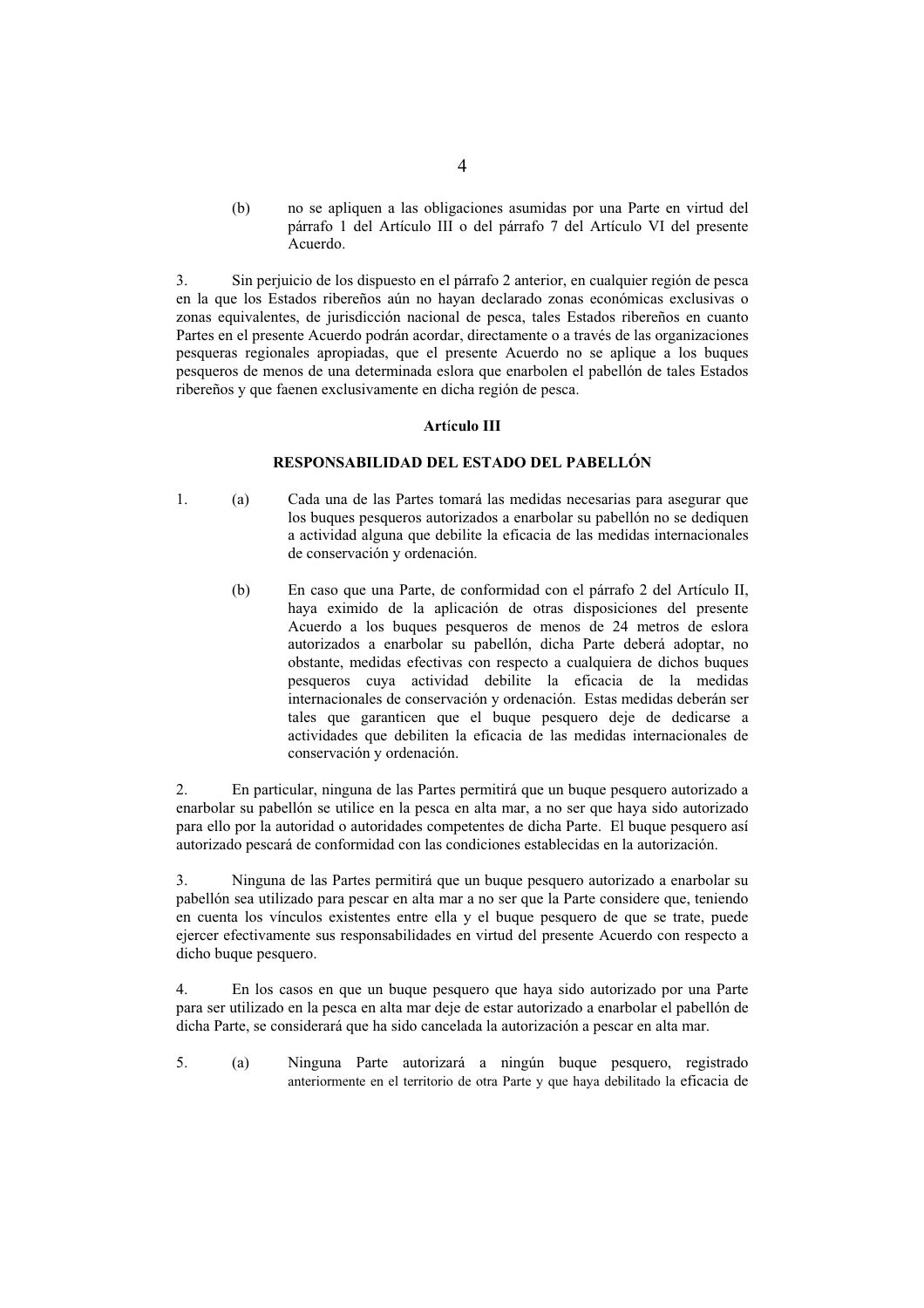(b) no se apliquen a las obligaciones asumidas por una Parte en virtud del párrafo 1 del Artículo III o del párrafo 7 del Artículo VI del presente Acuerdo.

3. Sin perjuicio de los dispuesto en el párrafo 2 anterior, en cualquier región de pesca en la que los Estados ribereños aún no hayan declarado zonas económicas exclusivas o zonas equivalentes, de jurisdicción nacional de pesca, tales Estados ribereños en cuanto Partes en el presente Acuerdo podrán acordar, directamente o a través de las organizaciones pesqueras regionales apropiadas, que el presente Acuerdo no se aplique a los buques pesqueros de menos de una determinada eslora que enarbolen el pabellón de tales Estados ribereños y que faenen exclusivamente en dicha región de pesca.

## Artículo III

## RESPONSABILIDAD DEL ESTADO DEL PABELLÓN

1. (a) Cada una de las Partes tomará las medidas necesarias para asegurar que los buques pesqueros autorizados a enarbolar su pabellón no se dediquen a actividad alguna que debilite la eficacia de las medidas internacionales de conservación y ordenación.

   (b) En caso que una Parte, de conformidad con el párrafo 2 del Artículo II, haya eximido de la aplicación de otras disposiciones del presente Acuerdo a los buques pesqueros de menos de 24 metros de eslora autorizados a enarbolar su pabellón, dicha Parte deberá adoptar, no obstante, medidas efectivas con respecto a cualquiera de dichos buques pesqueros cuya actividad debilite la eficacia de la medidas internacionales de conservación y ordenación. Estas medidas deberán ser tales que garanticen que el buque pesquero deje de dedicarse a actividades que debiliten la eficacia de las medidas internacionales de conservación y ordenación.

2. En particular, ninguna de las Partes permitirá que un buque pesquero autorizado a enarbolar su pabellón se utilice en la pesca en alta mar, a no ser que haya sido autorizado para ello por la autoridad o autoridades competentes de dicha Parte. El buque pesquero así autorizado pescará de conformidad con las condiciones establecidas en la autorización.

3. Ninguna de las Partes permitirá que un buque pesquero autorizado a enarbolar su pabellón sea utilizado para pescar en alta mar a no ser que la Parte considere que, teniendo en cuenta los vínculos existentes entre ella y el buque pesquero de que se trate, puede ejercer efectivamente sus responsabilidades en virtud del presente Acuerdo con respecto a dicho buque pesquero.

4. En los casos en que un buque pesquero que haya sido autorizado por una Parte para ser utilizado en la pesca en alta mar deje de estar autorizado a enarbolar el pabellón de dicha Parte, se considerará que ha sido cancelada la autorización a pescar en alta mar.

5. (a) Ninguna Parte autorizará a ningún buque pesquero, registrado anteriormente en el territorio de otra Parte y que haya debilitado la eficacia de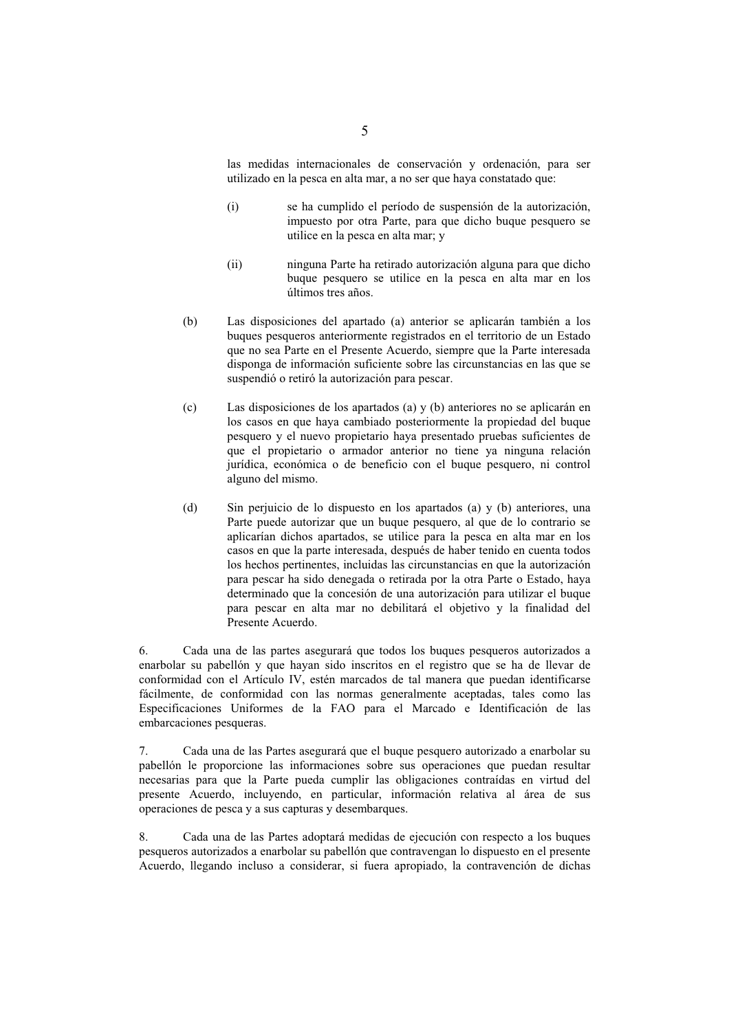las medidas internacionales de conservación y ordenación, para ser utilizado en la pesca en alta mar, a no ser que haya constatado que:

(i) se ha cumplido el período de suspensión de la autorización, impuesto por otra Parte, para que dicho buque pesquero se utilice en la pesca en alta mar; y

(ii) ninguna Parte ha retirado autorización alguna para que dicho buque pesquero se utilice en la pesca en alta mar en los últimos tres años.

(b) Las disposiciones del apartado (a) anterior se aplicarán también a los buques pesqueros anteriormente registrados en el territorio de un Estado que no sea Parte en el Presente Acuerdo, siempre que la Parte interesada disponga de información suficiente sobre las circunstancias en las que se suspendió o retiró la autorización para pescar.

(c) Las disposiciones de los apartados (a) y (b) anteriores no se aplicarán en los casos en que haya cambiado posteriormente la propiedad del buque pesquero y el nuevo propietario haya presentado pruebas suficientes de que el propietario o armador anterior no tiene ya ninguna relación jurídica, económica o de beneficio con el buque pesquero, ni control alguno del mismo.

(d) Sin perjuicio de lo dispuesto en los apartados (a) y (b) anteriores, una Parte puede autorizar que un buque pesquero, al que de lo contrario se aplicarían dichos apartados, se utilice para la pesca en alta mar en los casos en que la parte interesada, después de haber tenido en cuenta todos los hechos pertinentes, incluidas las circunstancias en que la autorización para pescar ha sido denegada o retirada por la otra Parte o Estado, haya determinado que la concesión de una autorización para utilizar el buque para pescar en alta mar no debilitará el objetivo y la finalidad del Presente Acuerdo.

6. Cada una de las partes asegurará que todos los buques pesqueros autorizados a enarbolar su pabellón y que hayan sido inscritos en el registro que se ha de llevar de conformidad con el Artículo IV, estén marcados de tal manera que puedan identificarse fácilmente, de conformidad con las normas generalmente aceptadas, tales como las Especificaciones Uniformes de la FAO para el Marcado e Identificación de las embarcaciones pesqueras.

7. Cada una de las Partes asegurará que el buque pesquero autorizado a enarbolar su pabellón le proporcione las informaciones sobre sus operaciones que puedan resultar necesarias para que la Parte pueda cumplir las obligaciones contraídas en virtud del presente Acuerdo, incluyendo, en particular, información relativa al área de sus operaciones de pesca y a sus capturas y desembarques.

8. Cada una de las Partes adoptará medidas de ejecución con respecto a los buques pesqueros autorizados a enarbolar su pabellón que contravengan lo dispuesto en el presente Acuerdo, llegando incluso a considerar, si fuera apropiado, la contravención de dichas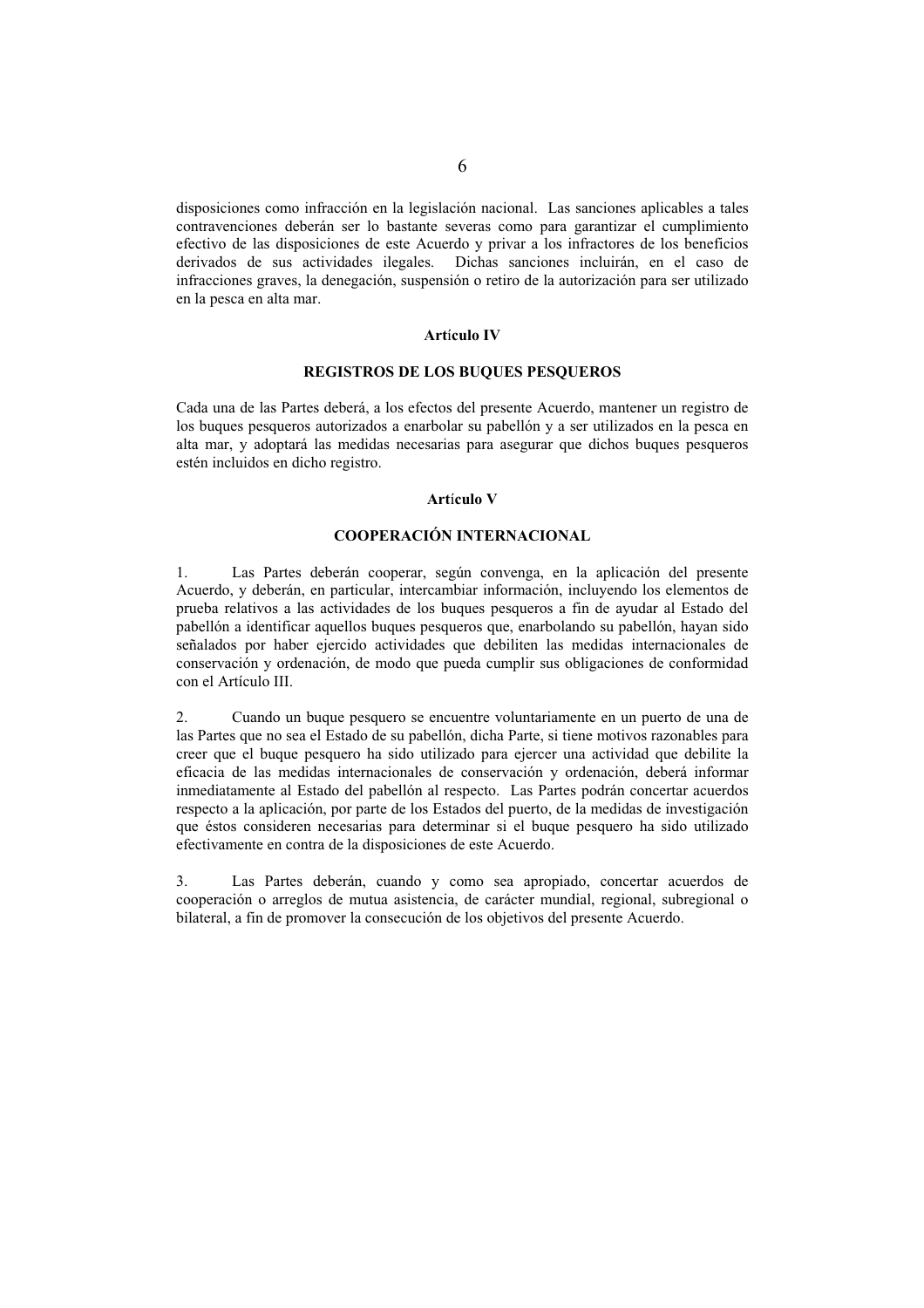disposiciones como infracción en la legislación nacional. Las sanciones aplicables a tales contravenciones deberán ser lo bastante severas como para garantizar el cumplimiento efectivo de las disposiciones de este Acuerdo y privar a los infractores de los beneficios derivados de sus actividades ilegales. Dichas sanciones incluirán, en el caso de infracciones graves, la denegación, suspensión o retiro de la autorización para ser utilizado en la pesca en alta mar.

## Artículo IV

## REGISTROS DE LOS BUQUES PESQUEROS

Cada una de las Partes deberá, a los efectos del presente Acuerdo, mantener un registro de los buques pesqueros autorizados a enarbolar su pabellón y a ser utilizados en la pesca en alta mar, y adoptará las medidas necesarias para asegurar que dichos buques pesqueros estén incluidos en dicho registro.

## Artículo V

## COOPERACIÓN INTERNACIONAL

1. Las Partes deberán cooperar, según convenga, en la aplicación del presente Acuerdo, y deberán, en particular, intercambiar información, incluyendo los elementos de prueba relativos a las actividades de los buques pesqueros a fin de ayudar al Estado del pabellón a identificar aquellos buques pesqueros que, enarbolando su pabellón, hayan sido señalados por haber ejercido actividades que debiliten las medidas internacionales de conservación y ordenación, de modo que pueda cumplir sus obligaciones de conformidad con el Artículo III.

2. Cuando un buque pesquero se encuentre voluntariamente en un puerto de una de las Partes que no sea el Estado de su pabellón, dicha Parte, si tiene motivos razonables para creer que el buque pesquero ha sido utilizado para ejercer una actividad que debilite la eficacia de las medidas internacionales de conservación y ordenación, deberá informar inmediatamente al Estado del pabellón al respecto. Las Partes podrán concertar acuerdos respecto a la aplicación, por parte de los Estados del puerto, de la medidas de investigación que éstos consideren necesarias para determinar si el buque pesquero ha sido utilizado efectivamente en contra de la disposiciones de este Acuerdo.

3. Las Partes deberán, cuando y como sea apropiado, concertar acuerdos de cooperación o arreglos de mutua asistencia, de carácter mundial, regional, subregional o bilateral, a fin de promover la consecución de los objetivos del presente Acuerdo.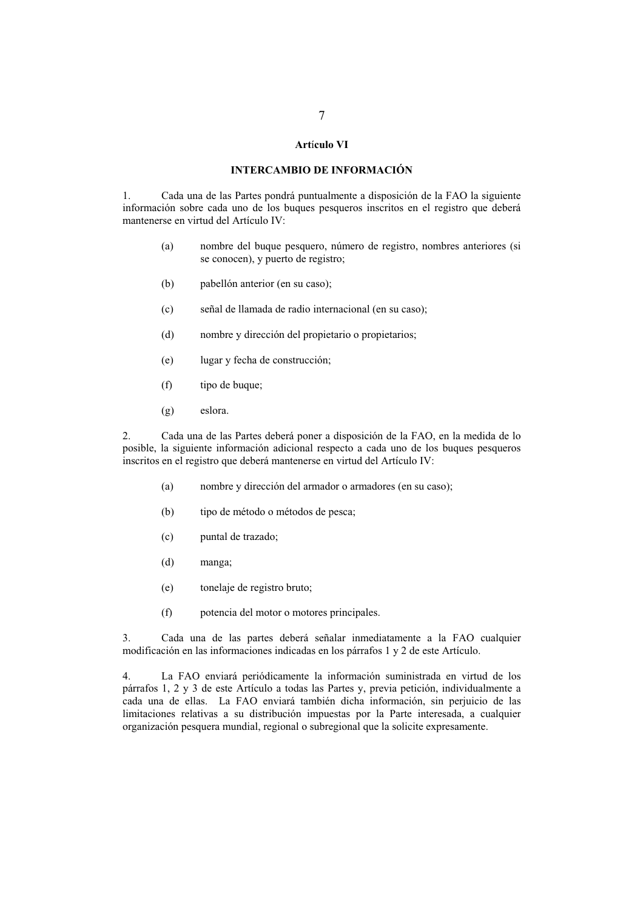## Artículo VI

## INTERCAMBIO DE INFORMACIÓN

1. Cada una de las Partes pondrá puntualmente a disposición de la FAO la siguiente información sobre cada uno de los buques pesqueros inscritos en el registro que deberá mantenerse en virtud del Artículo IV:

(a) nombre del buque pesquero, número de registro, nombres anteriores (si se conocen), y puerto de registro;

(b) pabellón anterior (en su caso);

(c) señal de llamada de radio internacional (en su caso);

(d) nombre y dirección del propietario o propietarios;

(e) lugar y fecha de construcción;

(f) tipo de buque;

(g) eslora.

2. Cada una de las Partes deberá poner a disposición de la FAO, en la medida de lo posible, la siguiente información adicional respecto a cada uno de los buques pesqueros inscritos en el registro que deberá mantenerse en virtud del Artículo IV:

(a) nombre y dirección del armador o armadores (en su caso);

(b) tipo de método o métodos de pesca;

(c) puntal de trazado;

(d) manga;

(e) tonelaje de registro bruto;

(f) potencia del motor o motores principales.

3. Cada una de las partes deberá señalar inmediatamente a la FAO cualquier modificación en las informaciones indicadas en los párrafos 1 y 2 de este Artículo.

4. La FAO enviará periódicamente la información suministrada en virtud de los párrafos 1, 2 y 3 de este Artículo a todas las Partes y, previa petición, individualmente a cada una de ellas. La FAO enviará también dicha información, sin perjuicio de las limitaciones relativas a su distribución impuestas por la Parte interesada, a cualquier organización pesquera mundial, regional o subregional que la solicite expresamente.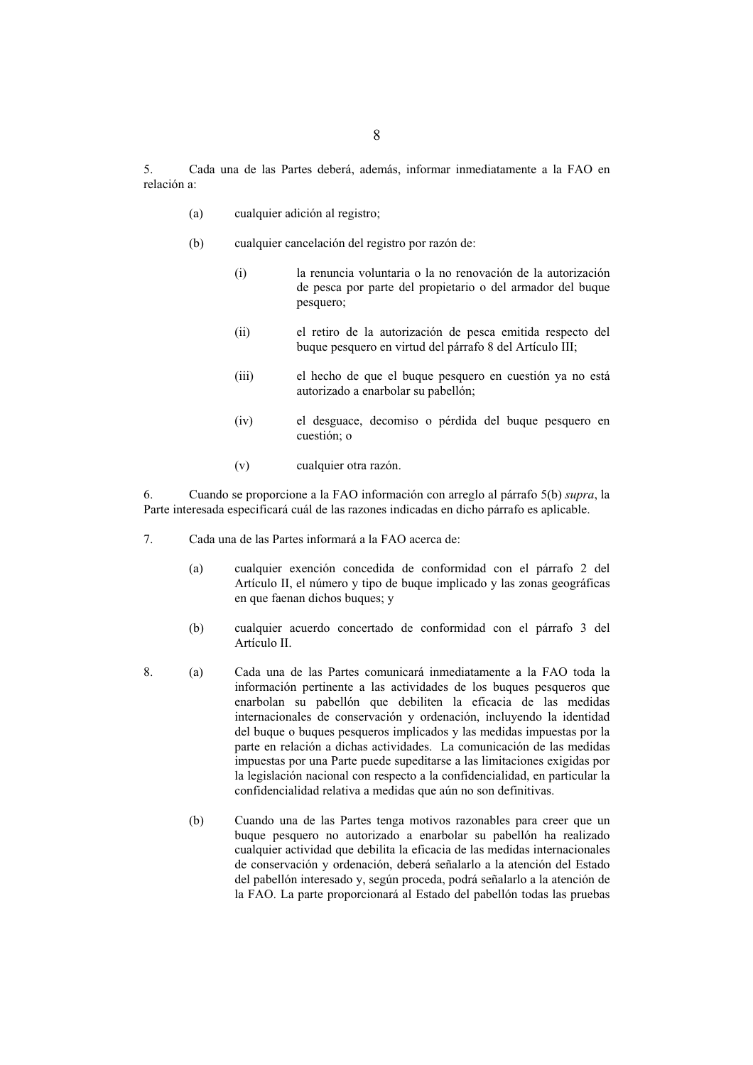5. Cada una de las Partes deberá, además, informar inmediatamente a la FAO en relación a:

(a) cualquier adición al registro;

(b) cualquier cancelación del registro por razón de:

(i) la renuncia voluntaria o la no renovación de la autorización de pesca por parte del propietario o del armador del buque pesquero;

(ii) el retiro de la autorización de pesca emitida respecto del buque pesquero en virtud del párrafo 8 del Artículo III;

(iii) el hecho de que el buque pesquero en cuestión ya no está autorizado a enarbolar su pabellón;

(iv) el desguace, decomiso o pérdida del buque pesquero en cuestión; o

(v) cualquier otra razón.

6. Cuando se proporcione a la FAO información con arreglo al párrafo 5(b) *supra*, la Parte interesada especificará cuál de las razones indicadas en dicho párrafo es aplicable.

7. Cada una de las Partes informará a la FAO acerca de:

(a) cualquier exención concedida de conformidad con el párrafo 2 del Artículo II, el número y tipo de buque implicado y las zonas geográficas en que faenan dichos buques; y

(b) cualquier acuerdo concertado de conformidad con el párrafo 3 del Artículo II.

8. (a) Cada una de las Partes comunicará inmediatamente a la FAO toda la información pertinente a las actividades de los buques pesqueros que enarbolan su pabellón que debiliten la eficacia de las medidas internacionales de conservación y ordenación, incluyendo la identidad del buque o buques pesqueros implicados y las medidas impuestas por la parte en relación a dichas actividades. La comunicación de las medidas impuestas por una Parte puede supeditarse a las limitaciones exigidas por la legislación nacional con respecto a la confidencialidad, en particular la confidencialidad relativa a medidas que aún no son definitivas.

(b) Cuando una de las Partes tenga motivos razonables para creer que un buque pesquero no autorizado a enarbolar su pabellón ha realizado cualquier actividad que debilita la eficacia de las medidas internacionales de conservación y ordenación, deberá señalarlo a la atención del Estado del pabellón interesado y, según proceda, podrá señalarlo a la atención de la FAO. La parte proporcionará al Estado del pabellón todas las pruebas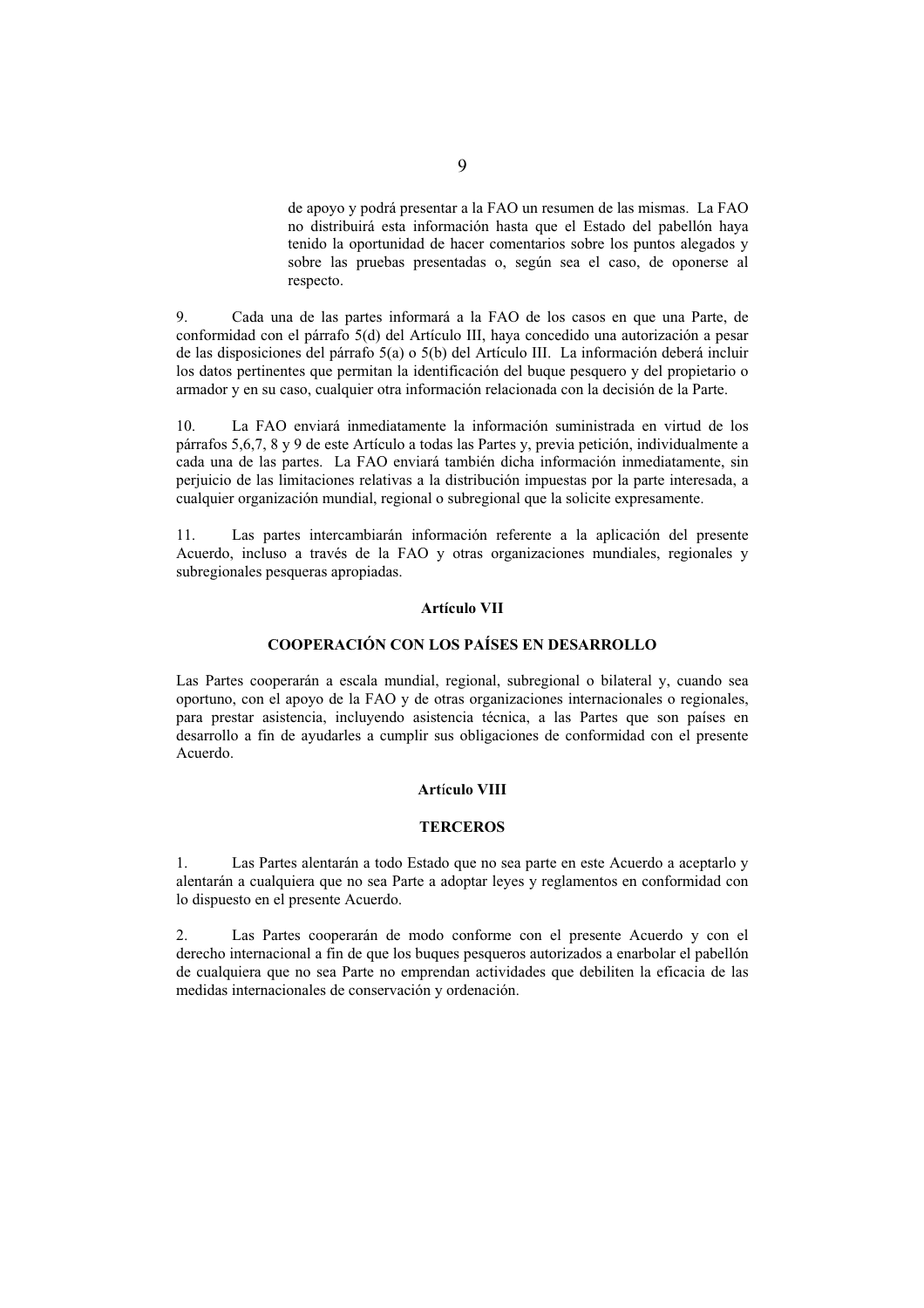de apoyo y podrá presentar a la FAO un resumen de las mismas. La FAO no distribuirá esta información hasta que el Estado del pabellón haya tenido la oportunidad de hacer comentarios sobre los puntos alegados y sobre las pruebas presentadas o, según sea el caso, de oponerse al respecto.

9. Cada una de las partes informará a la FAO de los casos en que una Parte, de conformidad con el párrafo 5(d) del Artículo III, haya concedido una autorización a pesar de las disposiciones del párrafo 5(a) o 5(b) del Artículo III. La información deberá incluir los datos pertinentes que permitan la identificación del buque pesquero y del propietario o armador y en su caso, cualquier otra información relacionada con la decisión de la Parte.

10. La FAO enviará inmediatamente la información suministrada en virtud de los párrafos 5,6,7, 8 y 9 de este Artículo a todas las Partes y, previa petición, individualmente a cada una de las partes. La FAO enviará también dicha información inmediatamente, sin perjuicio de las limitaciones relativas a la distribución impuestas por la parte interesada, a cualquier organización mundial, regional o subregional que la solicite expresamente.

11. Las partes intercambiarán información referente a la aplicación del presente Acuerdo, incluso a través de la FAO y otras organizaciones mundiales, regionales y subregionales pesqueras apropiadas.

**Artículo VII**

**COOPERACIÓN CON LOS PAÍSES EN DESARROLLO**

Las Partes cooperarán a escala mundial, regional, subregional o bilateral y, cuando sea oportuno, con el apoyo de la FAO y de otras organizaciones internacionales o regionales, para prestar asistencia, incluyendo asistencia técnica, a las Partes que son países en desarrollo a fin de ayudarles a cumplir sus obligaciones de conformidad con el presente Acuerdo.

**Artículo VIII**

**TERCEROS**

1. Las Partes alentarán a todo Estado que no sea parte en este Acuerdo a aceptarlo y alentarán a cualquiera que no sea Parte a adoptar leyes y reglamentos en conformidad con lo dispuesto en el presente Acuerdo.

2. Las Partes cooperarán de modo conforme con el presente Acuerdo y con el derecho internacional a fin de que los buques pesqueros autorizados a enarbolar el pabellón de cualquiera que no sea Parte no emprendan actividades que debiliten la eficacia de las medidas internacionales de conservación y ordenación.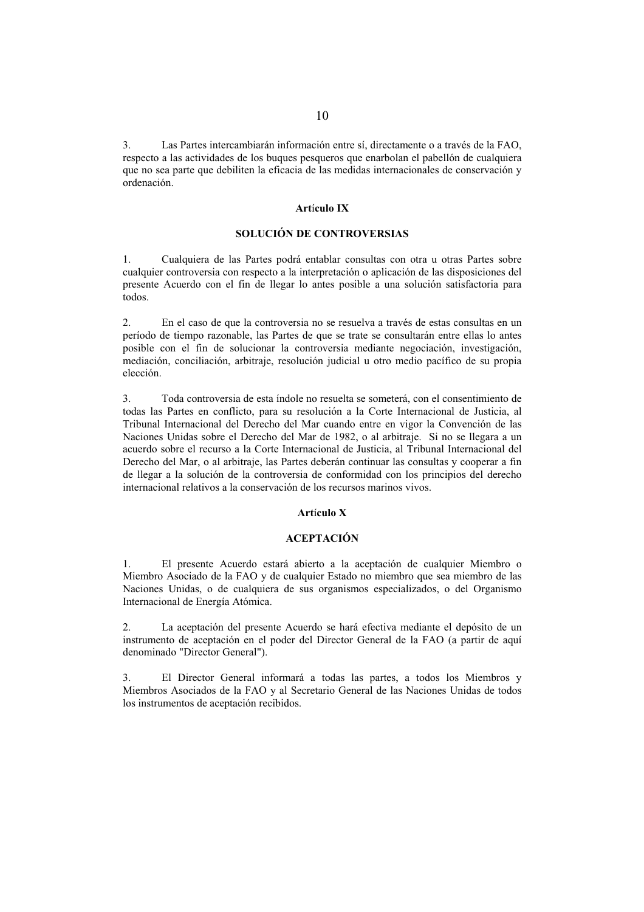3. Las Partes intercambiarán información entre sí, directamente o a través de la FAO, respecto a las actividades de los buques pesqueros que enarbolan el pabellón de cualquiera que no sea parte que debiliten la eficacia de las medidas internacionales de conservación y ordenación.

**Artículo IX**

**SOLUCIÓN DE CONTROVERSIAS**

1. Cualquiera de las Partes podrá entablar consultas con otra u otras Partes sobre cualquier controversia con respecto a la interpretación o aplicación de las disposiciones del presente Acuerdo con el fin de llegar lo antes posible a una solución satisfactoria para todos.

2. En el caso de que la controversia no se resuelva a través de estas consultas en un período de tiempo razonable, las Partes de que se trate se consultarán entre ellas lo antes posible con el fin de solucionar la controversia mediante negociación, investigación, mediación, conciliación, arbitraje, resolución judicial u otro medio pacífico de su propia elección.

3. Toda controversia de esta índole no resuelta se someterá, con el consentimiento de todas las Partes en conflicto, para su resolución a la Corte Internacional de Justicia, al Tribunal Internacional del Derecho del Mar cuando entre en vigor la Convención de las Naciones Unidas sobre el Derecho del Mar de 1982, o al arbitraje. Si no se llegara a un acuerdo sobre el recurso a la Corte Internacional de Justicia, al Tribunal Internacional del Derecho del Mar, o al arbitraje, las Partes deberán continuar las consultas y cooperar a fin de llegar a la solución de la controversia de conformidad con los principios del derecho internacional relativos a la conservación de los recursos marinos vivos.

**Artículo X**

**ACEPTACIÓN**

1. El presente Acuerdo estará abierto a la aceptación de cualquier Miembro o Miembro Asociado de la FAO y de cualquier Estado no miembro que sea miembro de las Naciones Unidas, o de cualquiera de sus organismos especializados, o del Organismo Internacional de Energía Atómica.

2. La aceptación del presente Acuerdo se hará efectiva mediante el depósito de un instrumento de aceptación en el poder del Director General de la FAO (a partir de aquí denominado "Director General").

3. El Director General informará a todas las partes, a todos los Miembros y Miembros Asociados de la FAO y al Secretario General de las Naciones Unidas de todos los instrumentos de aceptación recibidos.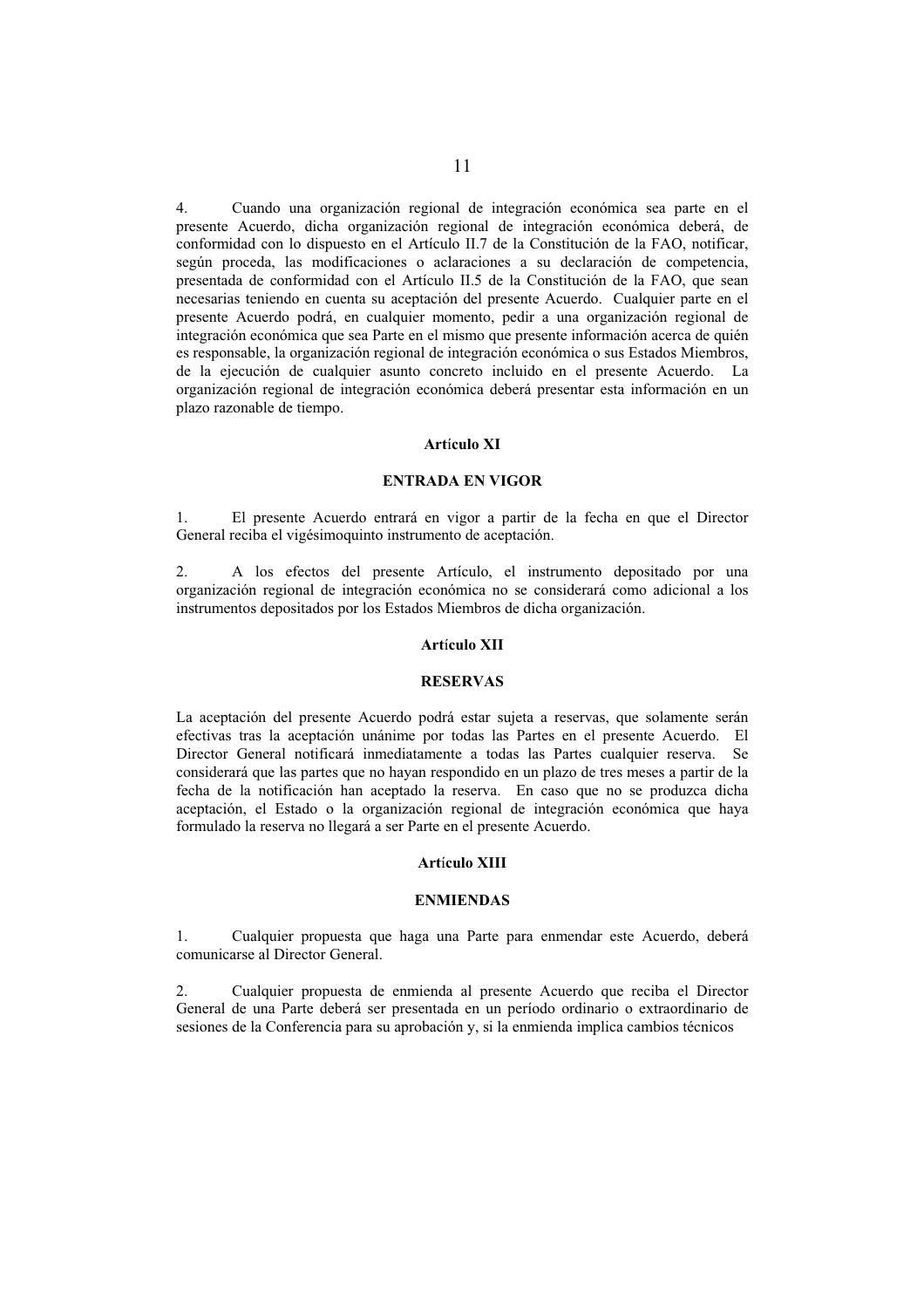4. Cuando una organización regional de integración económica sea parte en el presente Acuerdo, dicha organización regional de integración económica deberá, de conformidad con lo dispuesto en el Artículo II.7 de la Constitución de la FAO, notificar, según proceda, las modificaciones o aclaraciones a su declaración de competencia, presentada de conformidad con el Artículo II.5 de la Constitución de la FAO, que sean necesarias teniendo en cuenta su aceptación del presente Acuerdo. Cualquier parte en el presente Acuerdo podrá, en cualquier momento, pedir a una organización regional de integración económica que sea Parte en el mismo que presente información acerca de quién es responsable, la organización regional de integración económica o sus Estados Miembros, de la ejecución de cualquier asunto concreto incluido en el presente Acuerdo. La organización regional de integración económica deberá presentar esta información en un plazo razonable de tiempo.

## Artículo XI

## ENTRADA EN VIGOR

1. El presente Acuerdo entrará en vigor a partir de la fecha en que el Director General reciba el vigésimoquinto instrumento de aceptación.

2. A los efectos del presente Artículo, el instrumento depositado por una organización regional de integración económica no se considerará como adicional a los instrumentos depositados por los Estados Miembros de dicha organización.

## Artículo XII

## RESERVAS

La aceptación del presente Acuerdo podrá estar sujeta a reservas, que solamente serán efectivas tras la aceptación unánime por todas las Partes en el presente Acuerdo. El Director General notificará inmediatamente a todas las Partes cualquier reserva. Se considerará que las partes que no hayan respondido en un plazo de tres meses a partir de la fecha de la notificación han aceptado la reserva. En caso que no se produzca dicha aceptación, el Estado o la organización regional de integración económica que haya formulado la reserva no llegará a ser Parte en el presente Acuerdo.

## Artículo XIII

## ENMIENDAS

1. Cualquier propuesta que haga una Parte para enmendar este Acuerdo, deberá comunicarse al Director General.

2. Cualquier propuesta de enmienda al presente Acuerdo que reciba el Director General de una Parte deberá ser presentada en un período ordinario o extraordinario de sesiones de la Conferencia para su aprobación y, si la enmienda implica cambios técnicos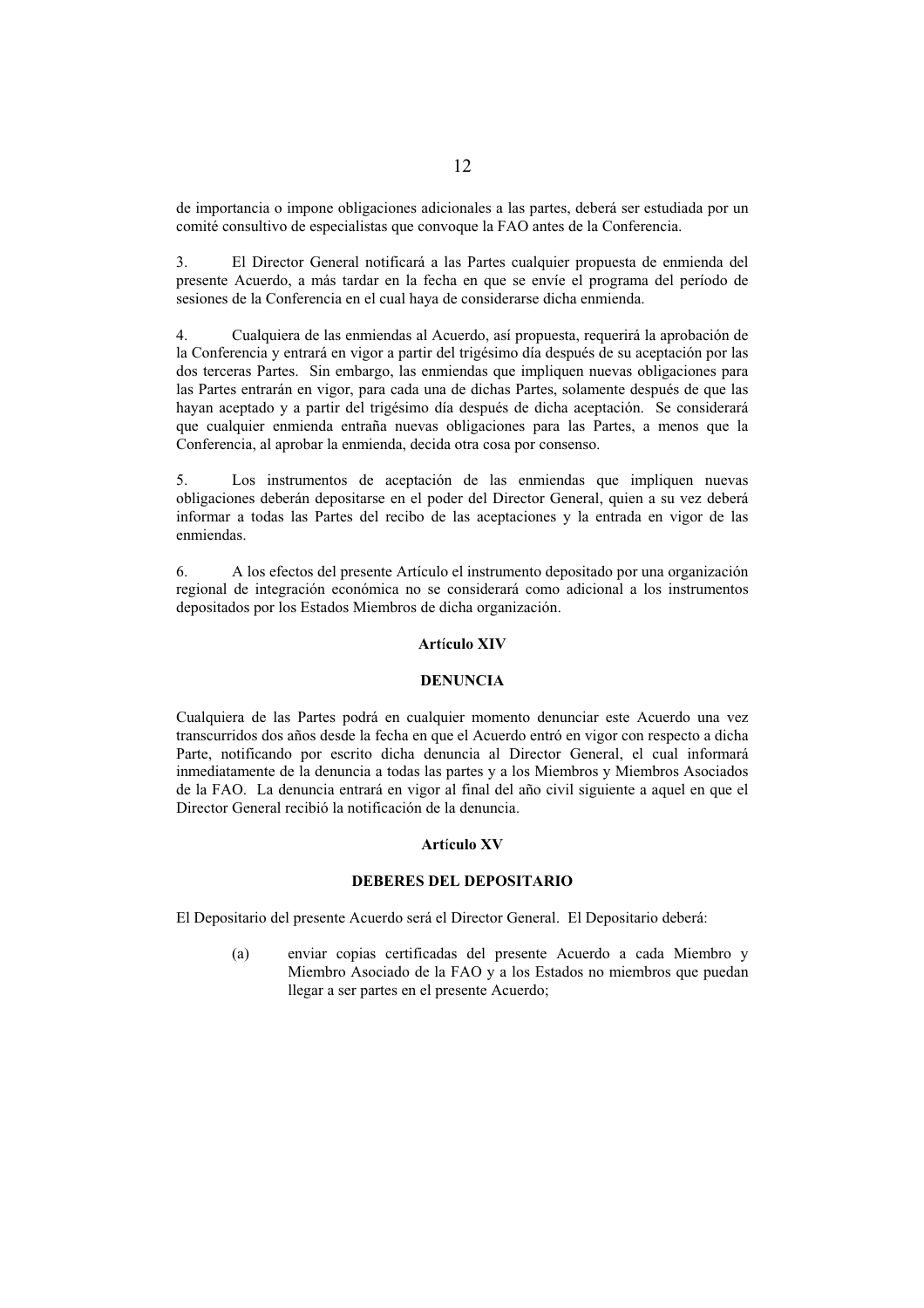de importancia o impone obligaciones adicionales a las partes, deberá ser estudiada por un comité consultivo de especialistas que convoque la FAO antes de la Conferencia.

3. El Director General notificará a las Partes cualquier propuesta de enmienda del presente Acuerdo, a más tardar en la fecha en que se envíe el programa del período de sesiones de la Conferencia en el cual haya de considerarse dicha enmienda.

4. Cualquiera de las enmiendas al Acuerdo, así propuesta, requerirá la aprobación de la Conferencia y entrará en vigor a partir del trigésimo día después de su aceptación por las dos terceras Partes. Sin embargo, las enmiendas que impliquen nuevas obligaciones para las Partes entrarán en vigor, para cada una de dichas Partes, solamente después de que las hayan aceptado y a partir del trigésimo día después de dicha aceptación. Se considerará que cualquier enmienda entraña nuevas obligaciones para las Partes, a menos que la Conferencia, al aprobar la enmienda, decida otra cosa por consenso.

5. Los instrumentos de aceptación de las enmiendas que impliquen nuevas obligaciones deberán depositarse en el poder del Director General, quien a su vez deberá informar a todas las Partes del recibo de las aceptaciones y la entrada en vigor de las enmiendas.

6. A los efectos del presente Artículo el instrumento depositado por una organización regional de integración económica no se considerará como adicional a los instrumentos depositados por los Estados Miembros de dicha organización.

**Artículo XIV**

**DENUNCIA**

Cualquiera de las Partes podrá en cualquier momento denunciar este Acuerdo una vez transcurridos dos años desde la fecha en que el Acuerdo entró en vigor con respecto a dicha Parte, notificando por escrito dicha denuncia al Director General, el cual informará inmediatamente de la denuncia a todas las partes y a los Miembros y Miembros Asociados de la FAO. La denuncia entrará en vigor al final del año civil siguiente a aquel en que el Director General recibió la notificación de la denuncia.

**Artículo XV**

**DEBERES DEL DEPOSITARIO**

El Depositario del presente Acuerdo será el Director General. El Depositario deberá:

(a) enviar copias certificadas del presente Acuerdo a cada Miembro y Miembro Asociado de la FAO y a los Estados no miembros que puedan llegar a ser partes en el presente Acuerdo;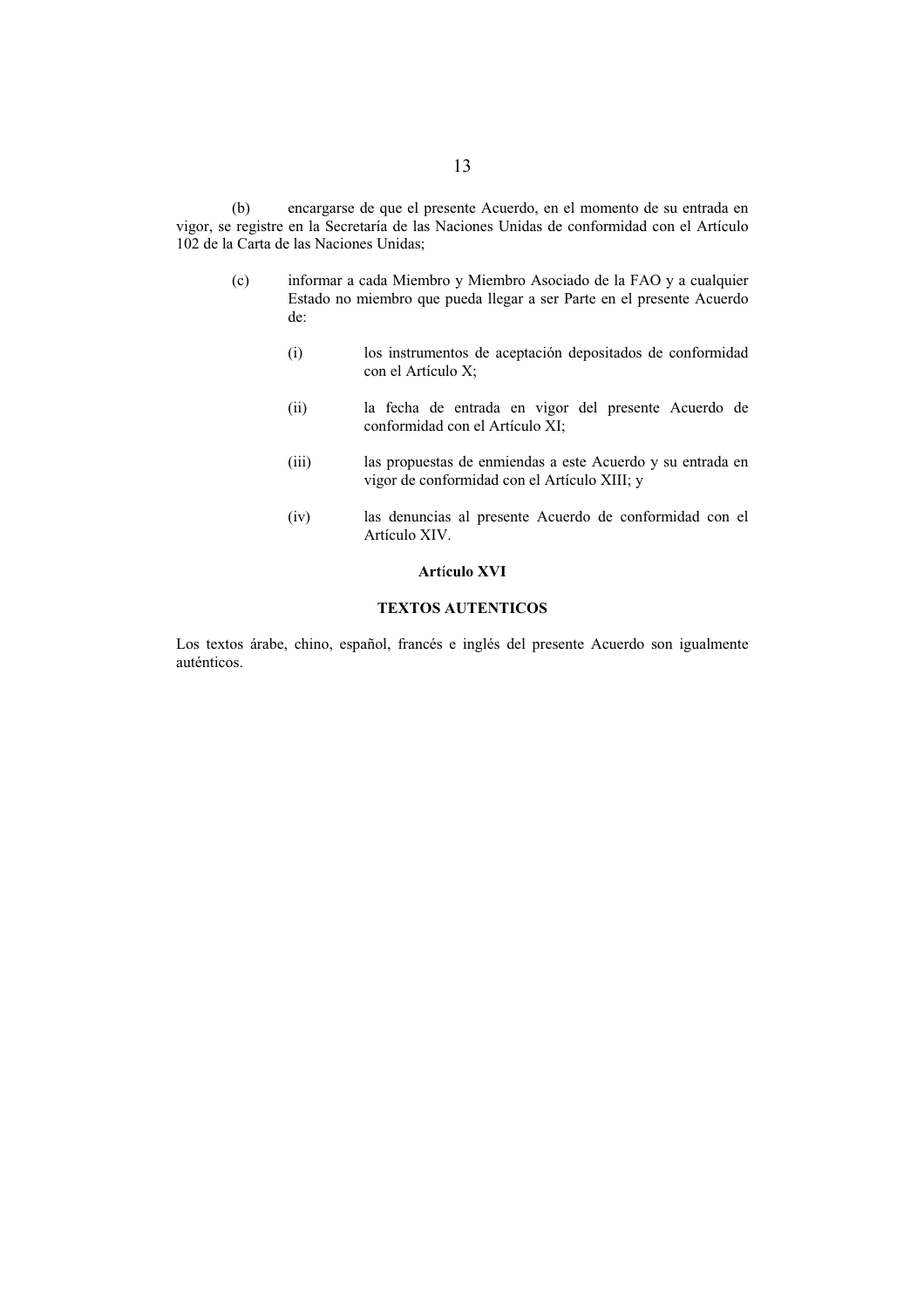(b) encargarse de que el presente Acuerdo, en el momento de su entrada en vigor, se registre en la Secretaría de las Naciones Unidas de conformidad con el Artículo 102 de la Carta de las Naciones Unidas;

(c) informar a cada Miembro y Miembro Asociado de la FAO y a cualquier Estado no miembro que pueda llegar a ser Parte en el presente Acuerdo de:

(i) los instrumentos de aceptación depositados de conformidad con el Artículo X;

(ii) la fecha de entrada en vigor del presente Acuerdo de conformidad con el Artículo XI;

(iii) las propuestas de enmiendas a este Acuerdo y su entrada en vigor de conformidad con el Artículo XIII; y

(iv) las denuncias al presente Acuerdo de conformidad con el Artículo XIV.

**Artículo XVI**

**TEXTOS AUTENTICOS**

Los textos árabe, chino, español, francés e inglés del presente Acuerdo son igualmente auténticos.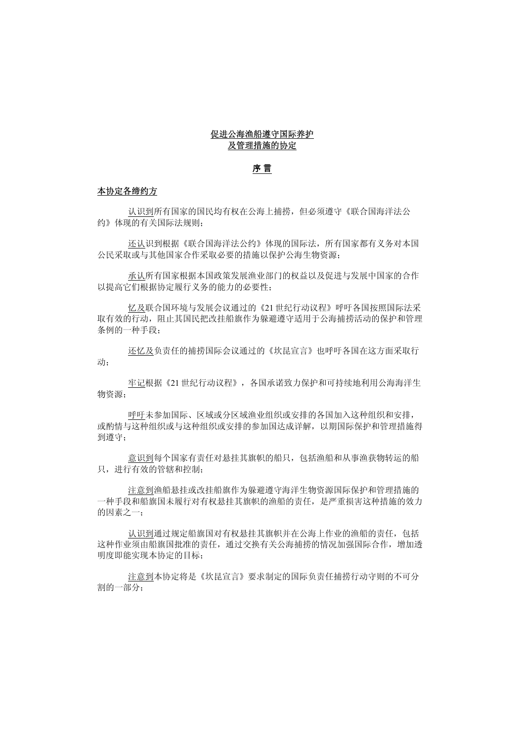# 促进公海渔船遵守国际养护及管理措施的协定

## 序 言

本协定各缔约方

认识到所有国家的国民均有权在公海上捕捞，但必须遵守《联合国海洋法公约》体现的有关国际法规则；

还认识到根据《联合国海洋法公约》体现的国际法，所有国家都有义务对本国公民采取或与其他国家合作采取必要的措施以保护公海生物资源；

承认所有国家根据本国政策发展渔业部门的权益以及促进与发展中国家的合作以提高它们根据协定履行义务的能力的必要性；

忆及联合国环境与发展会议通过的《21 世纪行动议程》呼吁各国按照国际法采取有效的行动，阻止其国民把改挂船旗作为躲避遵守适用于公海捕捞活动的保护和管理条例的一种手段；

还忆及负责任的捕捞国际会议通过的《坎昆宣言》也呼吁各国在这方面采取行动；

牢记根据《21 世纪行动议程》，各国承诺致力保护和可持续地利用公海海洋生物资源；

呼吁未参加国际、区域或分区域渔业组织或安排的各国加入这种组织和安排，或酌情与这种组织或与这种组织或安排的参加国达成谅解，以期国际保护和管理措施得到遵守；

意识到每个国家有责任对悬挂其旗帜的船只，包括渔船和从事渔获物转运的船只，进行有效的管辖和控制；

注意到渔船悬挂或改挂船旗作为躲避遵守海洋生物资源国际保护和管理措施的一种手段和船旗国未履行对有权悬挂其旗帜的渔船的责任，是严重损害这种措施的效力的因素之一；

认识到通过规定船旗国对有权悬挂其旗帜并在公海上作业的渔船的责任，包括这种作业须由船旗国批准的责任，通过交换有关公海捕捞的情况加强国际合作，增加透明度即能实现本协定的目标；

注意到本协定将是《坎昆宣言》要求制定的国际负责任捕捞行动守则的不可分割的一部分；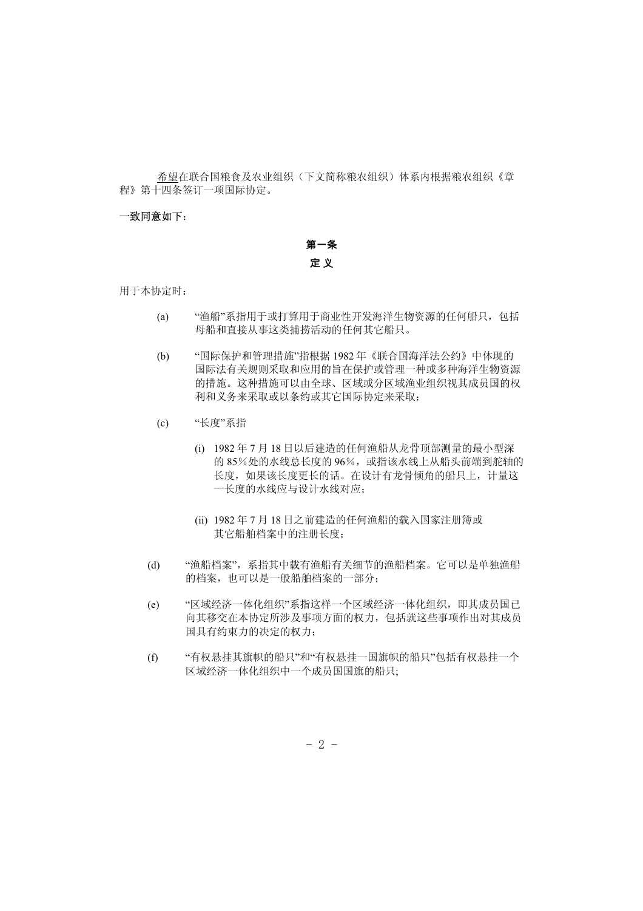希望在联合国粮食及农业组织（下文简称粮农组织）体系内根据粮农组织《章程》第十四条签订一项国际协定。

**一致同意如下：**

**第一条**

**定 义**

用于本协定时：

(a) “渔船”系指用于或打算用于商业性开发海洋生物资源的任何船只，包括母船和直接从事这类捕捞活动的任何其它船只。

(b) “国际保护和管理措施”指根据 1982 年《联合国海洋法公约》中体现的国际法有关规则采取和应用的旨在保护或管理一种或多种海洋生物资源的措施。这种措施可以由全球、区域或分区域渔业组织视其成员国的权利和义务来采取或以条约或其它国际协定来采取；

(c) “长度”系指

(i) 1982 年 7 月 18 日以后建造的任何渔船从龙骨顶部测量的最小型深的 85％处的水线总长度的 96％，或指该水线上从船头前端到舵轴的长度，如果该长度更长的话。在设计有龙骨倾角的船只上，计量这一长度的水线应与设计水线对应；

(ii) 1982 年 7 月 18 日之前建造的任何渔船的载入国家注册簿或其它船舶档案中的注册长度；

(d) “渔船档案”，系指其中载有渔船有关细节的渔船档案。它可以是单独渔船的档案，也可以是一般船舶档案的一部分；

(e) “区域经济一体化组织”系指这样一个区域经济一体化组织，即其成员国已向其移交在本协定所涉及事项方面的权力，包括就这些事项作出对其成员国具有约束力的决定的权力；

(f) “有权悬挂其旗帜的船只”和“有权悬挂一国旗帜的船只”包括有权悬挂一个区域经济一体化组织中一个成员国国旗的船只;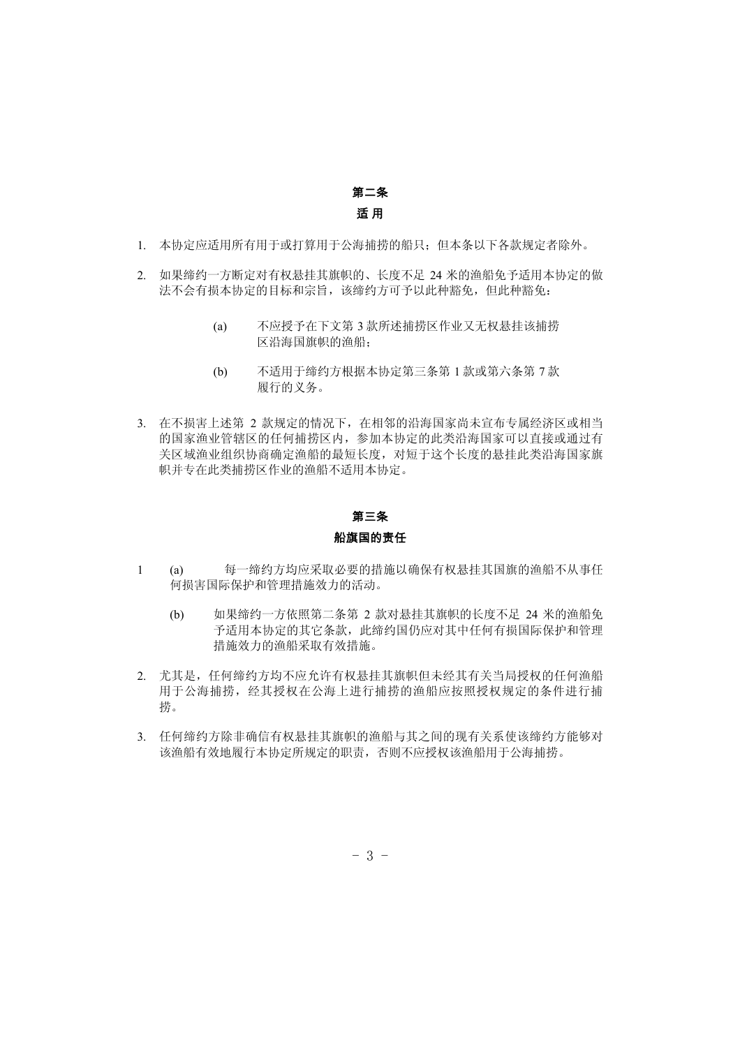## 第二条

## 适 用

1. 本协定应适用所有用于或打算用于公海捕捞的船只；但本条以下各款规定者除外。

2. 如果缔约一方断定对有权悬挂其旗帜的、长度不足 24 米的渔船免予适用本协定的做法不会有损本协定的目标和宗旨，该缔约方可予以此种豁免，但此种豁免：

   (a) 不应授予在下文第 3 款所述捕捞区作业又无权悬挂该捕捞区沿海国旗帜的渔船；

   (b) 不适用于缔约方根据本协定第三条第 1 款或第六条第 7 款履行的义务。

3. 在不损害上述第 2 款规定的情况下，在相邻的沿海国家尚未宣布专属经济区或相当的国家渔业管辖区的任何捕捞区内，参加本协定的此类沿海国家可以直接或通过有关区域渔业组织协商确定渔船的最短长度，对短于这个长度的悬挂此类沿海国家旗帜并专在此类捕捞区作业的渔船不适用本协定。

## 第三条

## 船旗国的责任

1 (a) 每一缔约方均应采取必要的措施以确保有权悬挂其国旗的渔船不从事任何损害国际保护和管理措施效力的活动。

   (b) 如果缔约一方依照第二条第 2 款对悬挂其旗帜的长度不足 24 米的渔船免予适用本协定的其它条款，此缔约国仍应对其中任何有损国际保护和管理措施效力的渔船采取有效措施。

2. 尤其是，任何缔约方均不应允许有权悬挂其旗帜但未经其有关当局授权的任何渔船用于公海捕捞，经其授权在公海上进行捕捞的渔船应按照授权规定的条件进行捕捞。

3. 任何缔约方除非确信有权悬挂其旗帜的渔船与其之间的现有关系使该缔约方能够对该渔船有效地履行本协定所规定的职责，否则不应授权该渔船用于公海捕捞。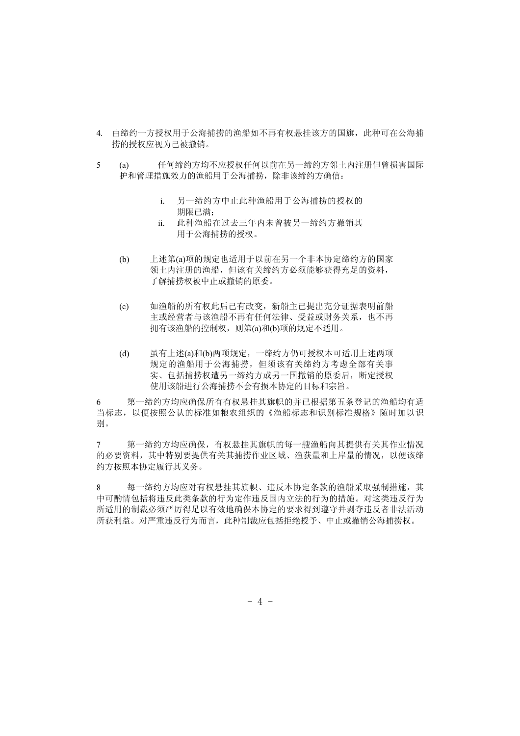4. 由缔约一方授权用于公海捕捞的渔船如不再有权悬挂该方的国旗，此种可在公海捕捞的授权应视为已被撤销。

5 (a) 任何缔约方均不应授权任何以前在另一缔约方邻土内注册但曾损害国际护和管理措施效力的渔船用于公海捕捞，除非该缔约方确信：

   i. 另一缔约方中止此种渔船用于公海捕捞的授权的期限已满；
   ii. 此种渔船在过去三年内未曾被另一缔约方撤销其用于公海捕捞的授权。

(b) 上述第(a)项的规定也适用于以前在另一个非本协定缔约方的国家领土内注册的渔船，但该有关缔约方必须能够获得充足的资料，了解捕捞权被中止或撤销的原委。

(c) 如渔船的所有权此后已有改变，新船主已提出充分证据表明前船主或经营者与该渔船不再有任何法律、受益或财务关系，也不再拥有该渔船的控制权，则第(a)和(b)项的规定不适用。

(d) 虽有上述(a)和(b)两项规定，一缔约方仍可授权本可适用上述两项规定的渔船用于公海捕捞，但须该有关缔约方考虑全部有关事实、包括捕捞权遭另一缔约方或另一国撤销的原委后，断定授权使用该船进行公海捕捞不会有损本协定的目标和宗旨。

6 第一缔约方均应确保所有有权悬挂其旗帜的并已根据第五条登记的渔船均有适当标志，以便按照公认的标准如粮农组织的《渔船标志和识别标准规格》随时加以识别。

7 第一缔约方均应确保，有权悬挂其旗帜的每一艘渔船向其提供有关其作业情况的必要资料，其中特别要提供有关其捕捞作业区域、渔获量和上岸量的情况，以便该缔约方按照本协定履行其义务。

8 每一缔约方均应对有权悬挂其旗帜、违反本协定条款的渔船采取强制措施，其中可酌情包括将违反此类条款的行为定作违反国内立法的行为的措施。对这类违反行为所适用的制裁必须严厉得足以有效地确保本协定的要求得到遵守并剥夺违反者非法活动所获利益。对严重违反行为而言，此种制裁应包括拒绝授予、中止或撤销公海捕捞权。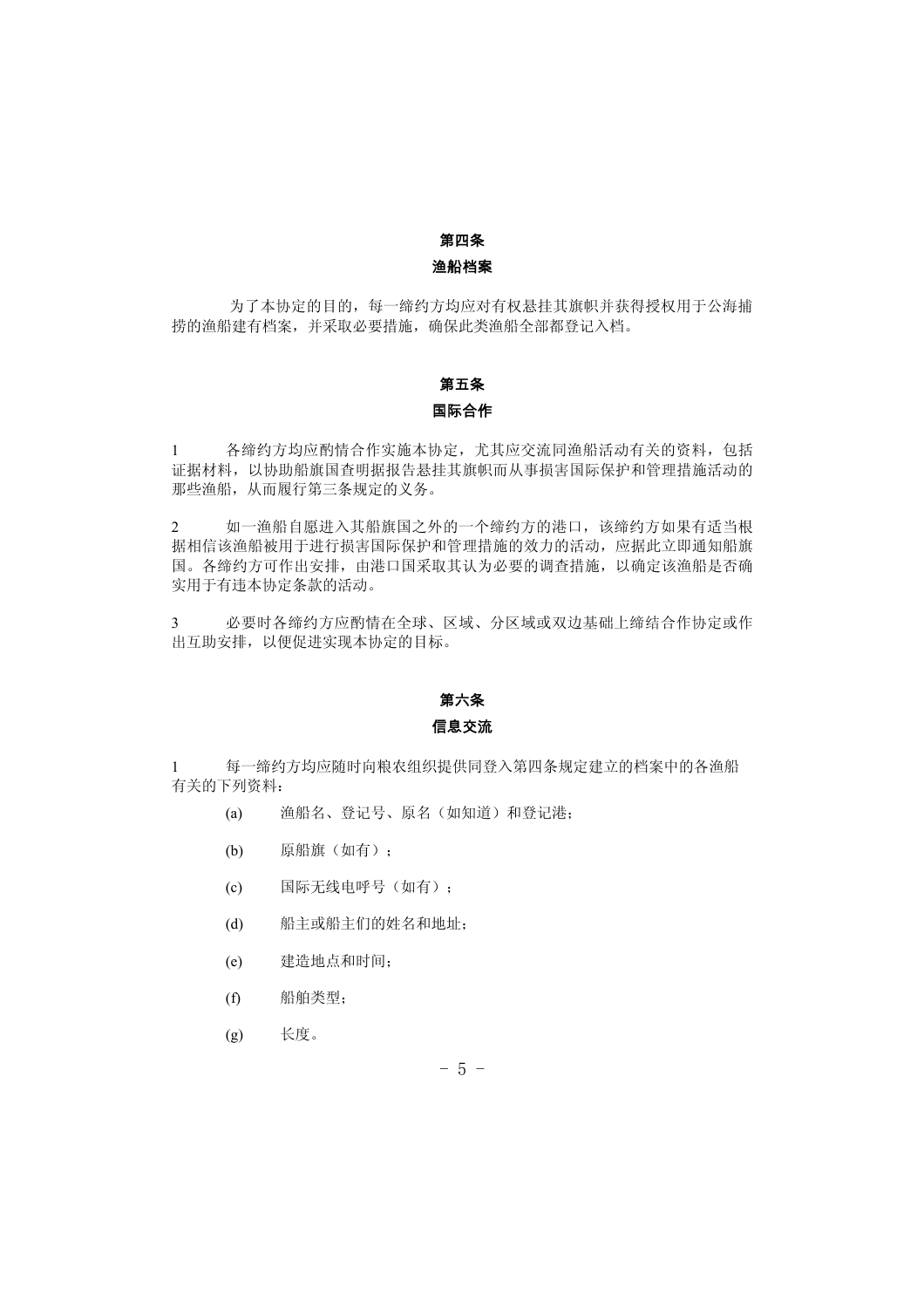## 第四条

## 渔船档案

为了本协定的目的，每一缔约方均应对有权悬挂其旗帜并获得授权用于公海捕捞的渔船建有档案，并采取必要措施，确保此类渔船全部都登记入档。

## 第五条

## 国际合作

1 各缔约方均应酌情合作实施本协定，尤其应交流同渔船活动有关的资料，包括证据材料，以协助船旗国查明据报告悬挂其旗帜而从事损害国际保护和管理措施活动的那些渔船，从而履行第三条规定的义务。

2 如一渔船自愿进入其船旗国之外的一个缔约方的港口，该缔约方如果有适当根据相信该渔船被用于进行损害国际保护和管理措施的效力的活动，应据此立即通知船旗国。各缔约方可作出安排，由港口国采取其认为必要的调查措施，以确定该渔船是否确实用于有违本协定条款的活动。

3 必要时各缔约方应酌情在全球、区域、分区域或双边基础上缔结合作协定或作出互助安排，以便促进实现本协定的目标。

## 第六条

## 信息交流

1 每一缔约方均应随时向粮农组织提供同登入第四条规定建立的档案中的各渔船有关的下列资料：

(a) 渔船名、登记号、原名（如知道）和登记港；

(b) 原船旗（如有）；

(c) 国际无线电呼号（如有）；

(d) 船主或船主们的姓名和地址；

(e) 建造地点和时间；

(f) 船舶类型；

(g) 长度。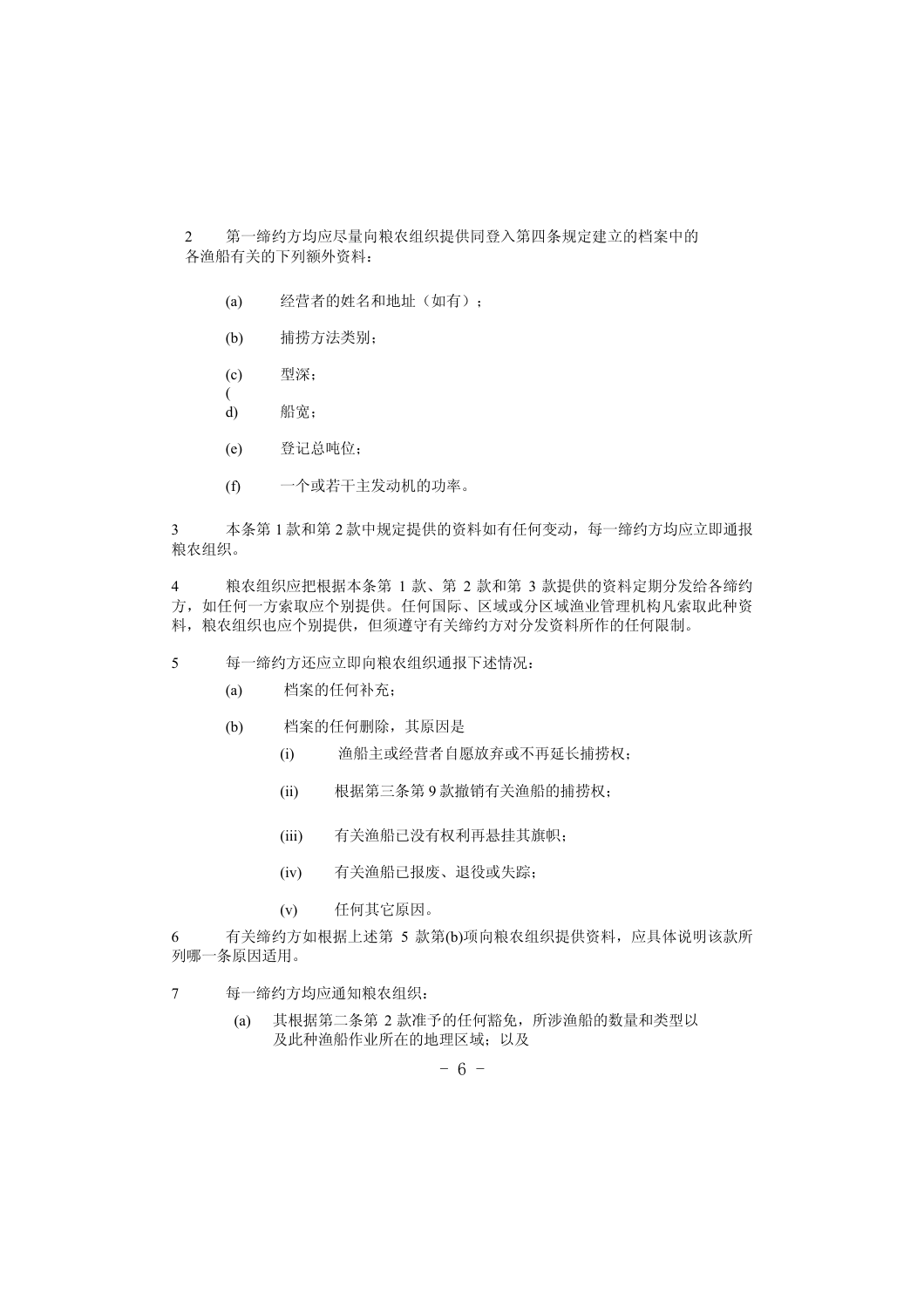2　　第一缔约方均应尽量向粮农组织提供同登入第四条规定建立的档案中的各渔船有关的下列额外资料：

(a)　　经营者的姓名和地址（如有）；

(b)　　捕捞方法类别；

(c)　　型深；

(d)　　船宽；

(e)　　登记总吨位；

(f)　　一个或若干主发动机的功率。

3　　本条第 1 款和第 2 款中规定提供的资料如有任何变动，每一缔约方均应立即通报粮农组织。

4　　粮农组织应把根据本条第 1 款、第 2 款和第 3 款提供的资料定期分发给各缔约方，如任何一方索取应个别提供。任何国际、区域或分区域渔业管理机构凡索取此种资料，粮农组织也应个别提供，但须遵守有关缔约方对分发资料所作的任何限制。

5　　每一缔约方还应立即向粮农组织通报下述情况：

(a)　　档案的任何补充；

(b)　　档案的任何删除，其原因是

(i)　　渔船主或经营者自愿放弃或不再延长捕捞权；

(ii)　　根据第三条第 9 款撤销有关渔船的捕捞权；

(iii)　　有关渔船已没有权利再悬挂其旗帜；

(iv)　　有关渔船已报废、退役或失踪；

(v)　　任何其它原因。

6　　有关缔约方如根据上述第 5 款第(b)项向粮农组织提供资料，应具体说明该款所列哪一条原因适用。

7　　每一缔约方均应通知粮农组织：

(a)　　其根据第二条第 2 款准予的任何豁免，所涉渔船的数量和类型以及此种渔船作业所在的地理区域；以及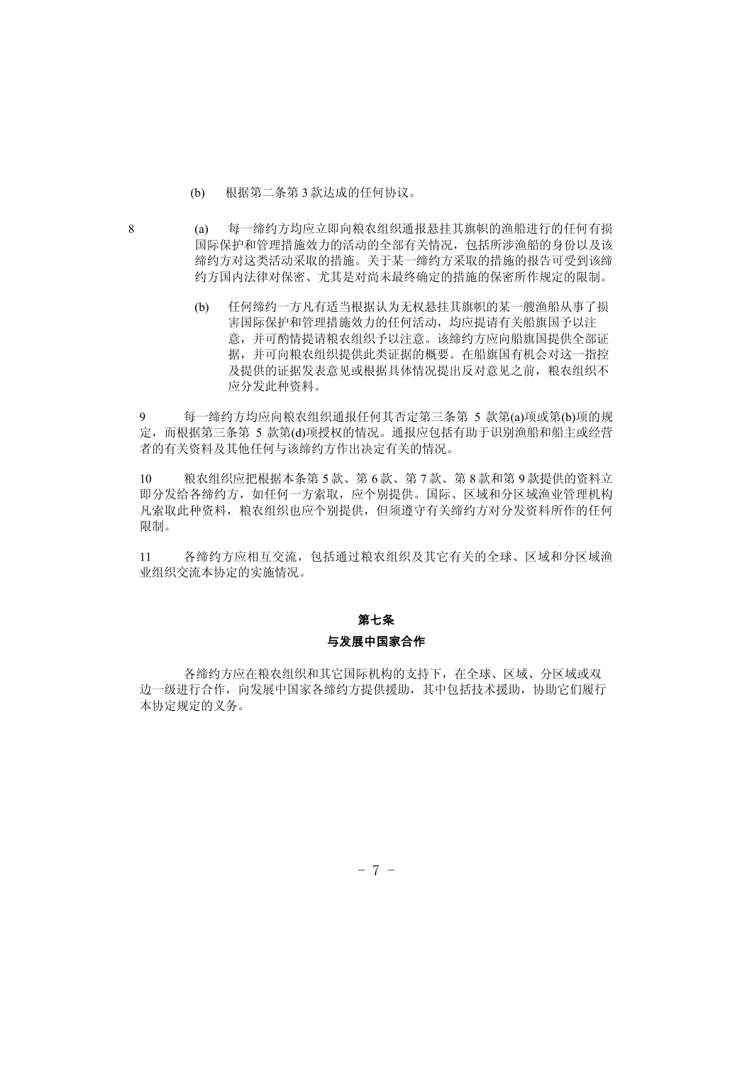(b) 根据第二条第 3 款达成的任何协议。

8 (a) 每一缔约方均应立即向粮农组织通报悬挂其旗帜的渔船进行的任何有损国际保护和管理措施效力的活动的全部有关情况，包括所涉渔船的身份以及该缔约方对这类活动采取的措施。关于某一缔约方采取的措施的报告可受到该缔约方国内法律对保密、尤其是对尚未最终确定的措施的保密所作规定的限制。

(b) 任何缔约一方凡有适当根据认为无权悬挂其旗帜的某一艘渔船从事了损害国际保护和管理措施效力的任何活动，均应提请有关船旗国予以注意，并可酌情提请粮农组织予以注意。该缔约方应向船旗国提供全部证据，并可向粮农组织提供此类证据的概要。在船旗国有机会对这一指控及提供的证据发表意见或根据具体情况提出反对意见之前，粮农组织不应分发此种资料。

9 每一缔约方均应向粮农组织通报任何其否定第三条第 5 款第(a)项或第(b)项的规定，而根据第三条第 5 款第(d)项授权的情况。通报应包括有助于识别渔船和船主或经营者的有关资料及其他任何与该缔约方作出决定有关的情况。

10 粮农组织应把根据本条第 5 款、第 6 款、第 7 款、第 8 款和第 9 款提供的资料立即分发给各缔约方，如任何一方索取，应个别提供。国际、区域和分区域渔业管理机构凡索取此种资料，粮农组织也应个别提供，但须遵守有关缔约方对分发资料所作的任何限制。

11 各缔约方应相互交流，包括通过粮农组织及其它有关的全球、区域和分区域渔业组织交流本协定的实施情况。

## 第七条

## 与发展中国家合作

各缔约方应在粮农组织和其它国际机构的支持下，在全球、区域、分区域或双边一级进行合作，向发展中国家各缔约方提供援助，其中包括技术援助，协助它们履行本协定规定的义务。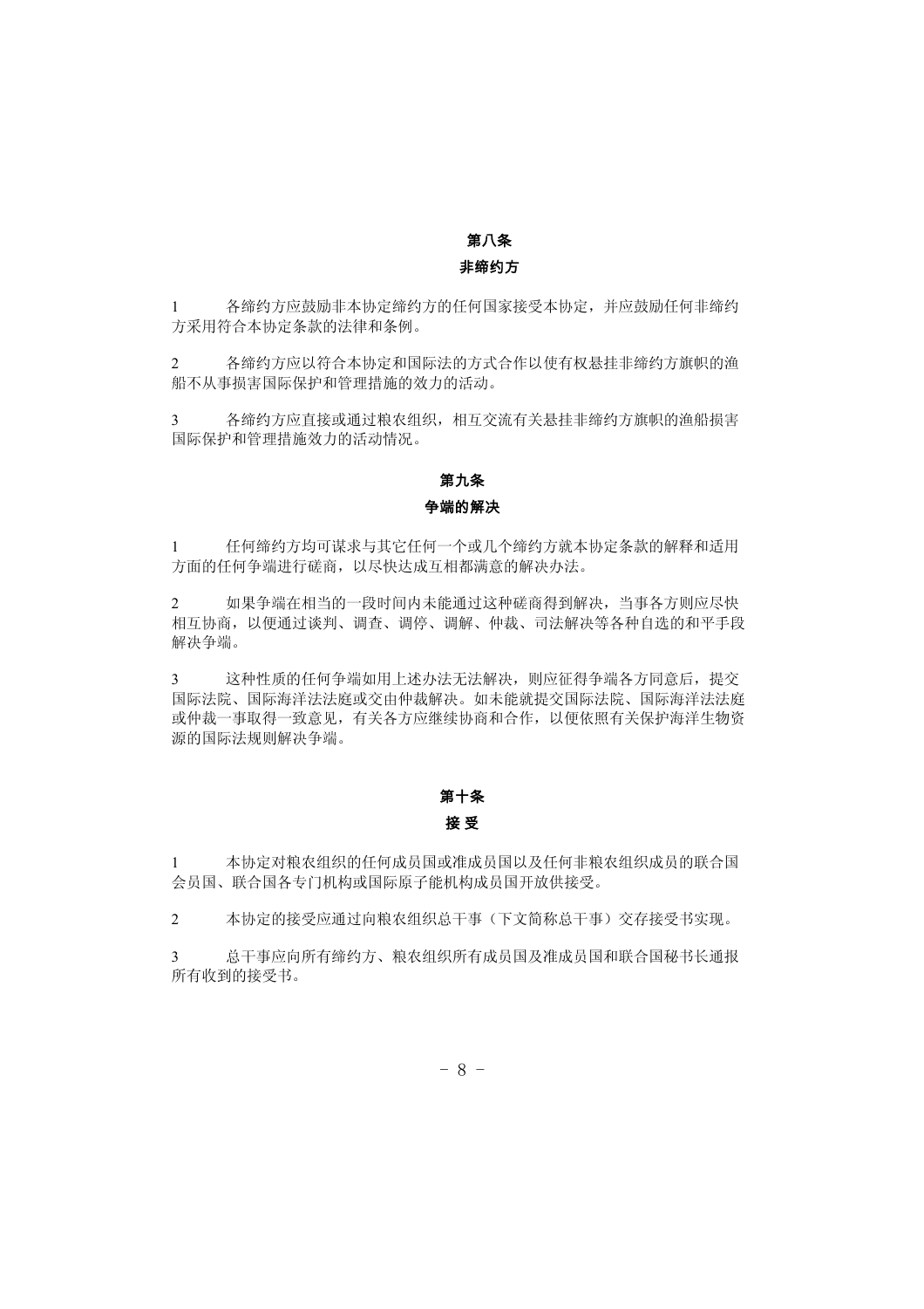## 第八条

## 非缔约方

1　　各缔约方应鼓励非本协定缔约方的任何国家接受本协定，并应鼓励任何非缔约方采用符合本协定条款的法律和条例。

2　　各缔约方应以符合本协定和国际法的方式合作以使有权悬挂非缔约方旗帜的渔船不从事损害国际保护和管理措施的效力的活动。

3　　各缔约方应直接或通过粮农组织，相互交流有关悬挂非缔约方旗帜的渔船损害国际保护和管理措施效力的活动情况。

## 第九条

## 争端的解决

1　　任何缔约方均可谋求与其它任何一个或几个缔约方就本协定条款的解释和适用方面的任何争端进行磋商，以尽快达成互相都满意的解决办法。

2　　如果争端在相当的一段时间内未能通过这种磋商得到解决，当事各方则应尽快相互协商，以便通过谈判、调查、调停、调解、仲裁、司法解决等各种自选的和平手段解决争端。

3　　这种性质的任何争端如用上述办法无法解决，则应征得争端各方同意后，提交国际法院、国际海洋法法庭或交由仲裁解决。如未能就提交国际法院、国际海洋法法庭或仲裁一事取得一致意见，有关各方应继续协商和合作，以便依照有关保护海洋生物资源的国际法规则解决争端。

## 第十条

## 接 受

1　　本协定对粮农组织的任何成员国或准成员国以及任何非粮农组织成员的联合国会员国、联合国各专门机构或国际原子能机构成员国开放供接受。

2　　本协定的接受应通过向粮农组织总干事（下文简称总干事）交存接受书实现。

3　　总干事应向所有缔约方、粮农组织所有成员国及准成员国和联合国秘书长通报所有收到的接受书。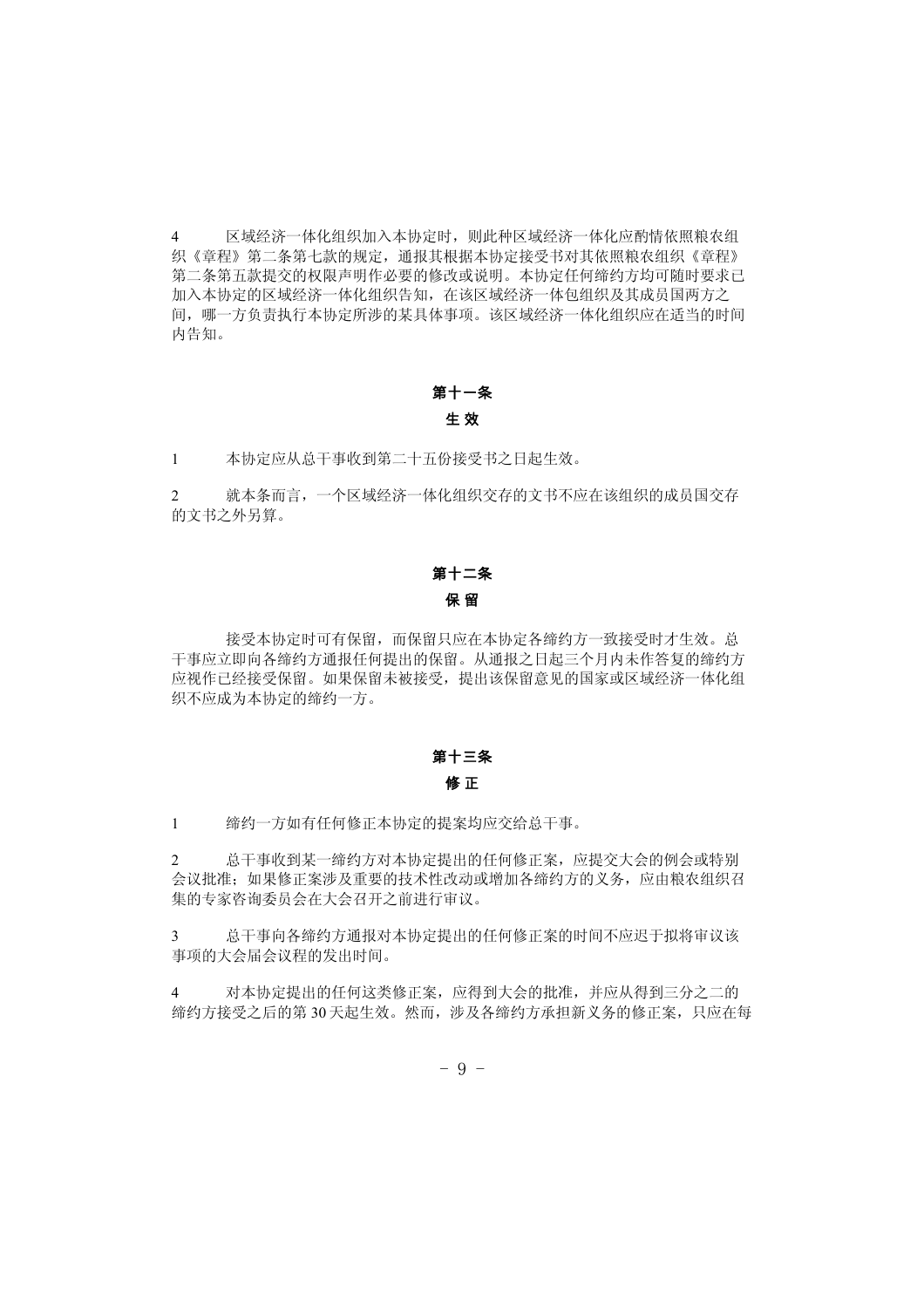4　　区域经济一体化组织加入本协定时，则此种区域经济一体化应酌情依照粮农组织《章程》第二条第七款的规定，通报其根据本协定接受书对其依照粮农组织《章程》第二条第五款提交的权限声明作必要的修改或说明。本协定任何缔约方均可随时要求已加入本协定的区域经济一体化组织告知，在该区域经济一体包组织及其成员国两方之间，哪一方负责执行本协定所涉的某具体事项。该区域经济一体化组织应在适当的时间内告知。

## 第十一条

## 生 效

1　　本协定应从总干事收到第二十五份接受书之日起生效。

2　　就本条而言，一个区域经济一体化组织交存的文书不应在该组织的成员国交存的文书之外另算。

## 第十二条

## 保 留

接受本协定时可有保留，而保留只应在本协定各缔约方一致接受时才生效。总干事应立即向各缔约方通报任何提出的保留。从通报之日起三个月内未作答复的缔约方应视作已经接受保留。如果保留未被接受，提出该保留意见的国家或区域经济一体化组织不应成为本协定的缔约一方。

## 第十三条

## 修 正

1　　缔约一方如有任何修正本协定的提案均应交给总干事。

2　　总干事收到某一缔约方对本协定提出的任何修正案，应提交大会的例会或特别会议批准；如果修正案涉及重要的技术性改动或增加各缔约方的义务，应由粮农组织召集的专家咨询委员会在大会召开之前进行审议。

3　　总干事向各缔约方通报对本协定提出的任何修正案的时间不应迟于拟将审议该事项的大会届会议程的发出时间。

4　　对本协定提出的任何这类修正案，应得到大会的批准，并应从得到三分之二的缔约方接受之后的第 30 天起生效。然而，涉及各缔约方承担新义务的修正案，只应在每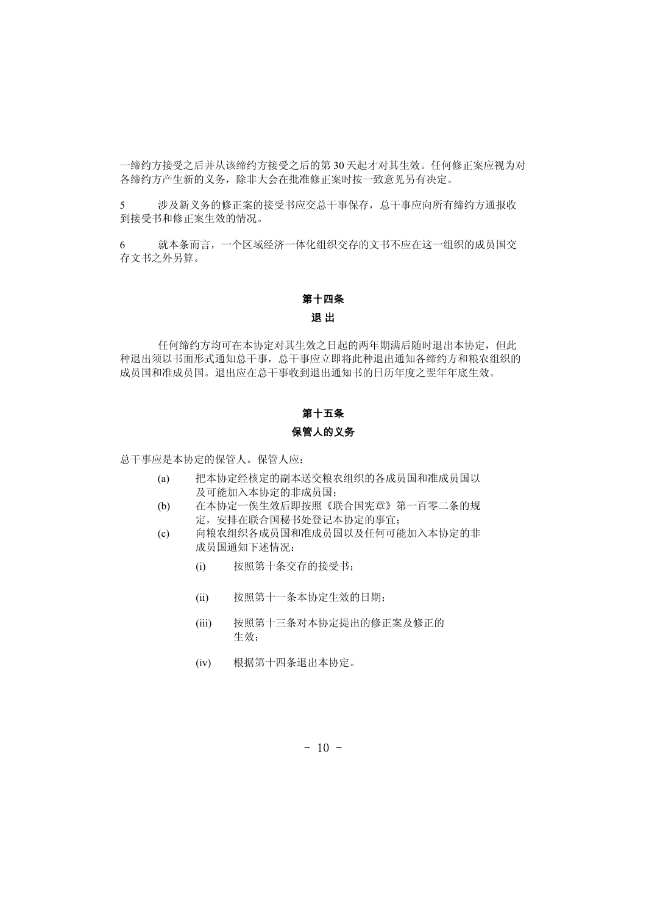一缔约方接受之后并从该缔约方接受之后的第 30 天起才对其生效。任何修正案应视为对各缔约方产生新的义务，除非大会在批准修正案时按一致意见另有决定。

5　　涉及新义务的修正案的接受书应交总干事保存，总干事应向所有缔约方通报收到接受书和修正案生效的情况。

6　　就本条而言，一个区域经济一体化组织交存的文书不应在这一组织的成员国交存文书之外另算。

## 第十四条

### 退 出

任何缔约方均可在本协定对其生效之日起的两年期满后随时退出本协定，但此种退出须以书面形式通知总干事，总干事应立即将此种退出通知各缔约方和粮农组织的成员国和准成员国。退出应在总干事收到退出通知书的日历年度之翌年年底生效。

## 第十五条

### 保管人的义务

总干事应是本协定的保管人。保管人应：

- (a)　把本协定经核定的副本送交粮农组织的各成员国和准成员国以及可能加入本协定的非成员国；
- (b)　在本协定一俟生效后即按照《联合国宪章》第一百零二条的规定，安排在联合国秘书处登记本协定的事宜；
- (c)　向粮农组织各成员国和准成员国以及任何可能加入本协定的非成员国通知下述情况：
  - (i)　按照第十条交存的接受书；
  - (ii)　按照第十一条本协定生效的日期；
  - (iii)　按照第十三条对本协定提出的修正案及修正的生效；
  - (iv)　根据第十四条退出本协定。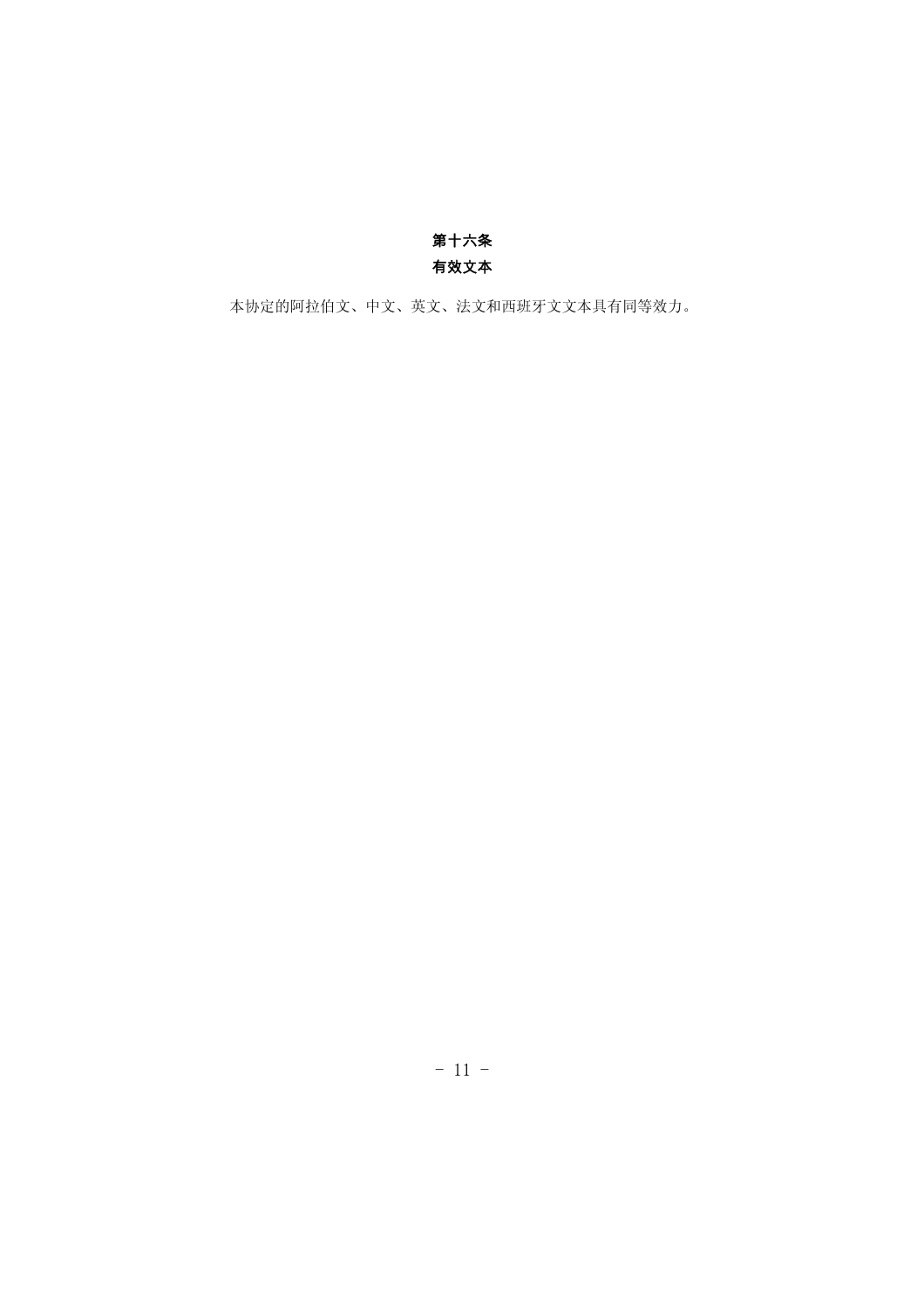## 第十六条
## 有效文本

本协定的阿拉伯文、中文、英文、法文和西班牙文文本具有同等效力。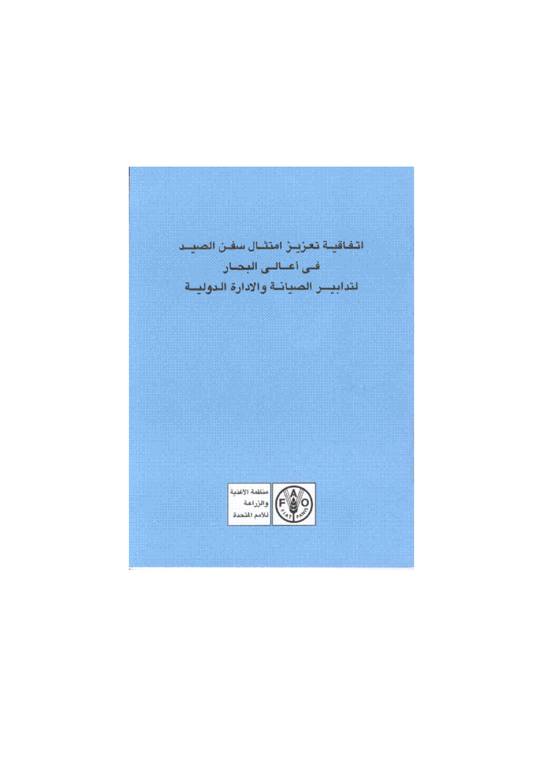# اتفاقية تعزيز امتثال سفن الصيد في أعالي البحار لتدابير الصيانة والادارة الدولية

منظمة الأغذية والزراعة للأمم المتحدة

FIAT PANIS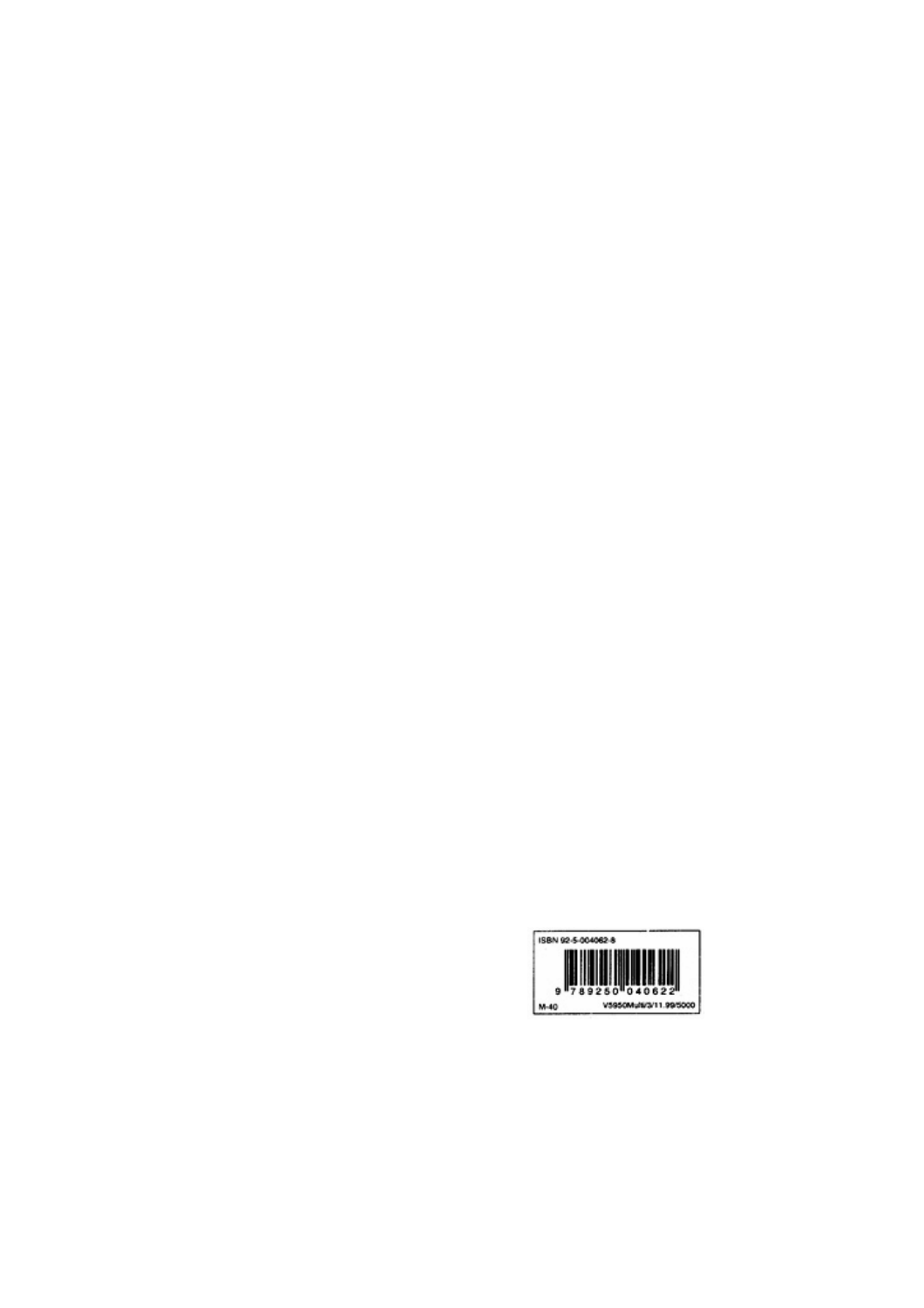ISBN 92-5-004062-8

9 789250 040622

M-40

V5950Multi/3/11.99/5000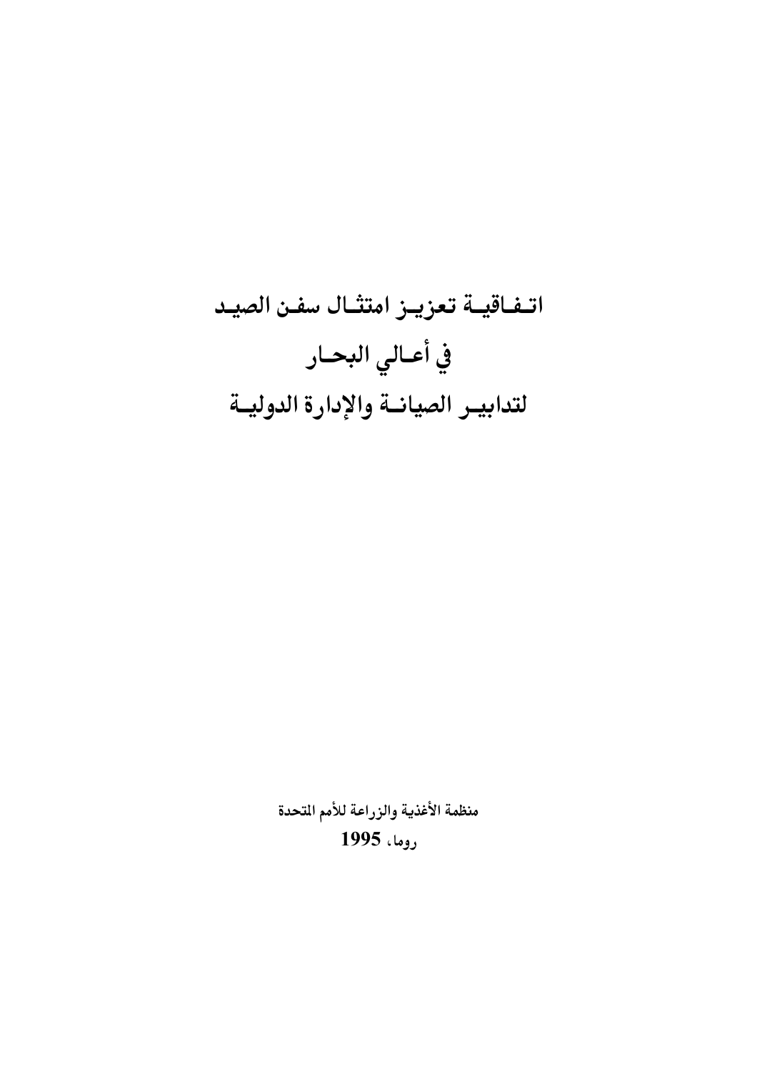# اتفاقية تعزيز امتثال سفن الصيد في أعالي البحار لتدابير الصيانة والإدارة الدولية

منظمة الأغذية والزراعة للأمم المتحدة

روما، 1995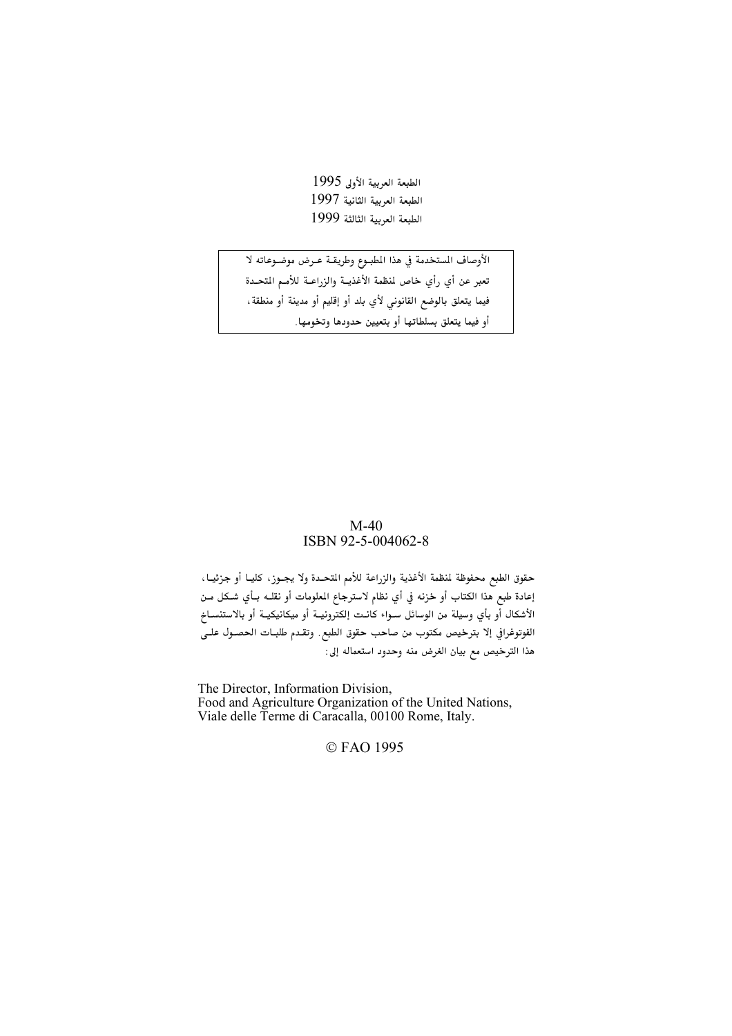الطبعة العربية الأولى 1995
الطبعة العربية الثانية 1997
الطبعة العربية الثالثة 1999

| الأوصاف المستخدمة في هذا المطبوع وطريقة عرض موضوعاته لا تعبر عن أي رأي خاص لمنظمة الأغذية والزراعة للأمم المتحدة فيما يتعلق بالوضع القانوني لأي بلد أو إقليم أو مدينة أو منطقة، أو فيما يتعلق بسلطاتها أو بتعيين حدودها وتخومها. |
| --- |

M-40
ISBN 92-5-004062-8

حقوق الطبع محفوظة لمنظمة الأغذية والزراعة للأمم المتحدة ولا يجوز، كليا أو جزئيا، إعادة طبع هذا الكتاب أو خزنه في أي نظام لاسترجاع المعلومات أو نقله بأي شكل من الأشكال أو بأي وسيلة من الوسائل سواء كانت إلكترونية أو ميكانيكية أو بالاستنساخ الفوتوغرافي إلا بترخيص مكتوب من صاحب حقوق الطبع. وتقدم طلبات الحصول على هذا الترخيص مع بيان الغرض منه وحدود استعماله إلى:

The Director, Information Division,
Food and Agriculture Organization of the United Nations,
Viale delle Terme di Caracalla, 00100 Rome, Italy.

© FAO 1995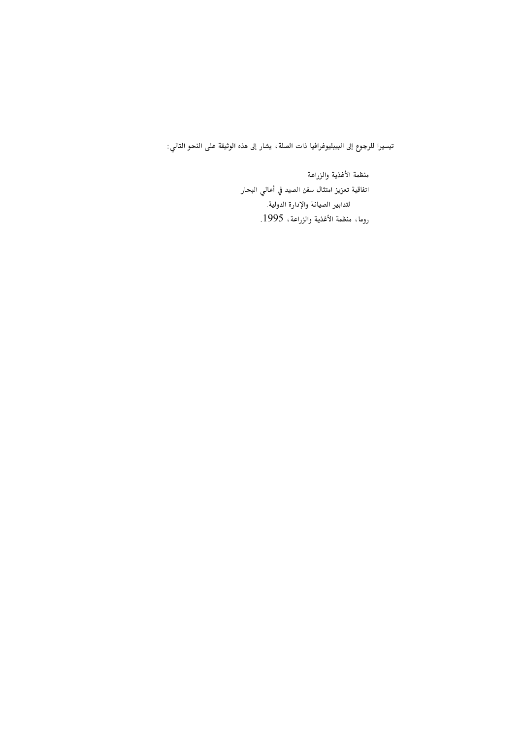تيسيرا للرجوع إلى البيبليوغرافيا ذات الصلة، يشار إلى هذه الوثيقة على النحو التالي:

منظمة الأغذية والزراعة
اتفاقية تعزيز امتثال سفن الصيد في أعالي البحار
لتدابير الصيانة والإدارة الدولية.
روما، منظمة الأغذية والزراعة، 1995.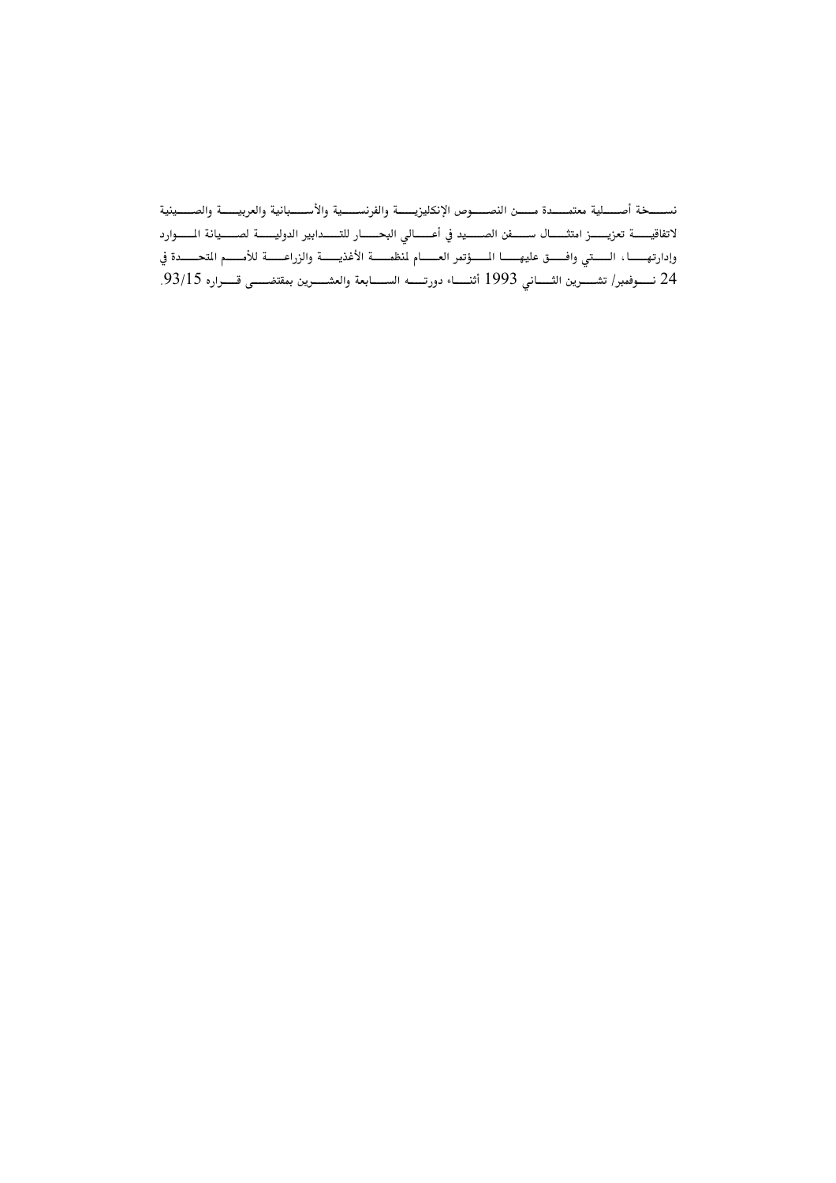نسخة أصلية معتمدة من النصوص الإنكليزية والفرنسية والأسبانية والعربية والصينية لاتفاقية تعزيز امتثال سفن الصيد في أعالي البحار للتدابير الدولية لصيانة الموارد وإدارتها، التي وافق عليها المؤتمر العام لمنظمة الأغذية والزراعة للأمم المتحدة في 24 نوفمبر/ تشرين الثاني 1993 أثناء دورته السابعة والعشرين بمقتضى قراره 93/15.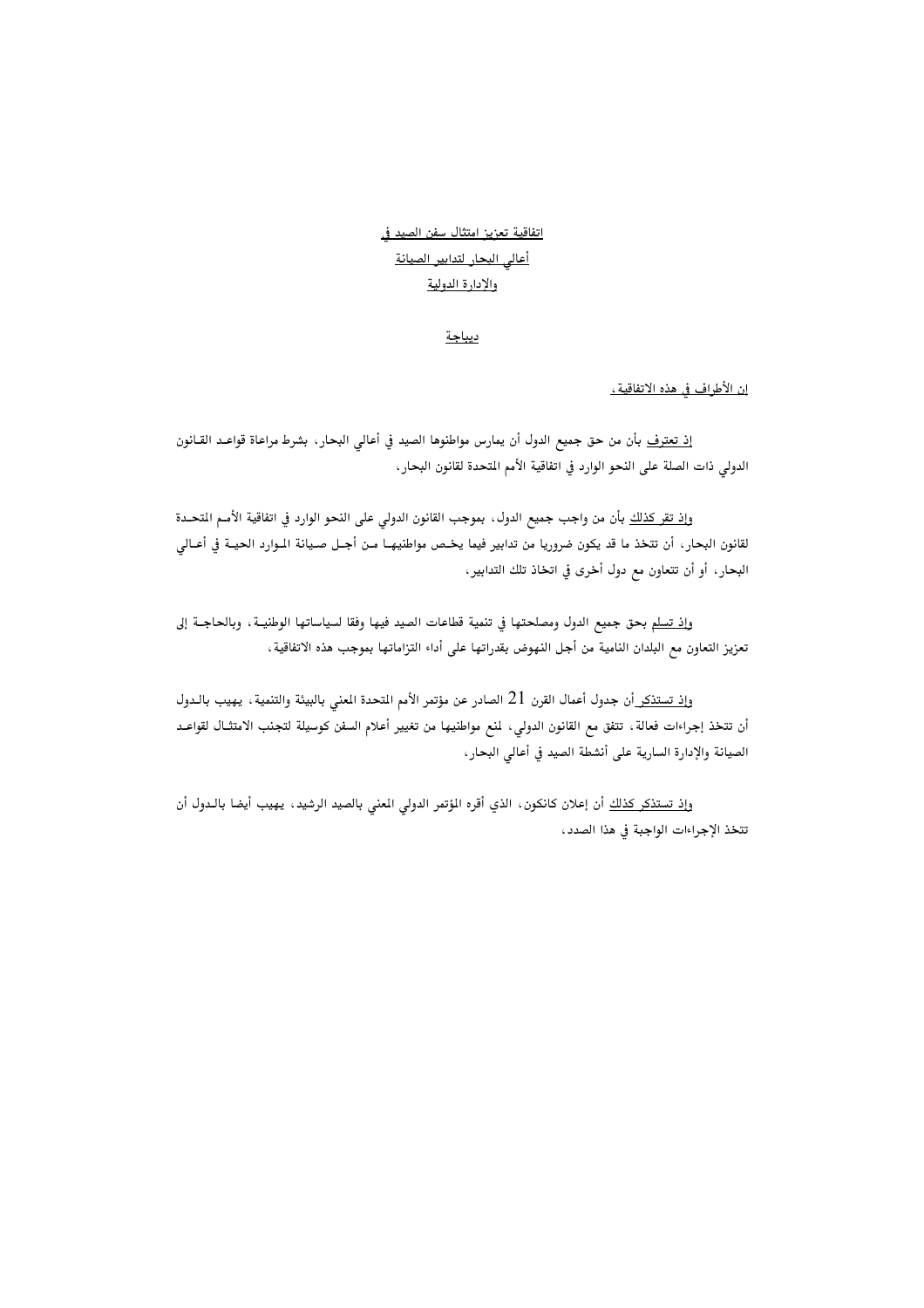# اتفاقية تعزيز امتثال سفن الصيد في أعالي البحار لتدابير الصيانة والإدارة الدولية

## ديباجة

إن الأطراف في هذه الاتفاقية،

إذ تعترف بأن من حق جميع الدول أن يمارس مواطنوها الصيد في أعالي البحار، بشرط مراعاة قواعد القانون الدولي ذات الصلة على النحو الوارد في اتفاقية الأمم المتحدة لقانون البحار،

وإذ تقر كذلك بأن من واجب جميع الدول، بموجب القانون الدولي على النحو الوارد في اتفاقية الأمم المتحدة لقانون البحار، أن تتخذ ما قد يكون ضروريا من تدابير فيما يخص مواطنيها من أجل صيانة الموارد الحية في أعالي البحار، أو أن تتعاون مع دول أخرى في اتخاذ تلك التدابير،

وإذ تسلم بحق جميع الدول ومصلحتها في تنمية قطاعات الصيد فيها وفقا لسياساتها الوطنية، وبالحاجة إلى تعزيز التعاون مع البلدان النامية من أجل النهوض بقدراتها على أداء التزاماتها بموجب هذه الاتفاقية،

وإذ تستذكر أن جدول أعمال القرن 21 الصادر عن مؤتمر الأمم المتحدة المعني بالبيئة والتنمية، يهيب بالدول أن تتخذ إجراءات فعالة، تتفق مع القانون الدولي، لمنع مواطنيها من تغيير أعلام السفن كوسيلة لتجنب الامتثال لقواعد الصيانة والإدارة السارية على أنشطة الصيد في أعالي البحار،

وإذ تستذكر كذلك أن إعلان كانكون، الذي أقره المؤتمر الدولي المعني بالصيد الرشيد، يهيب أيضا بالدول أن تتخذ الإجراءات الواجبة في هذا الصدد،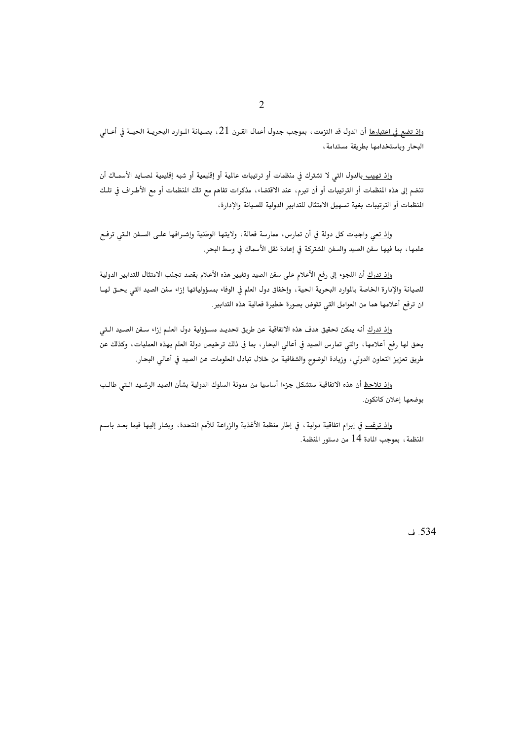وإذ تضع في اعتبارها أن الدول قد التزمت، بموجب جدول أعمال القرن 21، بصيانة الموارد البحرية الحية في أعالي البحار وباستخدامها بطريقة مستدامة،

وإذ تهيب بالدول التي لا تشترك في منظمات أو ترتيبات عالمية أو إقليمية أو شبه إقليمية لمصايد الأسماك أن تنضم إلى هذه المنظمات أو الترتيبات أو أن تبرم، عند الاقتضاء، مذكرات تفاهم مع تلك المنظمات أو مع الأطراف في تلك المنظمات أو الترتيبات بغية تسهيل الامتثال للتدابير الدولية للصيانة والإدارة،

وإذ تعي واجبات كل دولة في أن تمارس، ممارسة فعالة، ولايتها الوطنية وإشرافها على السفن التي ترفع علمها، بما فيها سفن الصيد والسفن المشتركة في إعادة نقل الأسماك في وسط البحر.

وإذ تدرك أن اللجوء إلى رفع الأعلام على سفن الصيد وتغيير هذه الأعلام بقصد تجنب الامتثال للتدابير الدولية للصيانة والإدارة الخاصة بالموارد البحرية الحية، وإخفاق دول العلم في الوفاء بمسؤولياتها إزاء سفن الصيد التي يحق لها ان ترفع أعلامها هما من العوامل التي تقوض بصورة خطيرة فعالية هذه التدابير.

وإذ تدرك أنه يمكن تحقيق هدف هذه الاتفاقية عن طريق تحديد مسؤولية دول العلم إزاء سفن الصيد التي يحق لها رفع أعلامها، والتي تمارس الصيد في أعالي البحار، بما في ذلك ترخيص دولة العلم بهذه العمليات، وكذلك عن طريق تعزيز التعاون الدولي، وزيادة الوضوح والشفافية من خلال تبادل المعلومات عن الصيد في أعالي البحار.

وإذ تلاحظ أن هذه الاتفاقية ستشكل جزءا أساسيا من مدونة السلوك الدولية بشأن الصيد الرشيد التي طالب بوضعها إعلان كانكون.

وإذ ترغب في إبرام اتفاقية دولية، في إطار منظمة الأغذية والزراعة للأمم المتحدة، ويشار إليها فيما بعد باسم المنظمة، بموجب المادة 14 من دستور المنظمة.

534. ف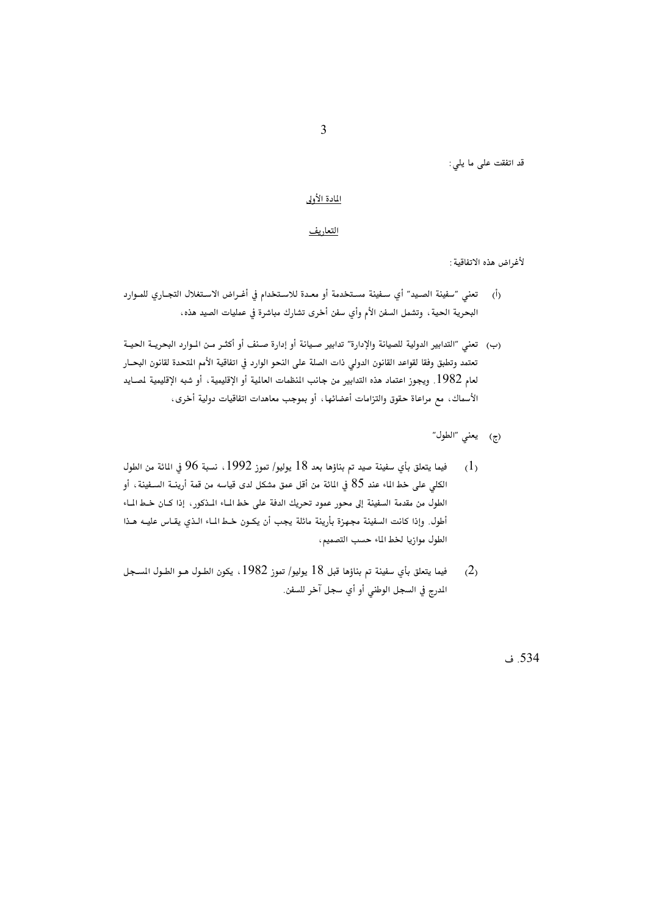قد اتفقت على ما يلي:

## المادة الأولى

## التعاريف

لأغراض هذه الاتفاقية:

(أ) تعني "سفينة الصيد" أي سفينة مستخدمة أو معدة للاستخدام في أغراض الاستغلال التجاري للموارد البحرية الحية، وتشمل السفن الأم وأي سفن أخرى تشارك مباشرة في عمليات الصيد هذه،

(ب) تعني "التدابير الدولية للصيانة والإدارة" تدابير صيانة أو إدارة صنف أو أكثر من الموارد البحرية الحية تعتمد وتطبق وفقا لقواعد القانون الدولي ذات الصلة على النحو الوارد في اتفاقية الأمم المتحدة لقانون البحار لعام 1982. ويجوز اعتماد هذه التدابير من جانب المنظمات العالمية أو الإقليمية، أو شبه الإقليمية لمصايد الأسماك، مع مراعاة حقوق والتزامات أعضائها، أو بموجب معاهدات اتفاقيات دولية أخرى،

(ج) يعني "الطول"

(1) فيما يتعلق بأي سفينة صيد تم بناؤها بعد 18 يوليو/ تموز 1992، نسبة 96 في المائة من الطول الكلي على خط الماء عند 85 في المائة من أقل عمق مشكل لدى قياسه من قمة أرينة السفينة، أو الطول من مقدمة السفينة إلى محور عمود تحريك الدفة على خط الماء المذكور، إذا كان خط الماء أطول. وإذا كانت السفينة مجهزة بأرينة مائلة يجب أن يكون خط الماء الذي يقاس عليه هذا الطول موازيا لخط الماء حسب التصميم،

(2) فيما يتعلق بأي سفينة تم بناؤها قبل 18 يوليو/ تموز 1982، يكون الطول هو الطول المسجل المدرج في السجل الوطني أو أي سجل آخر للسفن.

534. ف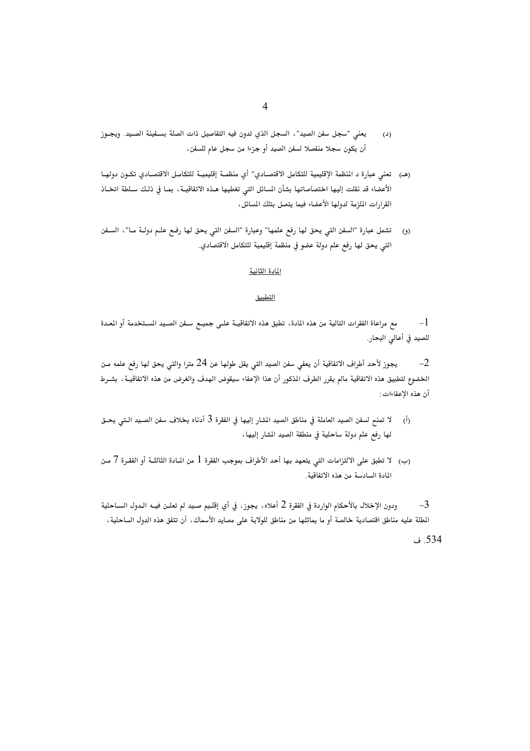(د) يعني "سجل سفن الصيد"، السجل الذي تدون فيه التفاصيل ذات الصلة بسفينة الصيد. ويجوز أن يكون سجلا منفصلا لسفن الصيد أو جزءا من سجل عام للسفن،

(هـ) تعني عبارة د المنظمة الإقليمية للتكامل الاقتصادي" أي منظمة إقليمية للتكامل الاقتصادي تكون دولها الأعضاء قد نقلت إليها اختصاصاتها بشأن المسائل التي تغطيها هذه الاتفاقية، بما في ذلك سلطة اتخاذ القرارات الملزمة لدولها الأعضاء فيما يتصل بتلك المسائل،

(و) تشمل عبارة "السفن التي يحق لها رفع علمها" وعبارة "السفن التي يحق لها رفع علم دولة ما"، السفن التي يحق لها رفع علم دولة عضو في منظمة إقليمية للتكامل الاقتصادي.

## المادة الثانية

### التطبيق

1- مع مراعاة الفقرات التالية من هذه المادة، تطبق هذه الاتفاقية على جميع سفن الصيد المستخدمة أو المعدة للصيد في أعالي البحار.

2- يجوز لأحد أطراف الاتفاقية أن يعفي سفن الصيد التي يقل طولها عن 24 مترا والتي يحق لها رفع علمه من الخضوع لتطبيق هذه الاتفاقية مالم يقرر الطرف المذكور أن هذا الإعفاء سيقوض الهدف والغرض من هذه الاتفاقية، بشرط أن هذه الإعفاءات:

(أ) لا تمنح لسفن الصيد العاملة في مناطق الصيد المشار إليها في الفقرة 3 أدناه بخلاف سفن الصيد التي يحق لها رفع علم دولة ساحلية في منطقة الصيد المشار إليها،

(ب) لا تطبق على الالتزامات التي يتعهد بها أحد الأطراف بموجب الفقرة 1 من المادة الثالثة أو الفقرة 7 من المادة السادسة من هذه الاتفاقية.

3- ودون الإخلال بالأحكام الواردة في الفقرة 2 أعلاه، يجوز، في أي إقليم صيد لم تعلن فيه الدول الساحلية المطلة عليه مناطق اقتصادية خالصة أو ما يماثلها من مناطق للولاية على مصايد الأسماك، أن تتفق هذه الدول الساحلية،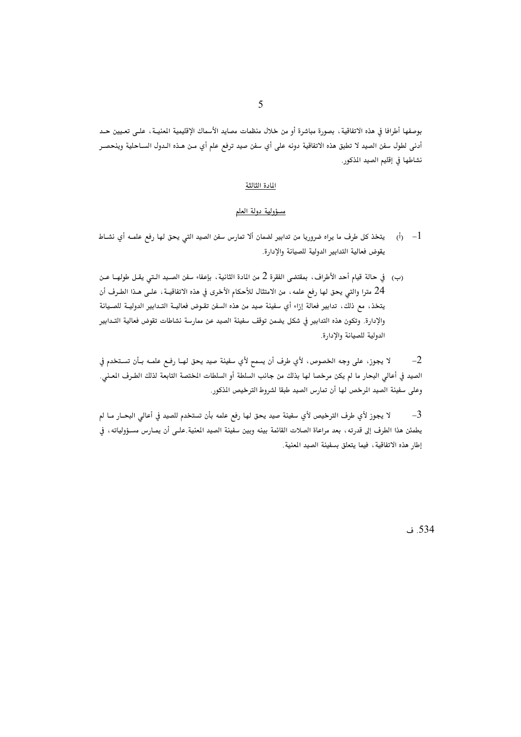بوصفها أطرافا في هذه الاتفاقية، بصورة مباشرة أو من خلال منظمات مصايد الأسماك الإقليمية المعنية، على تعيين حد أدنى لطول سفن الصيد لا تطبق هذه الاتفاقية دونه على أي سفن صيد ترفع علم أي من هذه الدول الساحلية وينحصر نشاطها في إقليم الصيد المذكور.

## المادة الثالثة

### مسؤولية دولة العلم

1- (أ) يتخذ كل طرف ما يراه ضروريا من تدابير لضمان ألا تمارس سفن الصيد التي يحق لها رفع علمه أي نشاط يقوض فعالية التدابير الدولية للصيانة والإدارة.

(ب) في حالة قيام أحد الأطراف، بمقتضى الفقرة 2 من المادة الثانية، بإعفاء سفن الصيد التي يقل طولها عن 24 مترا والتي يحق لها رفع علمه، من الامتثال للأحكام الأخرى في هذه الاتفاقية، على هذا الطرف أن يتخذ، مع ذلك، تدابير فعالة إزاء أي سفينة صيد من هذه السفن تقوض فعالية التدابير الدولية للصيانة والإدارة. وتكون هذه التدابير في شكل يضمن توقف سفينة الصيد عن ممارسة نشاطات تقوض فعالية التدابير الدولية للصيانة والإدارة.

2- لا يجوز، على وجه الخصوص، لأي طرف أن يسمح لأي سفينة صيد يحق لها رفع علمه بأن تستخدم في الصيد في أعالي البحار ما لم يكن مرخصا لها بذلك من جانب السلطة أو السلطات المختصة التابعة لذلك الطرف المعني. وعلى سفينة الصيد المرخص لها أن تمارس الصيد طبقا لشروط الترخيص المذكور.

3- لا يجوز لأي طرف الترخيص لأي سفينة صيد يحق لها رفع علمه بأن تستخدم للصيد في أعالي البحار ما لم يطمئن هذا الطرف إلى قدرته، بعد مراعاة الصلات القائمة بينه وبين سفينة الصيد المعنية،على أن يمارس مسؤولياته، في إطار هذه الاتفاقية، فيما يتعلق بسفينة الصيد المعنية.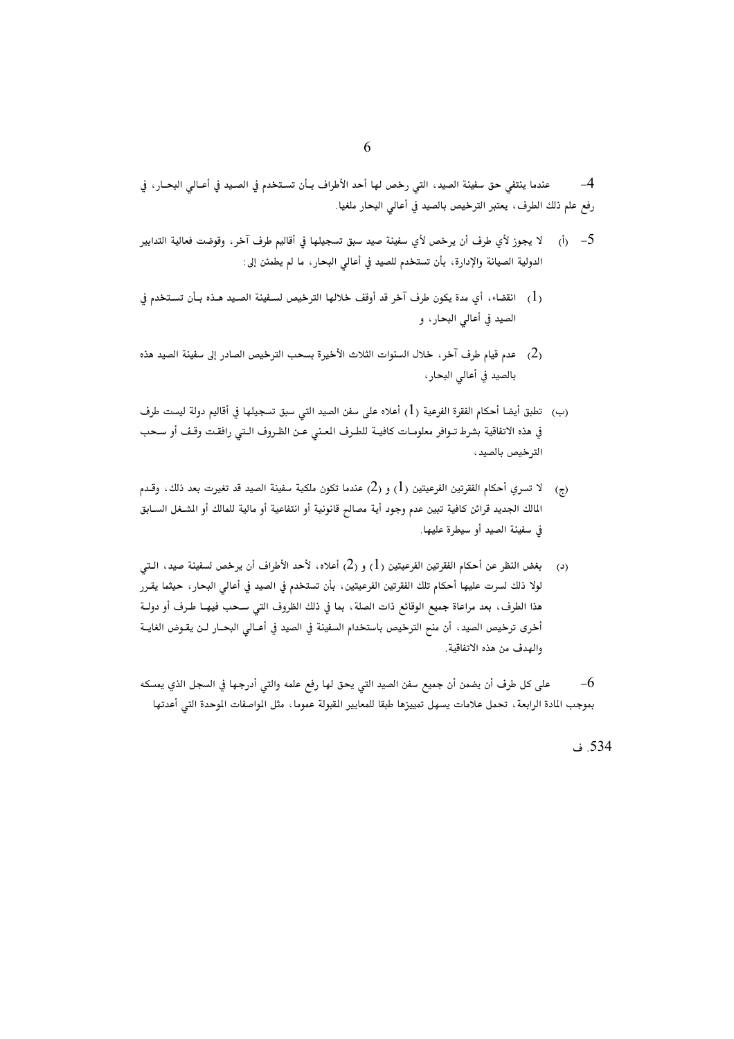4- عندما ينتفي حق سفينة الصيد، التي رخص لها أحد الأطراف بأن تستخدم في الصيد في أعالي البحار، في رفع علم ذلك الطرف، يعتبر الترخيص بالصيد في أعالي البحار ملغيا.

5- (أ) لا يجوز لأي طرف أن يرخص لأي سفينة صيد سبق تسجيلها في أقاليم طرف آخر، وقوضت فعالية التدابير الدولية الصيانة والإدارة، بأن تستخدم للصيد في أعالي البحار، ما لم يطمئن إلى:

(1) انقضاء، أي مدة يكون طرف آخر قد أوقف خلالها الترخيص لسفينة الصيد هذه بأن تستخدم في الصيد في أعالي البحار، و

(2) عدم قيام طرف آخر، خلال السنوات الثلاث الأخيرة بسحب الترخيص الصادر إلى سفينة الصيد هذه بالصيد في أعالي البحار،

(ب) تطبق أيضا أحكام الفقرة الفرعية (1) أعلاه على سفن الصيد التي سبق تسجيلها في أقاليم دولة ليست طرف في هذه الاتفاقية بشرط توافر معلومات كافية للطرف المعني عن الظروف التي رافقت وقف أو سحب الترخيص بالصيد،

(ج) لا تسري أحكام الفقرتين الفرعيتين (1) و (2) عندما تكون ملكية سفينة الصيد قد تغيرت بعد ذلك، وقدم المالك الجديد قرائن كافية تبين عدم وجود أية مصالح قانونية أو انتفاعية أو مالية للمالك أو المشغل السابق في سفينة الصيد أو سيطرة عليها.

(د) بغض النظر عن أحكام الفقرتين الفرعيتين (1) و (2) أعلاه، لأحد الأطراف أن يرخص لسفينة صيد، التي لولا ذلك لسرت عليها أحكام تلك الفقرتين الفرعيتين، بأن تستخدم في الصيد في أعالي البحار، حيثما يقرر هذا الطرف، بعد مراعاة جميع الوقائع ذات الصلة، بما في ذلك الظروف التي سحب فيها طرف أو دولة أخرى ترخيص الصيد، أن منح الترخيص باستخدام السفينة في الصيد في أعالي البحار لن يقوض الغاية والهدف من هذه الاتفاقية.

6- على كل طرف أن يضمن أن جميع سفن الصيد التي يحق لها رفع علمه والتي أدرجها في السجل الذي يمسكه بموجب المادة الرابعة، تحمل علامات يسهل تمييزها طبقا للمعايير المقبولة عموما، مثل المواصفات الموحدة التي أعدتها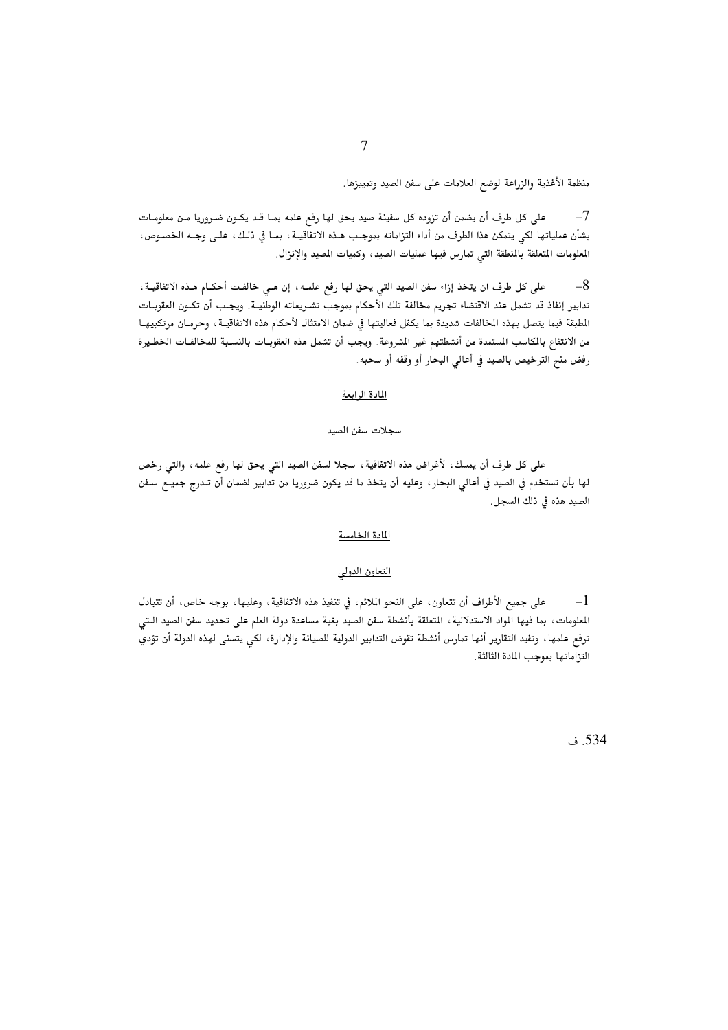منظمة الأغذية والزراعة لوضع العلامات على سفن الصيد وتمييزها.

7- على كل طرف أن يضمن أن تزوده كل سفينة صيد يحق لها رفع علمه بما قد يكون ضروريا من معلومات بشأن عملياتها لكي يتمكن هذا الطرف من أداء التزاماته بموجب هذه الاتفاقية، بما في ذلك، على وجه الخصوص، المعلومات المتعلقة بالمنطقة التي تمارس فيها عمليات الصيد، وكميات المصيد والإنزال.

8- على كل طرف ان يتخذ إزاء سفن الصيد التي يحق لها رفع علمه، إن هي خالفت أحكام هذه الاتفاقية، تدابير إنفاذ قد تشمل عند الاقتضاء تجريم مخالفة تلك الأحكام بموجب تشريعاته الوطنية. ويجب أن تكون العقوبات المطبقة فيما يتصل بهذه المخالفات شديدة بما يكفل فعاليتها في ضمان الامتثال لأحكام هذه الاتفاقية، وحرمان مرتكبيها من الانتفاع بالمكاسب المستمدة من أنشطتهم غير المشروعة. ويجب أن تشمل هذه العقوبات بالنسبة للمخالفات الخطيرة رفض منح الترخيص بالصيد في أعالي البحار أو وقفه أو سحبه.

## المادة الرابعة

### سجلات سفن الصيد

على كل طرف أن يمسك، لأغراض هذه الاتفاقية، سجلا لسفن الصيد التي يحق لها رفع علمه، والتي رخص لها بأن تستخدم في الصيد في أعالي البحار، وعليه أن يتخذ ما قد يكون ضروريا من تدابير لضمان أن تدرج جميع سفن الصيد هذه في ذلك السجل.

## المادة الخامسة

### التعاون الدولي

1- على جميع الأطراف أن تتعاون، على النحو الملائم، في تنفيذ هذه الاتفاقية، وعليها، بوجه خاص، أن تتبادل المعلومات، بما فيها المواد الاستدلالية، المتعلقة بأنشطة سفن الصيد بغية مساعدة دولة العلم على تحديد سفن الصيد التي ترفع علمها، وتفيد التقارير أنها تمارس أنشطة تقوض التدابير الدولية للصيانة والإدارة، لكي يتسنى لهذه الدولة أن تؤدي التزاماتها بموجب المادة الثالثة.

534. ف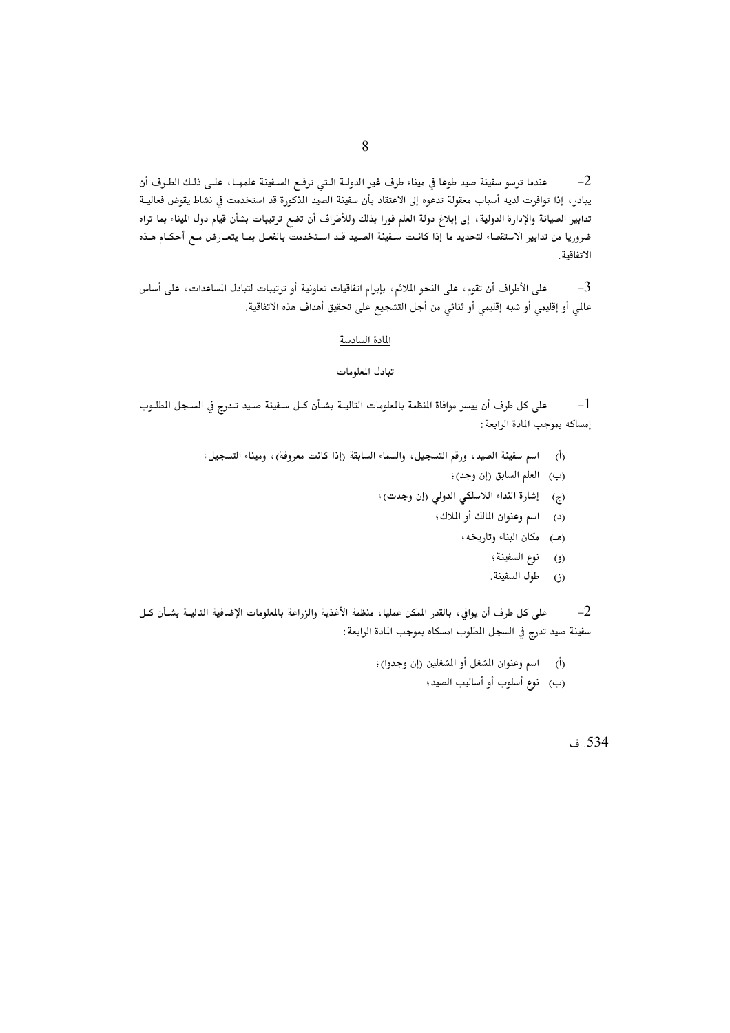2- عندما ترسو سفينة صيد طوعا في ميناء طرف غير الدولة التي ترفع السفينة علمها، على ذلك الطرف أن يبادر، إذا توافرت لديه أسباب معقولة تدعوه إلى الاعتقاد بأن سفينة الصيد المذكورة قد استخدمت في نشاط يقوض فعالية تدابير الصيانة والإدارة الدولية، إلى إبلاغ دولة العلم فورا بذلك وللأطراف أن تضع ترتيبات بشأن قيام دول الميناء بما تراه ضروريا من تدابير الاستقصاء لتحديد ما إذا كانت سفينة الصيد قد استخدمت بالفعل بما يتعارض مع أحكام هذه الاتفاقية.

3- على الأطراف أن تقوم، على النحو الملائم، بإبرام اتفاقيات تعاونية أو ترتيبات لتبادل المساعدات، على أساس عالمي أو إقليمي أو شبه إقليمي أو ثنائي من أجل التشجيع على تحقيق أهداف هذه الاتفاقية.

## المادة السادسة

## تبادل المعلومات

1- على كل طرف أن ييسر موافاة المنظمة بالمعلومات التالية بشأن كل سفينة صيد تدرج في السجل المطلوب إمساكه بموجب المادة الرابعة:

(أ) اسم سفينة الصيد، ورقم التسجيل، والسماء السابقة (إذا كانت معروفة)، وميناء التسجيل؛

(ب) العلم السابق (إن وجد)؛

(ج) إشارة النداء اللاسلكي الدولي (إن وجدت)؛

(د) اسم وعنوان المالك أو الملاك؛

(هـ) مكان البناء وتاريخه؛

(و) نوع السفينة؛

(ز) طول السفينة.

2- على كل طرف أن يوافي، بالقدر الممكن عمليا، منظمة الأغذية والزراعة بالمعلومات الإضافية التالية بشأن كل سفينة صيد تدرج في السجل المطلوب امساكه بموجب المادة الرابعة:

(أ) اسم وعنوان المشغل أو المشغلين (إن وجدوا)؛

(ب) نوع أسلوب أو أساليب الصيد؛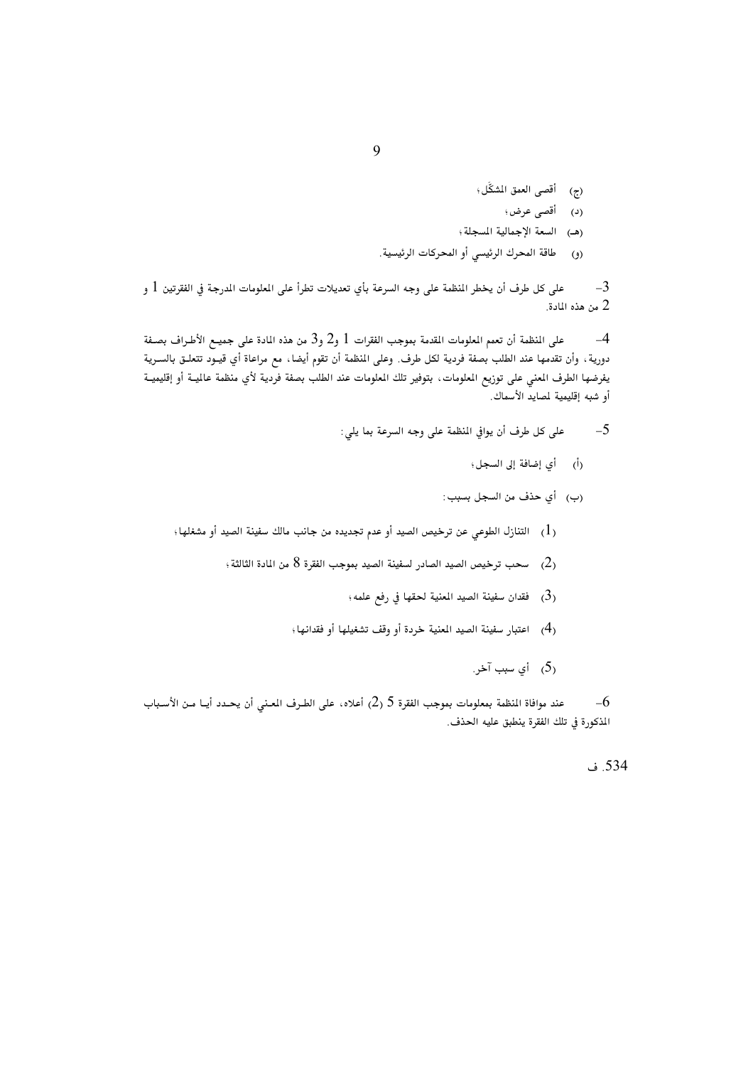(ج) أقصى العمق المشكَّل؛

(د) أقصى عرض؛

(هـ) السعة الإجمالية المسجلة؛

(و) طاقة المحرك الرئيسي أو المحركات الرئيسية.

3- على كل طرف أن يخطر المنظمة على وجه السرعة بأي تعديلات تطرأ على المعلومات المدرجة في الفقرتين 1 و 2 من هذه المادة.

4- على المنظمة أن تعمم المعلومات المقدمة بموجب الفقرات 1 و2 و3 من هذه المادة على جميع الأطراف بصفة دورية، وأن تقدمها عند الطلب بصفة فردية لكل طرف. وعلى المنظمة أن تقوم أيضا، مع مراعاة أي قيود تتعلق بالسرية يفرضها الطرف المعني على توزيع المعلومات، بتوفير تلك المعلومات عند الطلب بصفة فردية لأي منظمة عالمية أو إقليمية أو شبه إقليمية لمصايد الأسماك.

5- على كل طرف أن يوافي المنظمة على وجه السرعة بما يلي:

(أ) أي إضافة إلى السجل؛

(ب) أي حذف من السجل بسبب:

(1) التنازل الطوعي عن ترخيص الصيد أو عدم تجديده من جانب مالك سفينة الصيد أو مشغلها؛

(2) سحب ترخيص الصيد الصادر لسفينة الصيد بموجب الفقرة 8 من المادة الثالثة؛

(3) فقدان سفينة الصيد المعنية لحقها في رفع علمه؛

(4) اعتبار سفينة الصيد المعنية خردة أو وقف تشغيلها أو فقدانها؛

(5) أي سبب آخر.

6- عند موافاة المنظمة بمعلومات بموجب الفقرة 5 (2) أعلاه، على الطرف المعني أن يحدد أيا من الأسباب المذكورة في تلك الفقرة ينطبق عليه الحذف.

534. ف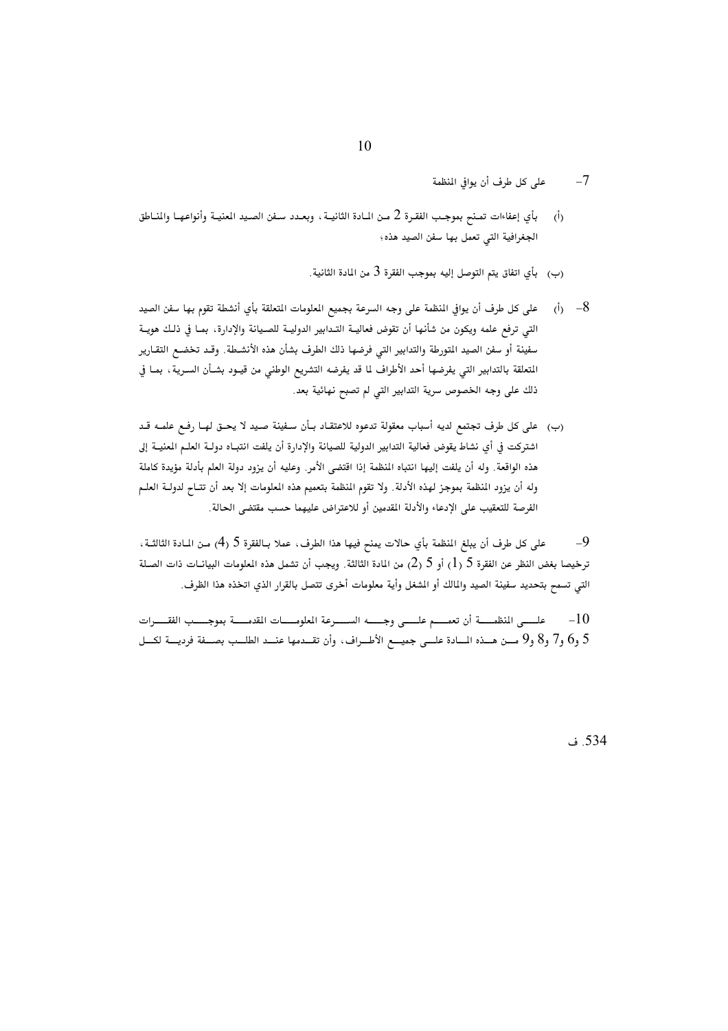7- على كل طرف أن يوافي المنظمة

(أ) بأي إعفاءات تمنح بموجب الفقرة 2 من المادة الثانية، وبعدد سفن الصيد المعنية وأنواعها والمناطق الجغرافية التي تعمل بها سفن الصيد هذه؛

(ب) بأي اتفاق يتم التوصل إليه بموجب الفقرة 3 من المادة الثانية.

8- (أ) على كل طرف أن يوافي المنظمة على وجه السرعة بجميع المعلومات المتعلقة بأي أنشطة تقوم بها سفن الصيد التي ترفع علمه ويكون من شأنها أن تقوض فعالية التدابير الدولية للصيانة والإدارة، بما في ذلك هوية سفينة أو سفن الصيد المتورطة والتدابير التي فرضها ذلك الطرف بشأن هذه الأنشطة. وقد تخضع التقارير المتعلقة بالتدابير التي يفرضها أحد الأطراف لما قد يفرضه التشريع الوطني من قيود بشأن السرية، بما في ذلك على وجه الخصوص سرية التدابير التي لم تصبح نهائية بعد.

(ب) على كل طرف تجتمع لديه أسباب معقولة تدعوه للاعتقاد بأن سفينة صيد لا يحق لها رفع علمه قد اشتركت في أي نشاط يقوض فعالية التدابير الدولية للصيانة والإدارة أن يلفت انتباه دولة العلم المعنية إلى هذه الواقعة. وله أن يلفت إليها انتباه المنظمة إذا اقتضى الأمر. وعليه أن يزود دولة العلم بأدلة مؤيدة كاملة وله أن يزود المنظمة بموجز لهذه الأدلة. ولا تقوم المنظمة بتعميم هذه المعلومات إلا بعد أن تتاح لدولة العلم الفرصة للتعقيب على الإدعاء والأدلة المقدمين أو للاعتراض عليهما حسب مقتضى الحالة.

9- على كل طرف أن يبلغ المنظمة بأي حالات يمنح فيها هذا الطرف، عملا بالفقرة 5 (4) من المادة الثالثة، ترخيصا بغض النظر عن الفقرة 5 (1) أو 5 (2) من المادة الثالثة. ويجب أن تشمل هذه المعلومات البيانات ذات الصلة التي تسمح بتحديد سفينة الصيد والمالك أو المشغل وأية معلومات أخرى تتصل بالقرار الذي اتخذه هذا الطرف.

10- على المنظمة أن تعمم على وجه السرعة المعلومات المقدمة بموجب الفقرات 5 و6 و7 و8 و9 من هذه المادة على جميع الأطراف، وأن تقدمها عند الطلب بصفة فردية لكل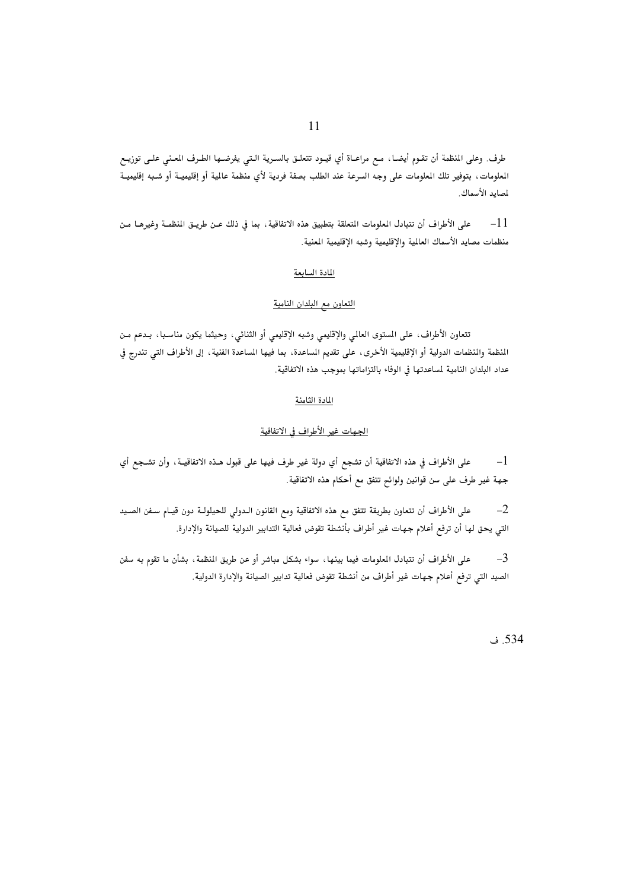طرف. وعلى المنظمة أن تقوم أيضا، مع مراعاة أي قيود تتعلق بالسرية التي يفرضها الطرف المعني على توزيع المعلومات، بتوفير تلك المعلومات على وجه السرعة عند الطلب بصفة فردية لأي منظمة عالمية أو إقليمية أو شبه إقليمية لمصايد الأسماك.

11- على الأطراف أن تتبادل المعلومات المتعلقة بتطبيق هذه الاتفاقية، بما في ذلك عن طريق المنظمة وغيرها من منظمات مصايد الأسماك العالمية والإقليمية وشبه الإقليمية المعنية.

## المادة السابعة

## التعاون مع البلدان النامية

تتعاون الأطراف، على المستوى العالمي والإقليمي وشبه الإقليمي أو الثنائي، وحيثما يكون مناسبا، بدعم من المنظمة والمنظمات الدولية أو الإقليمية الأخرى، على تقديم المساعدة، بما فيها المساعدة الفنية، إلى الأطراف التي تندرج في عداد البلدان النامية لمساعدتها في الوفاء بالتزاماتها بموجب هذه الاتفاقية.

## المادة الثامنة

## الجهات غير الأطراف في الاتفاقية

1- على الأطراف في هذه الاتفاقية أن تشجع أي دولة غير طرف فيها على قبول هذه الاتفاقية، وأن تشجع أي جهة غير طرف على سن قوانين ولوائح تتفق مع أحكام هذه الاتفاقية.

2- على الأطراف أن تتعاون بطريقة تتفق مع هذه الاتفاقية ومع القانون الدولي للحيلولة دون قيام سفن الصيد التي يحق لها أن ترفع أعلام جهات غير أطراف بأنشطة تقوض فعالية التدابير الدولية للصيانة والإدارة.

3- على الأطراف أن تتبادل المعلومات فيما بينها، سواء بشكل مباشر أو عن طريق المنظمة، بشأن ما تقوم به سفن الصيد التي ترفع أعلام جهات غير أطراف من أنشطة تقوض فعالية تدابير الصيانة والإدارة الدولية.

534. ف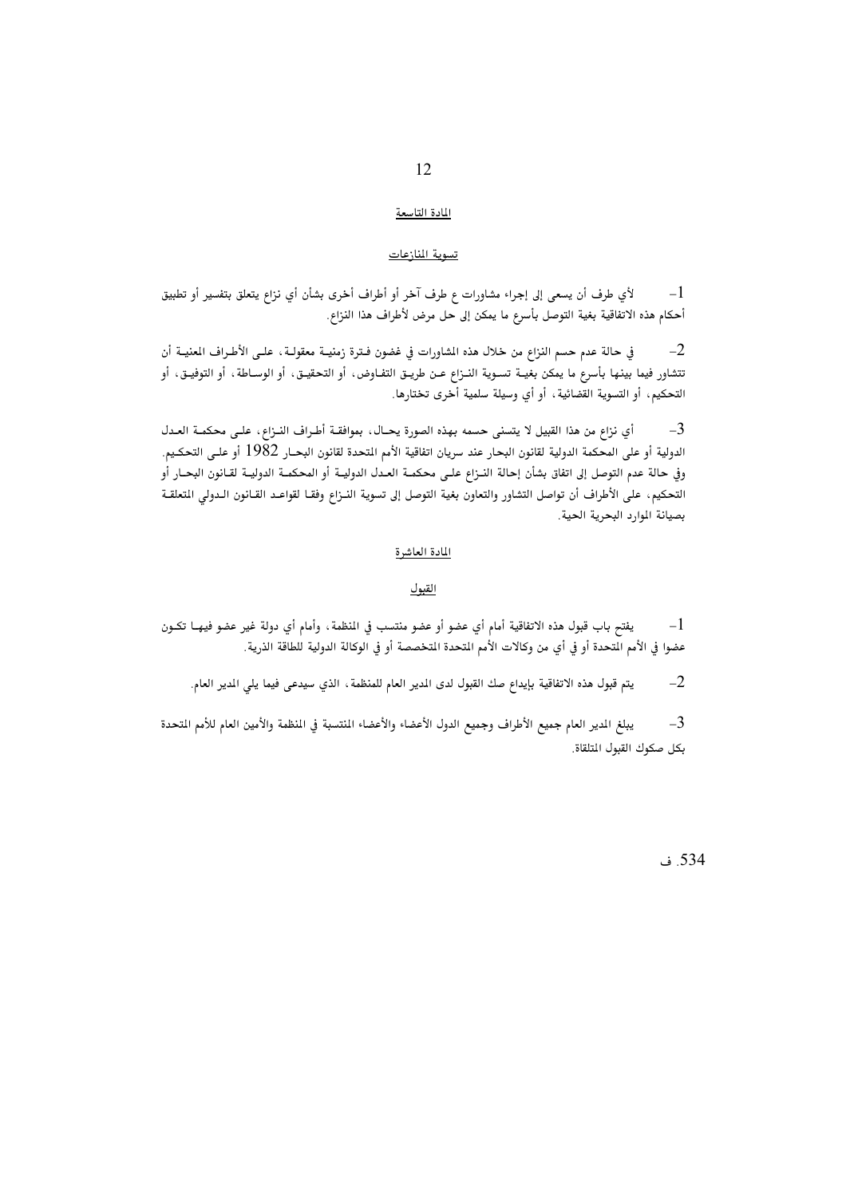## المادة التاسعة

### تسوية المنازعات

1- لأي طرف أن يسعى إلى إجراء مشاورات ع طرف آخر أو أطراف أخرى بشأن أي نزاع يتعلق بتفسير أو تطبيق أحكام هذه الاتفاقية بغية التوصل بأسرع ما يمكن إلى حل مرض لأطراف هذا النزاع.

2- في حالة عدم حسم النزاع من خلال هذه المشاورات في غضون فترة زمنية معقولة، على الأطراف المعنية أن تتشاور فيما بينها بأسرع ما يمكن بغية تسوية النزاع عن طريق التفاوض، أو التحقيق، أو الوساطة، أو التوفيق، أو التحكيم، أو التسوية القضائية، أو أي وسيلة سلمية أخرى تختارها.

3- أي نزاع من هذا القبيل لا يتسنى حسمه بهذه الصورة يحال، بموافقة أطراف النزاع، على محكمة العدل الدولية أو على المحكمة الدولية لقانون البحار عند سريان اتفاقية الأمم المتحدة لقانون البحار 1982 أو على التحكيم. وفي حالة عدم التوصل إلى اتفاق بشأن إحالة النزاع على محكمة العدل الدولية أو المحكمة الدولية لقانون البحار أو التحكيم، على الأطراف أن تواصل التشاور والتعاون بغية التوصل إلى تسوية النزاع وفقا لقواعد القانون الدولي المتعلقة بصيانة الموارد البحرية الحية.

## المادة العاشرة

### القبول

1- يفتح باب قبول هذه الاتفاقية أمام أي عضو أو عضو منتسب في المنظمة، وأمام أي دولة غير عضو فيها تكون عضوا في الأمم المتحدة أو في أي من وكالات الأمم المتحدة المتخصصة أو في الوكالة الدولية للطاقة الذرية.

2- يتم قبول هذه الاتفاقية بإيداع صك القبول لدى المدير العام للمنظمة، الذي سيدعى فيما يلي المدير العام.

3- يبلغ المدير العام جميع الأطراف وجميع الدول الأعضاء والأعضاء المنتسبة في المنظمة والأمين العام للأمم المتحدة بكل صكوك القبول المتلقاة.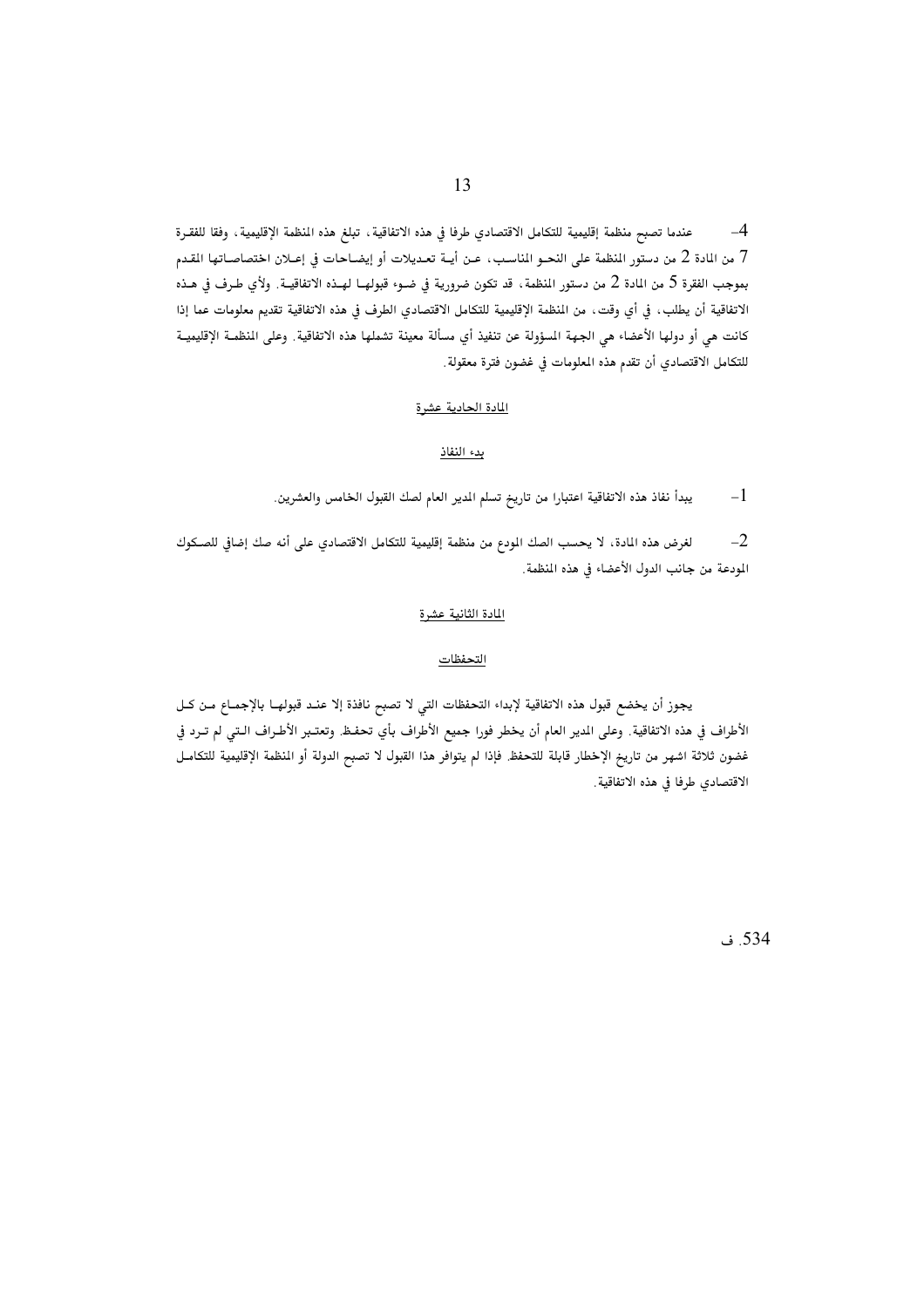4- عندما تصبح منظمة إقليمية للتكامل الاقتصادي طرفا في هذه الاتفاقية، تبلغ هذه المنظمة الإقليمية، وفقا للفقرة 7 من المادة 2 من دستور المنظمة على النحو المناسب، عن أية تعديلات أو إيضاحات في إعلان اختصاصاتها المقدم بموجب الفقرة 5 من المادة 2 من دستور المنظمة، قد تكون ضرورية في ضوء قبولها لهذه الاتفاقية. ولأي طرف في هذه الاتفاقية أن يطلب، في أي وقت، من المنظمة الإقليمية للتكامل الاقتصادي الطرف في هذه الاتفاقية تقديم معلومات عما إذا كانت هي أو دولها الأعضاء هي الجهة المسؤولة عن تنفيذ أي مسألة معينة تشملها هذه الاتفاقية. وعلى المنظمة الإقليمية للتكامل الاقتصادي أن تقدم هذه المعلومات في غضون فترة معقولة.

## المادة الحادية عشرة

## بدء النفاذ

1- يبدأ نفاذ هذه الاتفاقية اعتبارا من تاريخ تسلم المدير العام لصك القبول الخامس والعشرين.

2- لغرض هذه المادة، لا يحسب الصك المودع من منظمة إقليمية للتكامل الاقتصادي على أنه صك إضافي للصكوك المودعة من جانب الدول الأعضاء في هذه المنظمة.

## المادة الثانية عشرة

## التحفظات

يجوز أن يخضع قبول هذه الاتفاقية لإبداء التحفظات التي لا تصبح نافذة إلا عند قبولها بالإجماع من كل الأطراف في هذه الاتفاقية. وعلى المدير العام أن يخطر فورا جميع الأطراف بأي تحفظ. وتعتبر الأطراف التي لم ترد في غضون ثلاثة اشهر من تاريخ الإخطار قابلة للتحفظ. فإذا لم يتوافر هذا القبول لا تصبح الدولة أو المنظمة الإقليمية للتكامل الاقتصادي طرفا في هذه الاتفاقية.

534. ف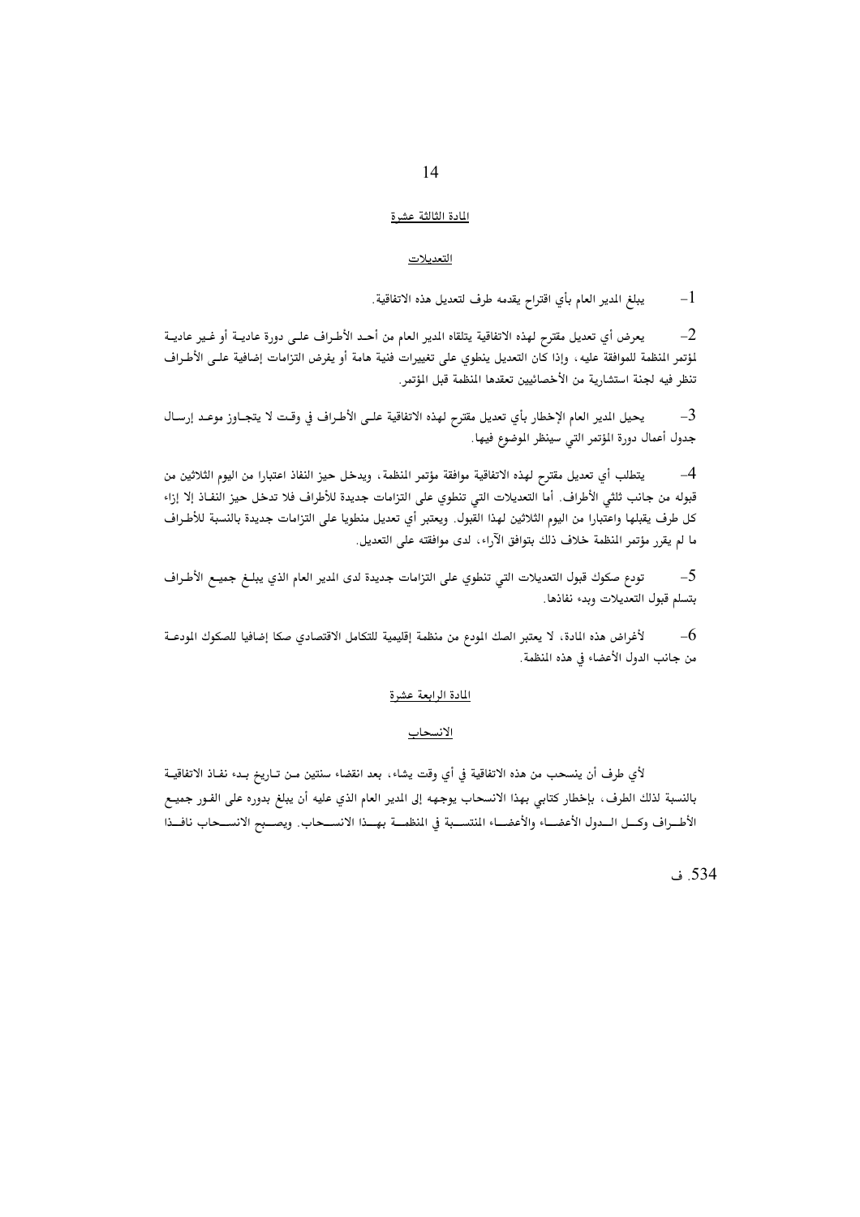## المادة الثالثة عشرة

### التعديلات

1- يبلغ المدير العام بأي اقتراح يقدمه طرف لتعديل هذه الاتفاقية.

2- يعرض أي تعديل مقترح لهذه الاتفاقية يتلقاه المدير العام من أحد الأطراف على دورة عادية أو غير عادية لمؤتمر المنظمة للموافقة عليه، وإذا كان التعديل ينطوي على تغييرات فنية هامة أو يفرض التزامات إضافية على الأطراف تنظر فيه لجنة استشارية من الأخصائيين تعقدها المنظمة قبل المؤتمر.

3- يحيل المدير العام الإخطار بأي تعديل مقترح لهذه الاتفاقية على الأطراف في وقت لا يتجاوز موعد إرسال جدول أعمال دورة المؤتمر التي سينظر الموضوع فيها.

4- يتطلب أي تعديل مقترح لهذه الاتفاقية موافقة مؤتمر المنظمة، ويدخل حيز النفاذ اعتبارا من اليوم الثلاثين من قبوله من جانب ثلثي الأطراف. أما التعديلات التي تنطوي على التزامات جديدة للأطراف فلا تدخل حيز النفاذ إلا إزاء كل طرف يقبلها واعتبارا من اليوم الثلاثين لهذا القبول. ويعتبر أي تعديل منطويا على التزامات جديدة بالنسبة للأطراف ما لم يقرر مؤتمر المنظمة خلاف ذلك بتوافق الآراء، لدى موافقته على التعديل.

5- تودع صكوك قبول التعديلات التي تنطوي على التزامات جديدة لدى المدير العام الذي يبلغ جميع الأطراف بتسلم قبول التعديلات وبدء نفاذها.

6- لأغراض هذه المادة، لا يعتبر الصك المودع من منظمة إقليمية للتكامل الاقتصادي صكا إضافيا للصكوك المودعة من جانب الدول الأعضاء في هذه المنظمة.

## المادة الرابعة عشرة

### الانسحاب

لأي طرف أن ينسحب من هذه الاتفاقية في أي وقت يشاء، بعد انقضاء سنتين من تاريخ بدء نفاذ الاتفاقية بالنسبة لذلك الطرف، بإخطار كتابي بهذا الانسحاب يوجهه إلى المدير العام الذي عليه أن يبلغ بدوره على الفور جميع الأطراف وكل الدول الأعضاء والأعضاء المنتسبة في المنظمة بهذا الانسحاب. ويصبح الانسحاب نافذا

534. ف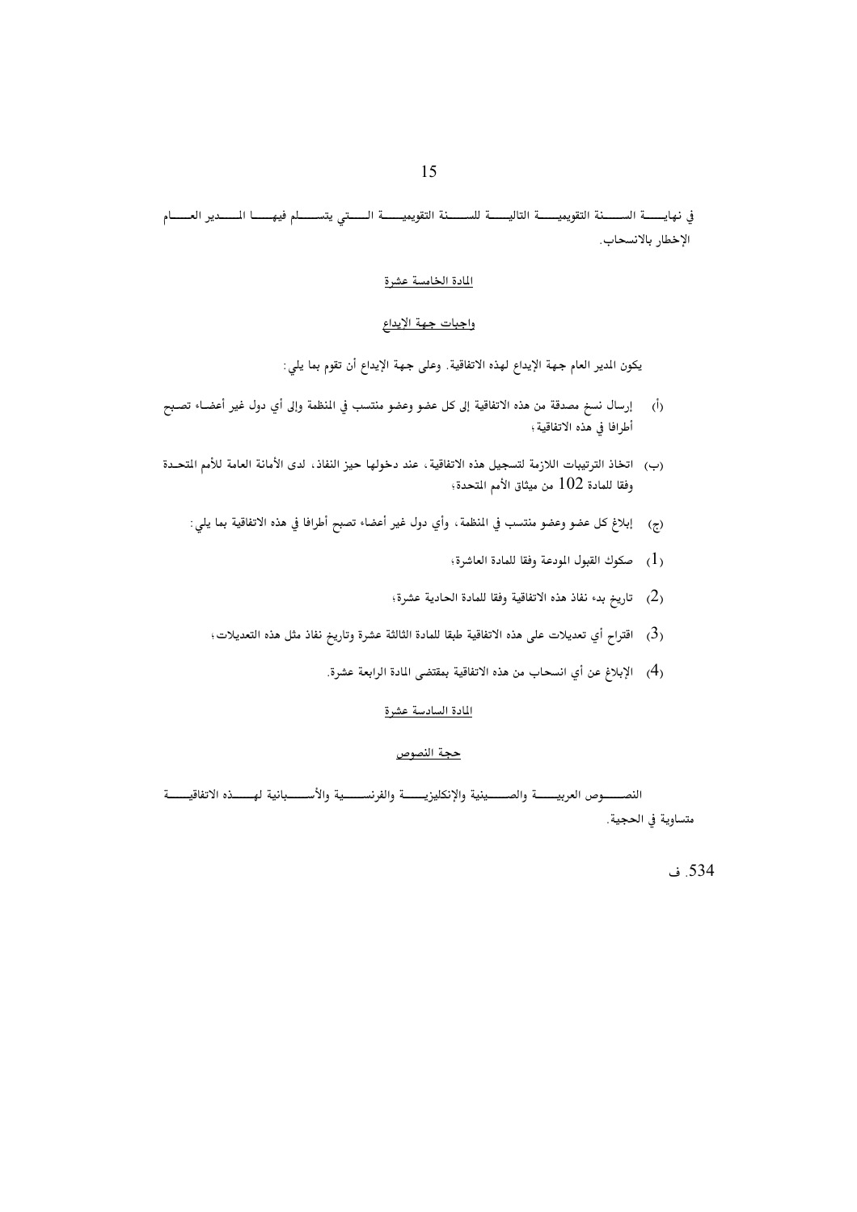في نهاية السنة التقويمية التالية للسنة التقويمية التي يتسلم فيها المدير العام الإخطار بالانسحاب.

## المادة الخامسة عشرة

## واجبات جهة الإيداع

يكون المدير العام جهة الإيداع لهذه الاتفاقية. وعلى جهة الإيداع أن تقوم بما يلي:

(أ) إرسال نسخ مصدقة من هذه الاتفاقية إلى كل عضو وعضو منتسب في المنظمة وإلى أي دول غير أعضاء تصبح أطرافا في هذه الاتفاقية؛

(ب) اتخاذ الترتيبات اللازمة لتسجيل هذه الاتفاقية، عند دخولها حيز النفاذ، لدى الأمانة العامة للأمم المتحدة وفقا للمادة 102 من ميثاق الأمم المتحدة؛

(ج) إبلاغ كل عضو وعضو منتسب في المنظمة، وأي دول غير أعضاء تصبح أطرافا في هذه الاتفاقية بما يلي:

(1) صكوك القبول المودعة وفقا للمادة العاشرة؛

(2) تاريخ بدء نفاذ هذه الاتفاقية وفقا للمادة الحادية عشرة؛

(3) اقتراح أي تعديلات على هذه الاتفاقية طبقا للمادة الثالثة عشرة وتاريخ نفاذ مثل هذه التعديلات؛

(4) الإبلاغ عن أي انسحاب من هذه الاتفاقية بمقتضى المادة الرابعة عشرة.

## المادة السادسة عشرة

## حجة النصوص

النصوص العربية والصينية والإنكليزية والفرنسية والأسبانية لهذه الاتفاقية متساوية في الحجية.

534. ف